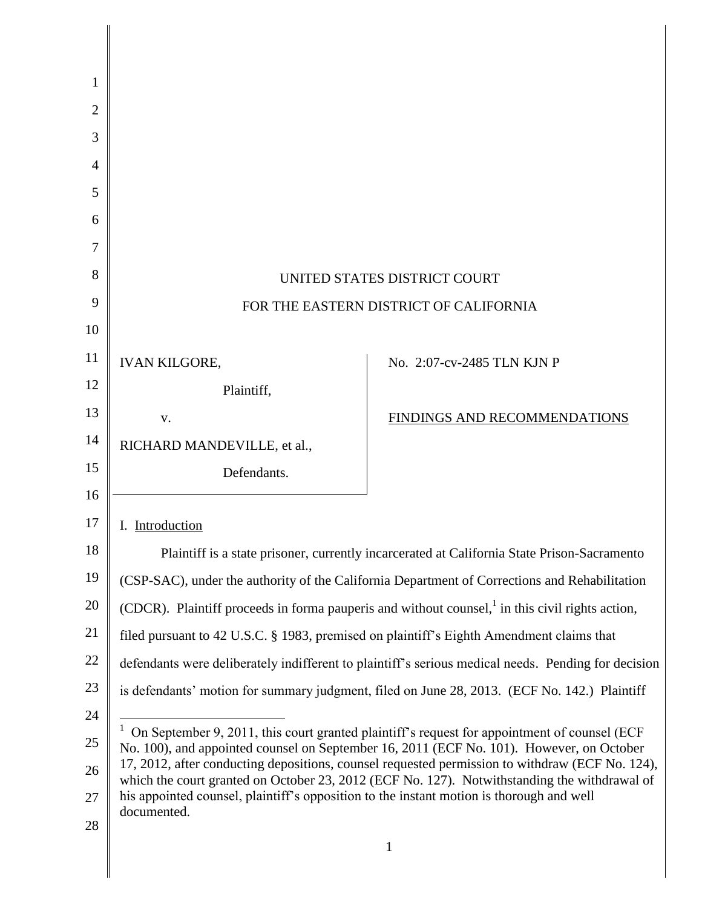UNITED STATES DISTRICT COURT

FOR THE EASTERN DISTRICT OF CALIFORNIA

| | |
|---|---|
| IVAN KILGORE, Plaintiff, v. RICHARD MANDEVILLE, et al., Defendants. | No. 2:07-cv-2485 TLN KJN P<br><br>FINDINGS AND RECOMMENDATIONS |

I. Introduction

Plaintiff is a state prisoner, currently incarcerated at California State Prison-Sacramento (CSP-SAC), under the authority of the California Department of Corrections and Rehabilitation (CDCR). Plaintiff proceeds in forma pauperis and without counsel,[1] in this civil rights action, filed pursuant to 42 U.S.C. § 1983, premised on plaintiff's Eighth Amendment claims that defendants were deliberately indifferent to plaintiff's serious medical needs. Pending for decision is defendants' motion for summary judgment, filed on June 28, 2013. (ECF No. 142.) Plaintiff

[1] On September 9, 2011, this court granted plaintiff's request for appointment of counsel (ECF No. 100), and appointed counsel on September 16, 2011 (ECF No. 101). However, on October 17, 2012, after conducting depositions, counsel requested permission to withdraw (ECF No. 124), which the court granted on October 23, 2012 (ECF No. 127). Notwithstanding the withdrawal of his appointed counsel, plaintiff's opposition to the instant motion is thorough and well documented.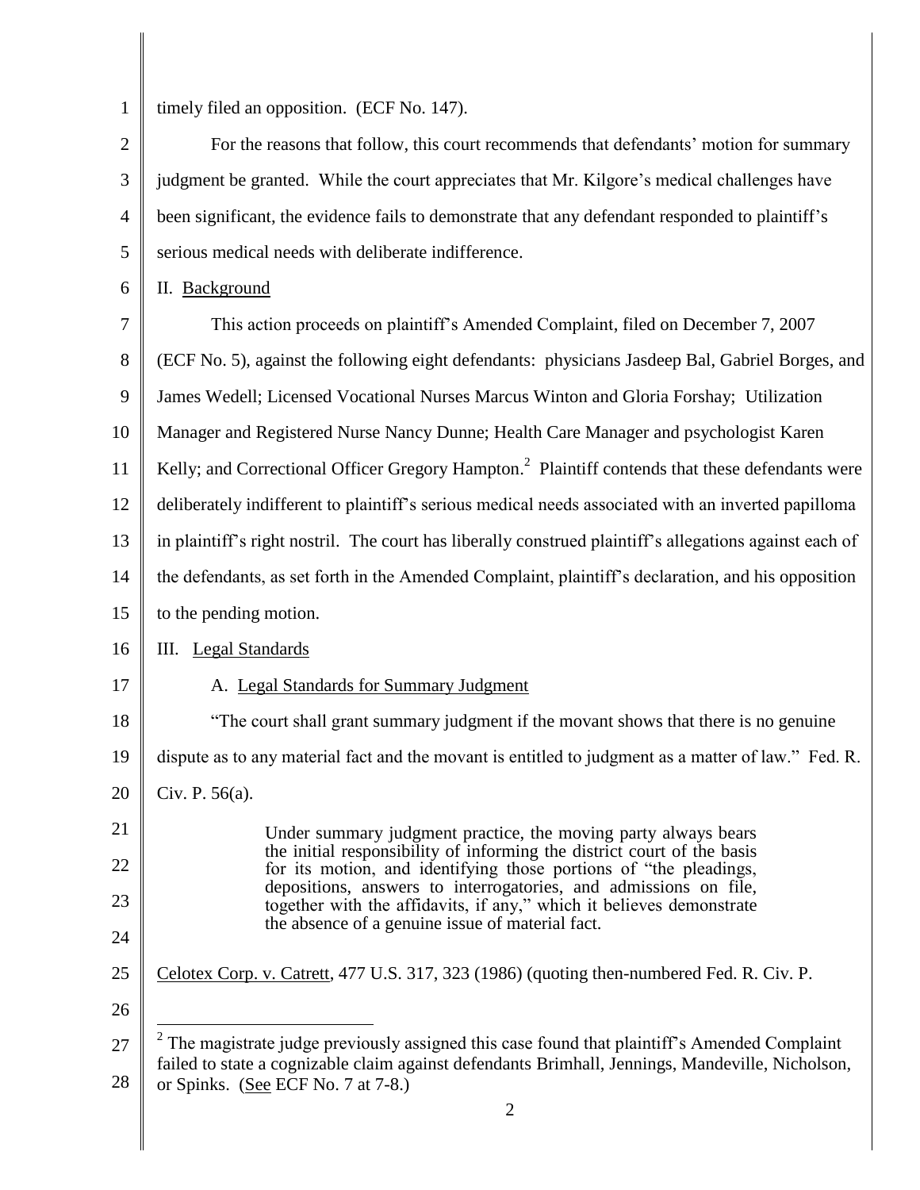timely filed an opposition. (ECF No. 147).

For the reasons that follow, this court recommends that defendants' motion for summary judgment be granted. While the court appreciates that Mr. Kilgore's medical challenges have been significant, the evidence fails to demonstrate that any defendant responded to plaintiff's serious medical needs with deliberate indifference.

## II. Background

This action proceeds on plaintiff's Amended Complaint, filed on December 7, 2007 (ECF No. 5), against the following eight defendants: physicians Jasdeep Bal, Gabriel Borges, and James Wedell; Licensed Vocational Nurses Marcus Winton and Gloria Forshay; Utilization Manager and Registered Nurse Nancy Dunne; Health Care Manager and psychologist Karen Kelly; and Correctional Officer Gregory Hampton.[2] Plaintiff contends that these defendants were deliberately indifferent to plaintiff's serious medical needs associated with an inverted papilloma in plaintiff's right nostril. The court has liberally construed plaintiff's allegations against each of the defendants, as set forth in the Amended Complaint, plaintiff's declaration, and his opposition to the pending motion.

## III. Legal Standards

### A. Legal Standards for Summary Judgment

"The court shall grant summary judgment if the movant shows that there is no genuine dispute as to any material fact and the movant is entitled to judgment as a matter of law." Fed. R. Civ. P. 56(a).

> Under summary judgment practice, the moving party always bears the initial responsibility of informing the district court of the basis for its motion, and identifying those portions of "the pleadings, depositions, answers to interrogatories, and admissions on file, together with the affidavits, if any," which it believes demonstrate the absence of a genuine issue of material fact.

Celotex Corp. v. Catrett, 477 U.S. 317, 323 (1986) (quoting then-numbered Fed. R. Civ. P.

---

[2] The magistrate judge previously assigned this case found that plaintiff's Amended Complaint failed to state a cognizable claim against defendants Brimhall, Jennings, Mandeville, Nicholson, or Spinks. (See ECF No. 7 at 7-8.)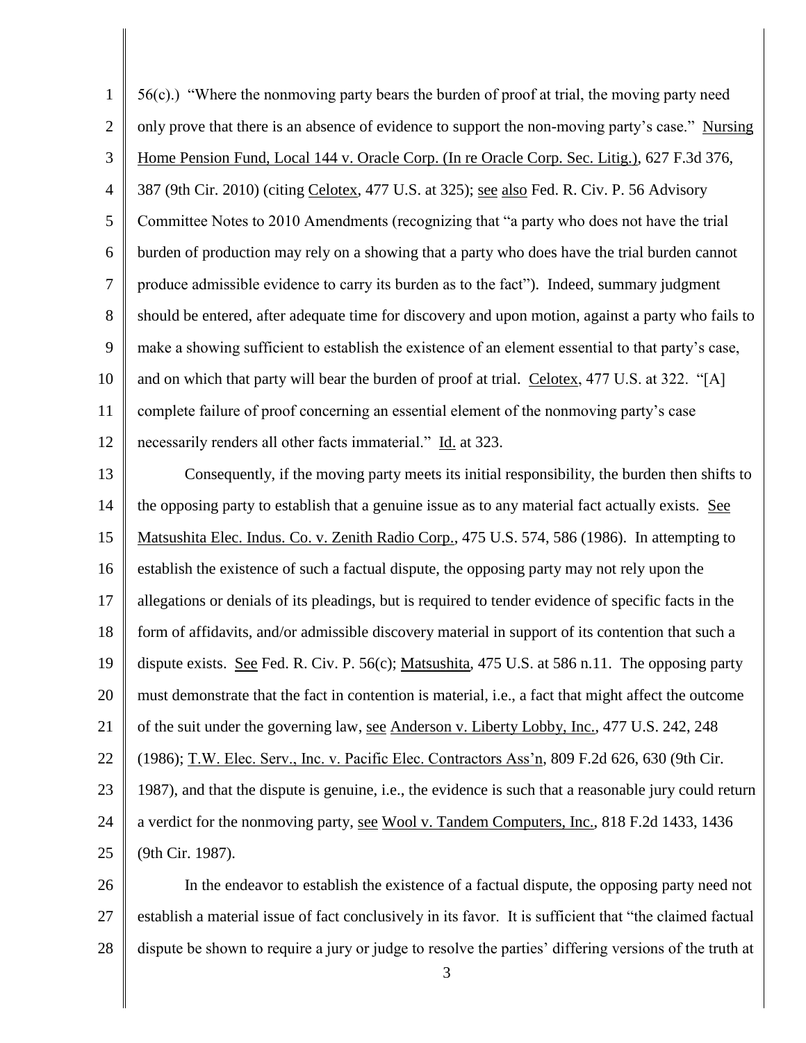56(c).) "Where the nonmoving party bears the burden of proof at trial, the moving party need only prove that there is an absence of evidence to support the non-moving party's case." Nursing Home Pension Fund, Local 144 v. Oracle Corp. (In re Oracle Corp. Sec. Litig.), 627 F.3d 376, 387 (9th Cir. 2010) (citing Celotex, 477 U.S. at 325); see also Fed. R. Civ. P. 56 Advisory Committee Notes to 2010 Amendments (recognizing that "a party who does not have the trial burden of production may rely on a showing that a party who does have the trial burden cannot produce admissible evidence to carry its burden as to the fact"). Indeed, summary judgment should be entered, after adequate time for discovery and upon motion, against a party who fails to make a showing sufficient to establish the existence of an element essential to that party's case, and on which that party will bear the burden of proof at trial. Celotex, 477 U.S. at 322. "[A] complete failure of proof concerning an essential element of the nonmoving party's case necessarily renders all other facts immaterial." Id. at 323.

Consequently, if the moving party meets its initial responsibility, the burden then shifts to the opposing party to establish that a genuine issue as to any material fact actually exists. See Matsushita Elec. Indus. Co. v. Zenith Radio Corp., 475 U.S. 574, 586 (1986). In attempting to establish the existence of such a factual dispute, the opposing party may not rely upon the allegations or denials of its pleadings, but is required to tender evidence of specific facts in the form of affidavits, and/or admissible discovery material in support of its contention that such a dispute exists. See Fed. R. Civ. P. 56(c); Matsushita, 475 U.S. at 586 n.11. The opposing party must demonstrate that the fact in contention is material, i.e., a fact that might affect the outcome of the suit under the governing law, see Anderson v. Liberty Lobby, Inc., 477 U.S. 242, 248 (1986); T.W. Elec. Serv., Inc. v. Pacific Elec. Contractors Ass'n, 809 F.2d 626, 630 (9th Cir. 1987), and that the dispute is genuine, i.e., the evidence is such that a reasonable jury could return a verdict for the nonmoving party, see Wool v. Tandem Computers, Inc., 818 F.2d 1433, 1436 (9th Cir. 1987).

In the endeavor to establish the existence of a factual dispute, the opposing party need not establish a material issue of fact conclusively in its favor. It is sufficient that "the claimed factual dispute be shown to require a jury or judge to resolve the parties' differing versions of the truth at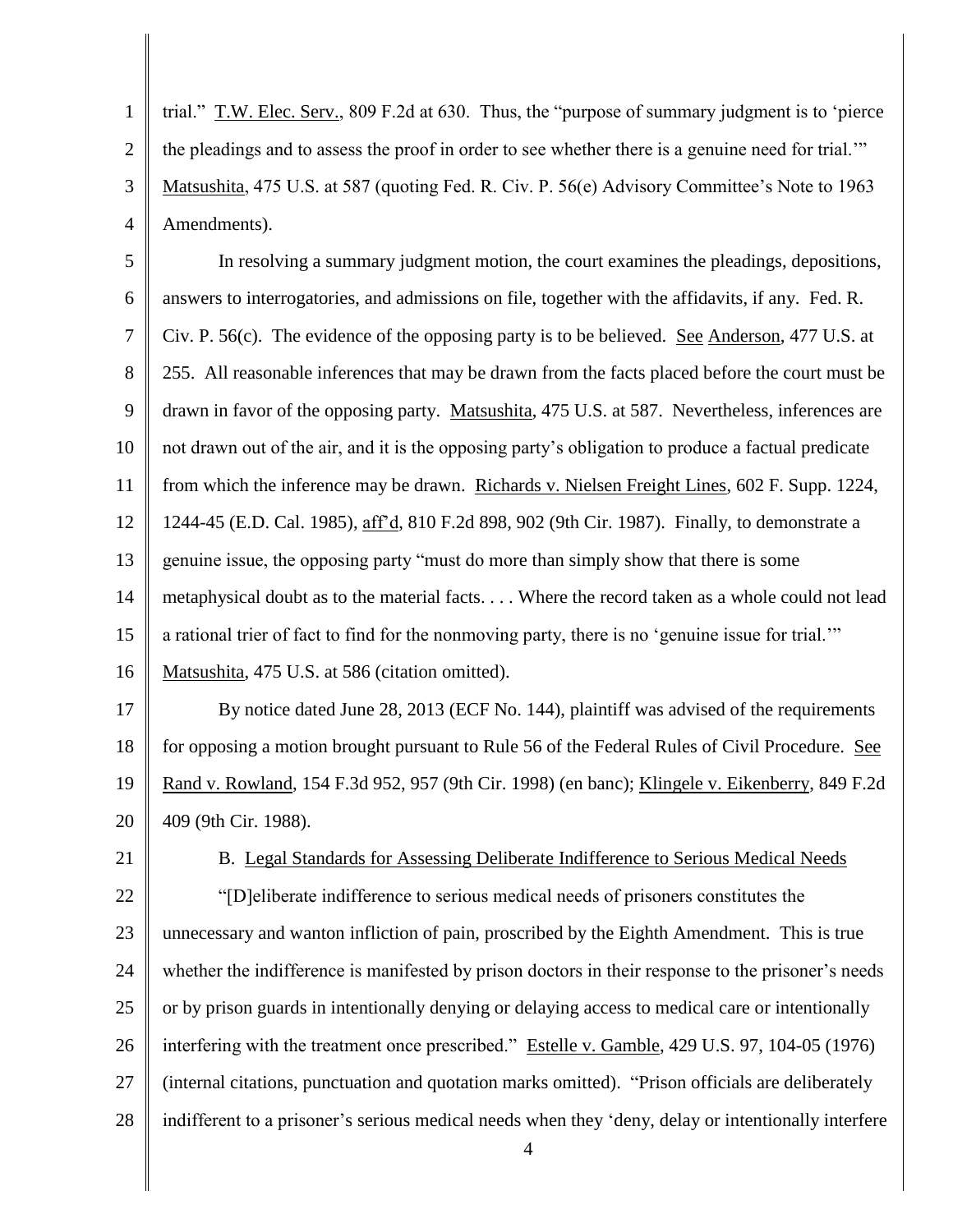trial." T.W. Elec. Serv., 809 F.2d at 630. Thus, the "purpose of summary judgment is to 'pierce the pleadings and to assess the proof in order to see whether there is a genuine need for trial.'" Matsushita, 475 U.S. at 587 (quoting Fed. R. Civ. P. 56(e) Advisory Committee's Note to 1963 Amendments).

In resolving a summary judgment motion, the court examines the pleadings, depositions, answers to interrogatories, and admissions on file, together with the affidavits, if any. Fed. R. Civ. P. 56(c). The evidence of the opposing party is to be believed. See Anderson, 477 U.S. at 255. All reasonable inferences that may be drawn from the facts placed before the court must be drawn in favor of the opposing party. Matsushita, 475 U.S. at 587. Nevertheless, inferences are not drawn out of the air, and it is the opposing party's obligation to produce a factual predicate from which the inference may be drawn. Richards v. Nielsen Freight Lines, 602 F. Supp. 1224, 1244-45 (E.D. Cal. 1985), aff'd, 810 F.2d 898, 902 (9th Cir. 1987). Finally, to demonstrate a genuine issue, the opposing party "must do more than simply show that there is some metaphysical doubt as to the material facts. . . . Where the record taken as a whole could not lead a rational trier of fact to find for the nonmoving party, there is no 'genuine issue for trial.'" Matsushita, 475 U.S. at 586 (citation omitted).

By notice dated June 28, 2013 (ECF No. 144), plaintiff was advised of the requirements for opposing a motion brought pursuant to Rule 56 of the Federal Rules of Civil Procedure. See Rand v. Rowland, 154 F.3d 952, 957 (9th Cir. 1998) (en banc); Klingele v. Eikenberry, 849 F.2d 409 (9th Cir. 1988).

B. Legal Standards for Assessing Deliberate Indifference to Serious Medical Needs

"[D]eliberate indifference to serious medical needs of prisoners constitutes the unnecessary and wanton infliction of pain, proscribed by the Eighth Amendment. This is true whether the indifference is manifested by prison doctors in their response to the prisoner's needs or by prison guards in intentionally denying or delaying access to medical care or intentionally interfering with the treatment once prescribed." Estelle v. Gamble, 429 U.S. 97, 104-05 (1976) (internal citations, punctuation and quotation marks omitted). "Prison officials are deliberately indifferent to a prisoner's serious medical needs when they 'deny, delay or intentionally interfere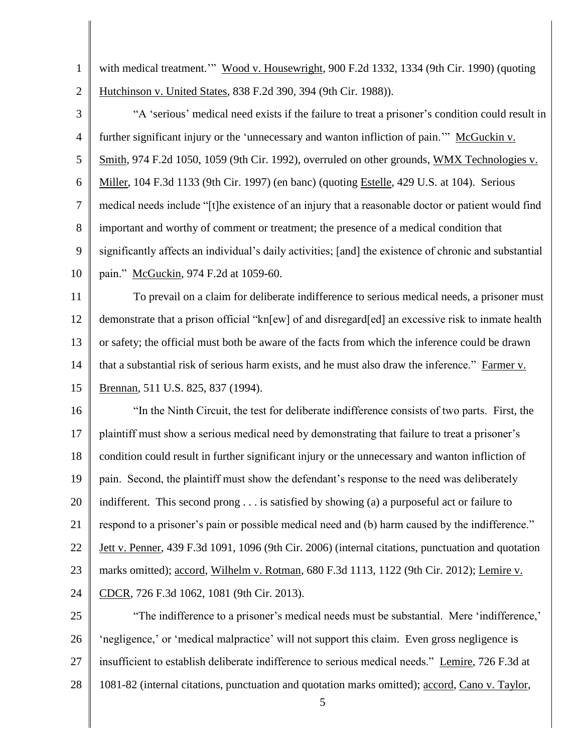with medical treatment.'" Wood v. Housewright, 900 F.2d 1332, 1334 (9th Cir. 1990) (quoting Hutchinson v. United States, 838 F.2d 390, 394 (9th Cir. 1988)).

"A 'serious' medical need exists if the failure to treat a prisoner's condition could result in further significant injury or the 'unnecessary and wanton infliction of pain.'" McGuckin v. Smith, 974 F.2d 1050, 1059 (9th Cir. 1992), overruled on other grounds, WMX Technologies v. Miller, 104 F.3d 1133 (9th Cir. 1997) (en banc) (quoting Estelle, 429 U.S. at 104). Serious medical needs include "[t]he existence of an injury that a reasonable doctor or patient would find important and worthy of comment or treatment; the presence of a medical condition that significantly affects an individual's daily activities; [and] the existence of chronic and substantial pain." McGuckin, 974 F.2d at 1059-60.

To prevail on a claim for deliberate indifference to serious medical needs, a prisoner must demonstrate that a prison official "kn[ew] of and disregard[ed] an excessive risk to inmate health or safety; the official must both be aware of the facts from which the inference could be drawn that a substantial risk of serious harm exists, and he must also draw the inference." Farmer v. Brennan, 511 U.S. 825, 837 (1994).

"In the Ninth Circuit, the test for deliberate indifference consists of two parts. First, the plaintiff must show a serious medical need by demonstrating that failure to treat a prisoner's condition could result in further significant injury or the unnecessary and wanton infliction of pain. Second, the plaintiff must show the defendant's response to the need was deliberately indifferent. This second prong . . . is satisfied by showing (a) a purposeful act or failure to respond to a prisoner's pain or possible medical need and (b) harm caused by the indifference." Jett v. Penner, 439 F.3d 1091, 1096 (9th Cir. 2006) (internal citations, punctuation and quotation marks omitted); accord, Wilhelm v. Rotman, 680 F.3d 1113, 1122 (9th Cir. 2012); Lemire v. CDCR, 726 F.3d 1062, 1081 (9th Cir. 2013).

"The indifference to a prisoner's medical needs must be substantial. Mere 'indifference,' 'negligence,' or 'medical malpractice' will not support this claim. Even gross negligence is insufficient to establish deliberate indifference to serious medical needs." Lemire, 726 F.3d at 1081-82 (internal citations, punctuation and quotation marks omitted); accord, Cano v. Taylor,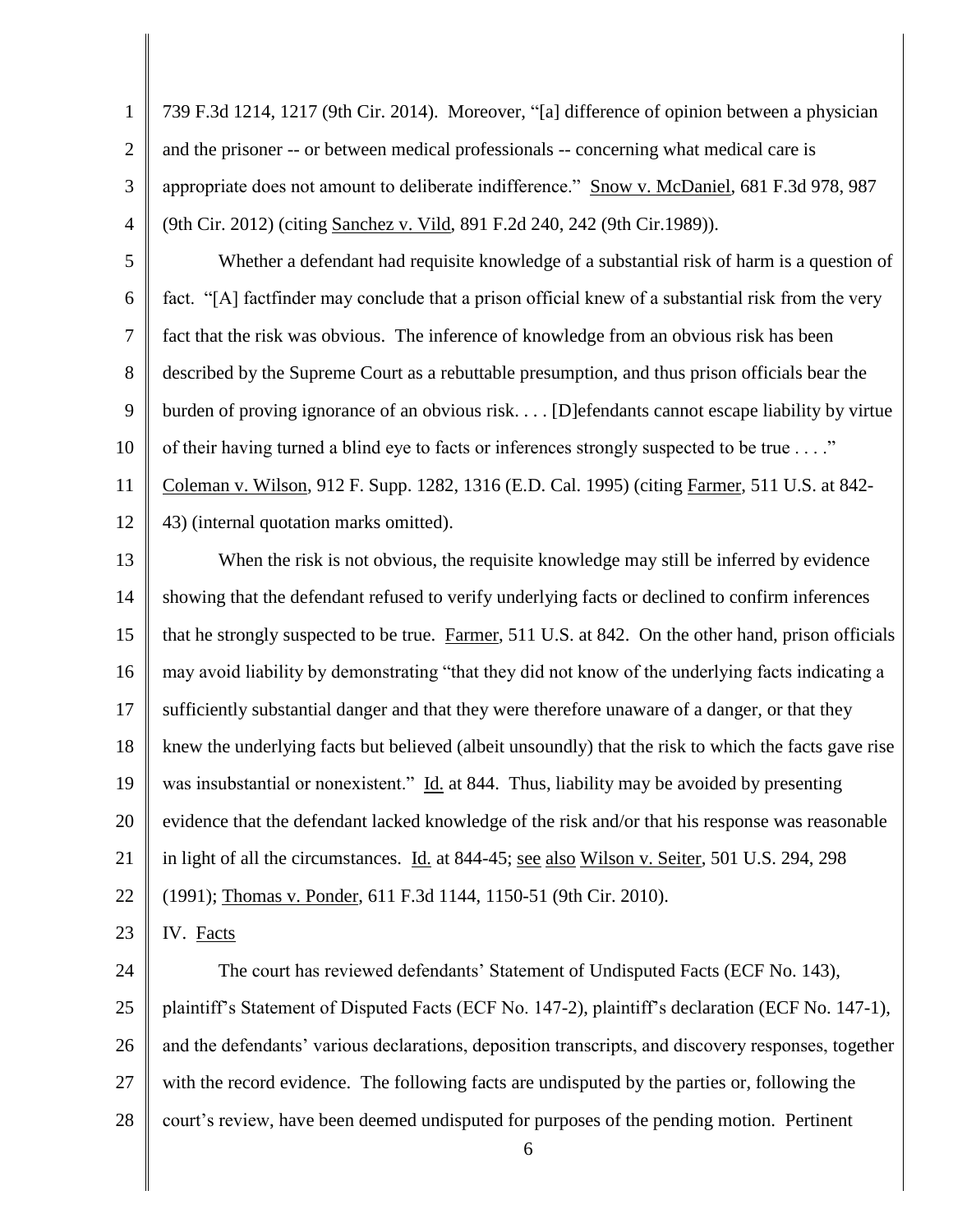739 F.3d 1214, 1217 (9th Cir. 2014). Moreover, "[a] difference of opinion between a physician and the prisoner -- or between medical professionals -- concerning what medical care is appropriate does not amount to deliberate indifference." Snow v. McDaniel, 681 F.3d 978, 987 (9th Cir. 2012) (citing Sanchez v. Vild, 891 F.2d 240, 242 (9th Cir.1989)).

Whether a defendant had requisite knowledge of a substantial risk of harm is a question of fact. "[A] factfinder may conclude that a prison official knew of a substantial risk from the very fact that the risk was obvious. The inference of knowledge from an obvious risk has been described by the Supreme Court as a rebuttable presumption, and thus prison officials bear the burden of proving ignorance of an obvious risk. . . . [D]efendants cannot escape liability by virtue of their having turned a blind eye to facts or inferences strongly suspected to be true . . . ." Coleman v. Wilson, 912 F. Supp. 1282, 1316 (E.D. Cal. 1995) (citing Farmer, 511 U.S. at 842-43) (internal quotation marks omitted).

When the risk is not obvious, the requisite knowledge may still be inferred by evidence showing that the defendant refused to verify underlying facts or declined to confirm inferences that he strongly suspected to be true. Farmer, 511 U.S. at 842. On the other hand, prison officials may avoid liability by demonstrating "that they did not know of the underlying facts indicating a sufficiently substantial danger and that they were therefore unaware of a danger, or that they knew the underlying facts but believed (albeit unsoundly) that the risk to which the facts gave rise was insubstantial or nonexistent." Id. at 844. Thus, liability may be avoided by presenting evidence that the defendant lacked knowledge of the risk and/or that his response was reasonable in light of all the circumstances. Id. at 844-45; see also Wilson v. Seiter, 501 U.S. 294, 298 (1991); Thomas v. Ponder, 611 F.3d 1144, 1150-51 (9th Cir. 2010).

## IV. Facts

The court has reviewed defendants' Statement of Undisputed Facts (ECF No. 143), plaintiff's Statement of Disputed Facts (ECF No. 147-2), plaintiff's declaration (ECF No. 147-1), and the defendants' various declarations, deposition transcripts, and discovery responses, together with the record evidence. The following facts are undisputed by the parties or, following the court's review, have been deemed undisputed for purposes of the pending motion. Pertinent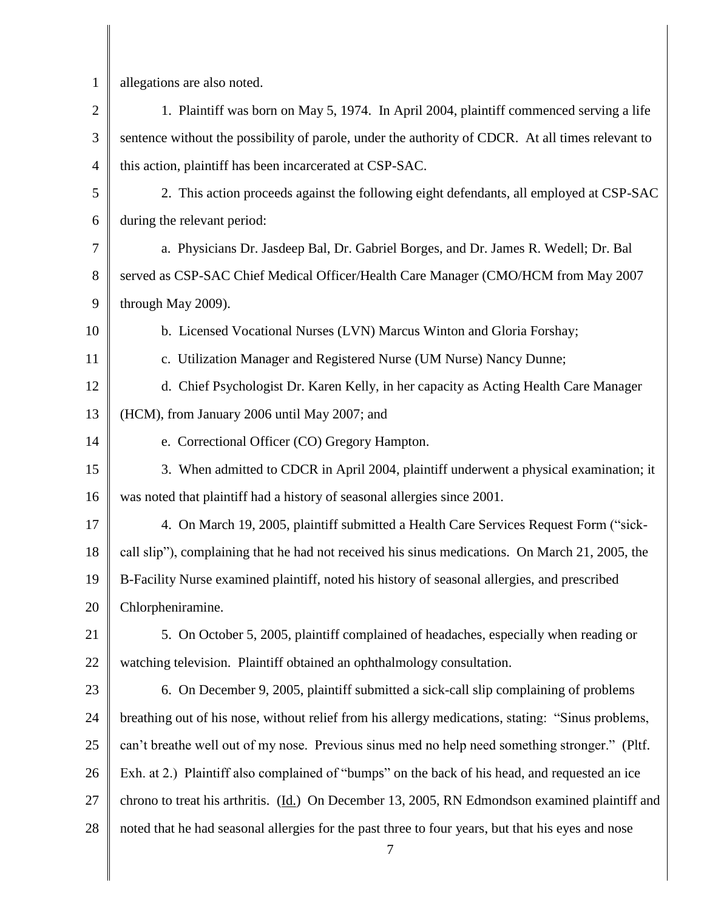allegations are also noted.

1. Plaintiff was born on May 5, 1974. In April 2004, plaintiff commenced serving a life sentence without the possibility of parole, under the authority of CDCR. At all times relevant to this action, plaintiff has been incarcerated at CSP-SAC.

2. This action proceeds against the following eight defendants, all employed at CSP-SAC during the relevant period:

a. Physicians Dr. Jasdeep Bal, Dr. Gabriel Borges, and Dr. James R. Wedell; Dr. Bal served as CSP-SAC Chief Medical Officer/Health Care Manager (CMO/HCM from May 2007 through May 2009).

b. Licensed Vocational Nurses (LVN) Marcus Winton and Gloria Forshay;

c. Utilization Manager and Registered Nurse (UM Nurse) Nancy Dunne;

d. Chief Psychologist Dr. Karen Kelly, in her capacity as Acting Health Care Manager (HCM), from January 2006 until May 2007; and

e. Correctional Officer (CO) Gregory Hampton.

3. When admitted to CDCR in April 2004, plaintiff underwent a physical examination; it was noted that plaintiff had a history of seasonal allergies since 2001.

4. On March 19, 2005, plaintiff submitted a Health Care Services Request Form ("sick-call slip"), complaining that he had not received his sinus medications. On March 21, 2005, the B-Facility Nurse examined plaintiff, noted his history of seasonal allergies, and prescribed Chlorpheniramine.

5. On October 5, 2005, plaintiff complained of headaches, especially when reading or watching television. Plaintiff obtained an ophthalmology consultation.

6. On December 9, 2005, plaintiff submitted a sick-call slip complaining of problems breathing out of his nose, without relief from his allergy medications, stating: "Sinus problems, can't breathe well out of my nose. Previous sinus med no help need something stronger." (Pltf. Exh. at 2.) Plaintiff also complained of "bumps" on the back of his head, and requested an ice chrono to treat his arthritis. (Id.) On December 13, 2005, RN Edmondson examined plaintiff and noted that he had seasonal allergies for the past three to four years, but that his eyes and nose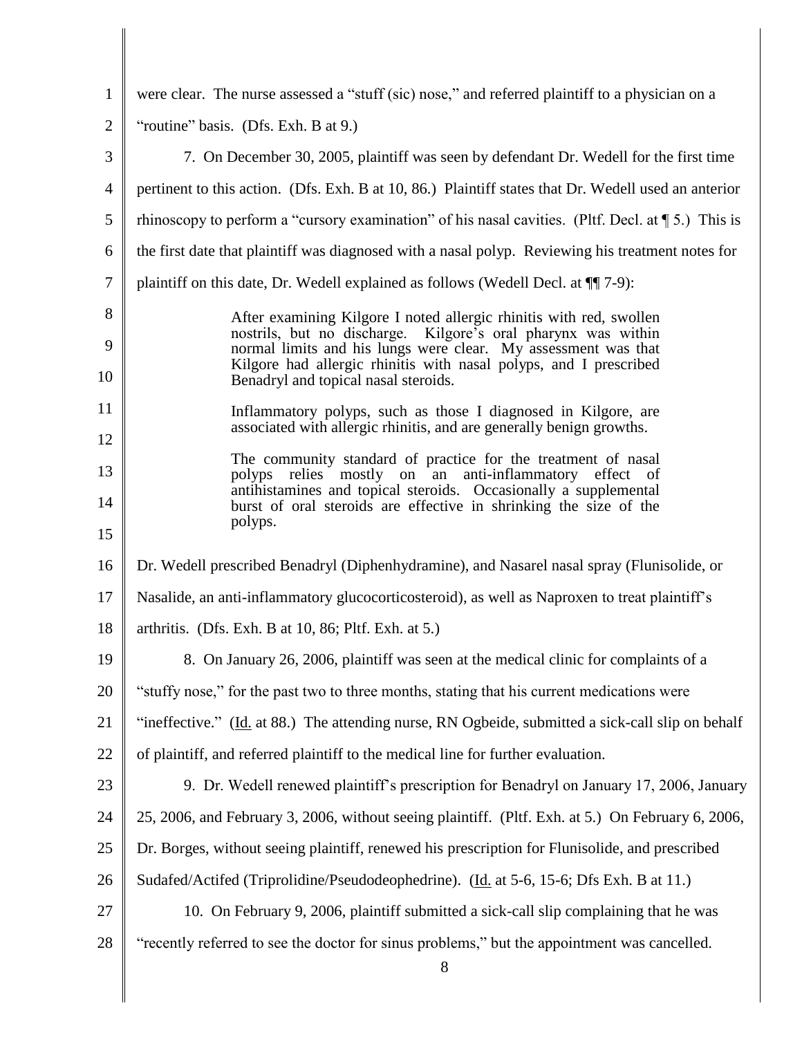were clear. The nurse assessed a "stuff (sic) nose," and referred plaintiff to a physician on a "routine" basis. (Dfs. Exh. B at 9.)

7. On December 30, 2005, plaintiff was seen by defendant Dr. Wedell for the first time pertinent to this action. (Dfs. Exh. B at 10, 86.) Plaintiff states that Dr. Wedell used an anterior rhinoscopy to perform a "cursory examination" of his nasal cavities. (Pltf. Decl. at ¶ 5.) This is the first date that plaintiff was diagnosed with a nasal polyp. Reviewing his treatment notes for plaintiff on this date, Dr. Wedell explained as follows (Wedell Decl. at ¶¶ 7-9):

> After examining Kilgore I noted allergic rhinitis with red, swollen nostrils, but no discharge. Kilgore's oral pharynx was within normal limits and his lungs were clear. My assessment was that Kilgore had allergic rhinitis with nasal polyps, and I prescribed Benadryl and topical nasal steroids.
>
> Inflammatory polyps, such as those I diagnosed in Kilgore, are associated with allergic rhinitis, and are generally benign growths.
>
> The community standard of practice for the treatment of nasal polyps relies mostly on an anti-inflammatory effect of antihistamines and topical steroids. Occasionally a supplemental burst of oral steroids are effective in shrinking the size of the polyps.

Dr. Wedell prescribed Benadryl (Diphenhydramine), and Nasarel nasal spray (Flunisolide, or Nasalide, an anti-inflammatory glucocorticosteroid), as well as Naproxen to treat plaintiff's arthritis. (Dfs. Exh. B at 10, 86; Pltf. Exh. at 5.)

8. On January 26, 2006, plaintiff was seen at the medical clinic for complaints of a "stuffy nose," for the past two to three months, stating that his current medications were "ineffective." (Id. at 88.) The attending nurse, RN Ogbeide, submitted a sick-call slip on behalf of plaintiff, and referred plaintiff to the medical line for further evaluation.

9. Dr. Wedell renewed plaintiff's prescription for Benadryl on January 17, 2006, January 25, 2006, and February 3, 2006, without seeing plaintiff. (Pltf. Exh. at 5.) On February 6, 2006, Dr. Borges, without seeing plaintiff, renewed his prescription for Flunisolide, and prescribed Sudafed/Actifed (Triprolidine/Pseudodeophedrine). (Id. at 5-6, 15-6; Dfs Exh. B at 11.)

10. On February 9, 2006, plaintiff submitted a sick-call slip complaining that he was "recently referred to see the doctor for sinus problems," but the appointment was cancelled.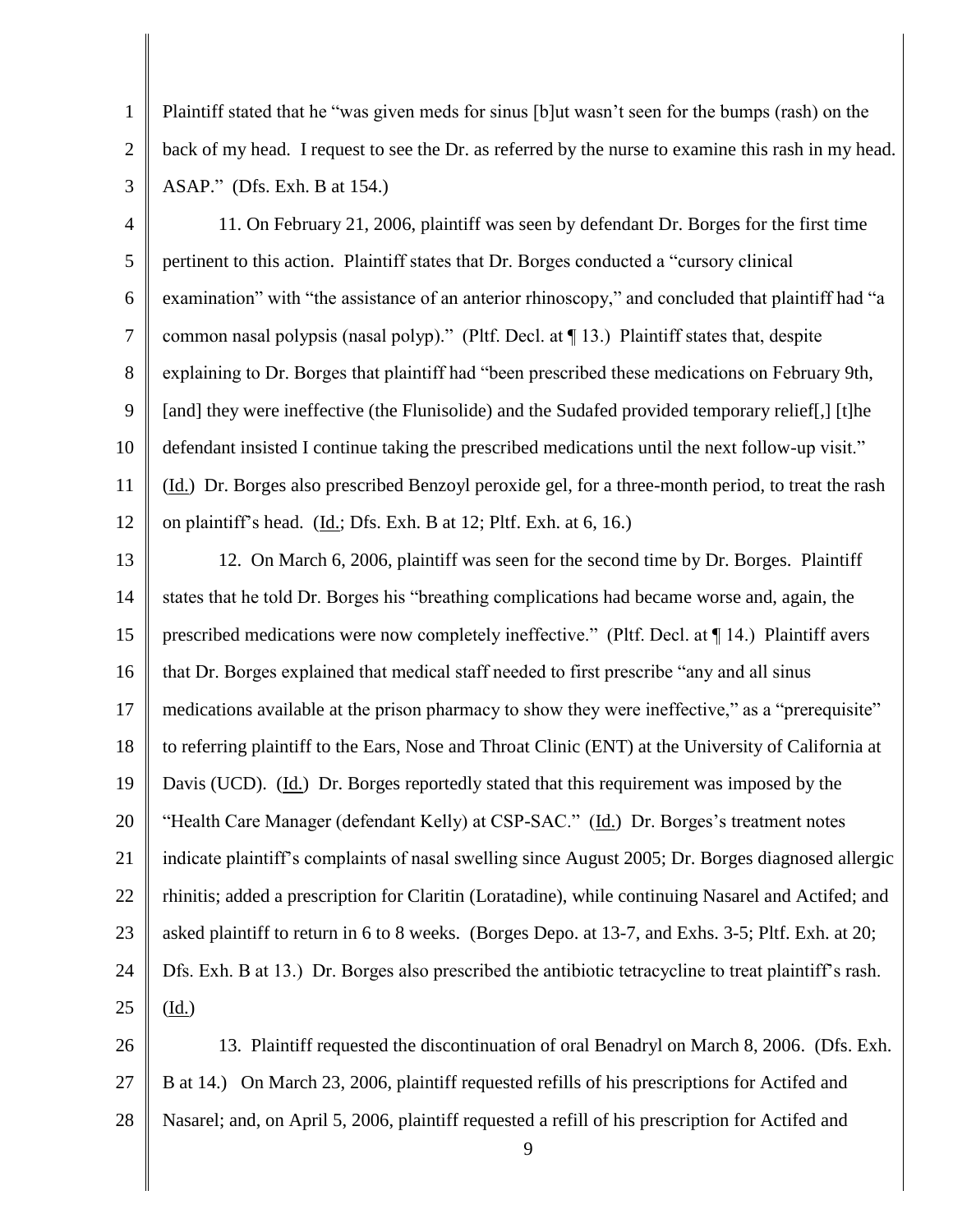Plaintiff stated that he "was given meds for sinus [b]ut wasn't seen for the bumps (rash) on the back of my head. I request to see the Dr. as referred by the nurse to examine this rash in my head. ASAP." (Dfs. Exh. B at 154.)

11. On February 21, 2006, plaintiff was seen by defendant Dr. Borges for the first time pertinent to this action. Plaintiff states that Dr. Borges conducted a "cursory clinical examination" with "the assistance of an anterior rhinoscopy," and concluded that plaintiff had "a common nasal polypsis (nasal polyp)." (Pltf. Decl. at ¶ 13.) Plaintiff states that, despite explaining to Dr. Borges that plaintiff had "been prescribed these medications on February 9th, [and] they were ineffective (the Flunisolide) and the Sudafed provided temporary relief[,] [t]he defendant insisted I continue taking the prescribed medications until the next follow-up visit." (Id.) Dr. Borges also prescribed Benzoyl peroxide gel, for a three-month period, to treat the rash on plaintiff's head. (Id.; Dfs. Exh. B at 12; Pltf. Exh. at 6, 16.)

12. On March 6, 2006, plaintiff was seen for the second time by Dr. Borges. Plaintiff states that he told Dr. Borges his "breathing complications had became worse and, again, the prescribed medications were now completely ineffective." (Pltf. Decl. at ¶ 14.) Plaintiff avers that Dr. Borges explained that medical staff needed to first prescribe "any and all sinus medications available at the prison pharmacy to show they were ineffective," as a "prerequisite" to referring plaintiff to the Ears, Nose and Throat Clinic (ENT) at the University of California at Davis (UCD). (Id.) Dr. Borges reportedly stated that this requirement was imposed by the "Health Care Manager (defendant Kelly) at CSP-SAC." (Id.) Dr. Borges's treatment notes indicate plaintiff's complaints of nasal swelling since August 2005; Dr. Borges diagnosed allergic rhinitis; added a prescription for Claritin (Loratadine), while continuing Nasarel and Actifed; and asked plaintiff to return in 6 to 8 weeks. (Borges Depo. at 13-7, and Exhs. 3-5; Pltf. Exh. at 20; Dfs. Exh. B at 13.) Dr. Borges also prescribed the antibiotic tetracycline to treat plaintiff's rash. (Id.)

13. Plaintiff requested the discontinuation of oral Benadryl on March 8, 2006. (Dfs. Exh. B at 14.) On March 23, 2006, plaintiff requested refills of his prescriptions for Actifed and Nasarel; and, on April 5, 2006, plaintiff requested a refill of his prescription for Actifed and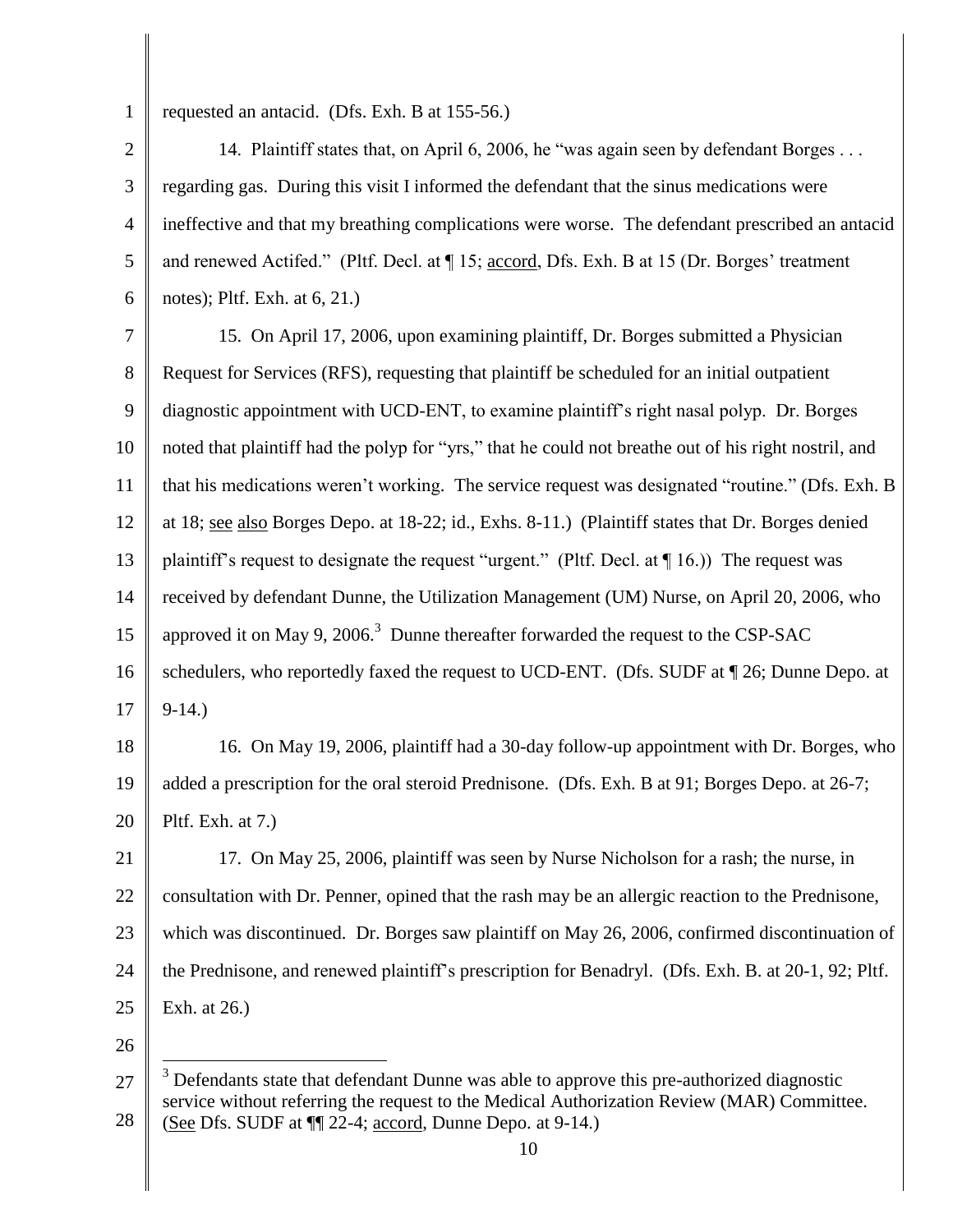requested an antacid. (Dfs. Exh. B at 155-56.)

14. Plaintiff states that, on April 6, 2006, he "was again seen by defendant Borges . . . regarding gas. During this visit I informed the defendant that the sinus medications were ineffective and that my breathing complications were worse. The defendant prescribed an antacid and renewed Actifed." (Pltf. Decl. at ¶ 15; accord, Dfs. Exh. B at 15 (Dr. Borges' treatment notes); Pltf. Exh. at 6, 21.)

15. On April 17, 2006, upon examining plaintiff, Dr. Borges submitted a Physician Request for Services (RFS), requesting that plaintiff be scheduled for an initial outpatient diagnostic appointment with UCD-ENT, to examine plaintiff's right nasal polyp. Dr. Borges noted that plaintiff had the polyp for "yrs," that he could not breathe out of his right nostril, and that his medications weren't working. The service request was designated "routine." (Dfs. Exh. B at 18; see also Borges Depo. at 18-22; id., Exhs. 8-11.) (Plaintiff states that Dr. Borges denied plaintiff's request to designate the request "urgent." (Pltf. Decl. at ¶ 16.)) The request was received by defendant Dunne, the Utilization Management (UM) Nurse, on April 20, 2006, who approved it on May 9, 2006.[3] Dunne thereafter forwarded the request to the CSP-SAC schedulers, who reportedly faxed the request to UCD-ENT. (Dfs. SUDF at ¶ 26; Dunne Depo. at 9-14.)

16. On May 19, 2006, plaintiff had a 30-day follow-up appointment with Dr. Borges, who added a prescription for the oral steroid Prednisone. (Dfs. Exh. B at 91; Borges Depo. at 26-7; Pltf. Exh. at 7.)

17. On May 25, 2006, plaintiff was seen by Nurse Nicholson for a rash; the nurse, in consultation with Dr. Penner, opined that the rash may be an allergic reaction to the Prednisone, which was discontinued. Dr. Borges saw plaintiff on May 26, 2006, confirmed discontinuation of the Prednisone, and renewed plaintiff's prescription for Benadryl. (Dfs. Exh. B. at 20-1, 92; Pltf. Exh. at 26.)

---

[3] Defendants state that defendant Dunne was able to approve this pre-authorized diagnostic service without referring the request to the Medical Authorization Review (MAR) Committee. (See Dfs. SUDF at ¶¶ 22-4; accord, Dunne Depo. at 9-14.)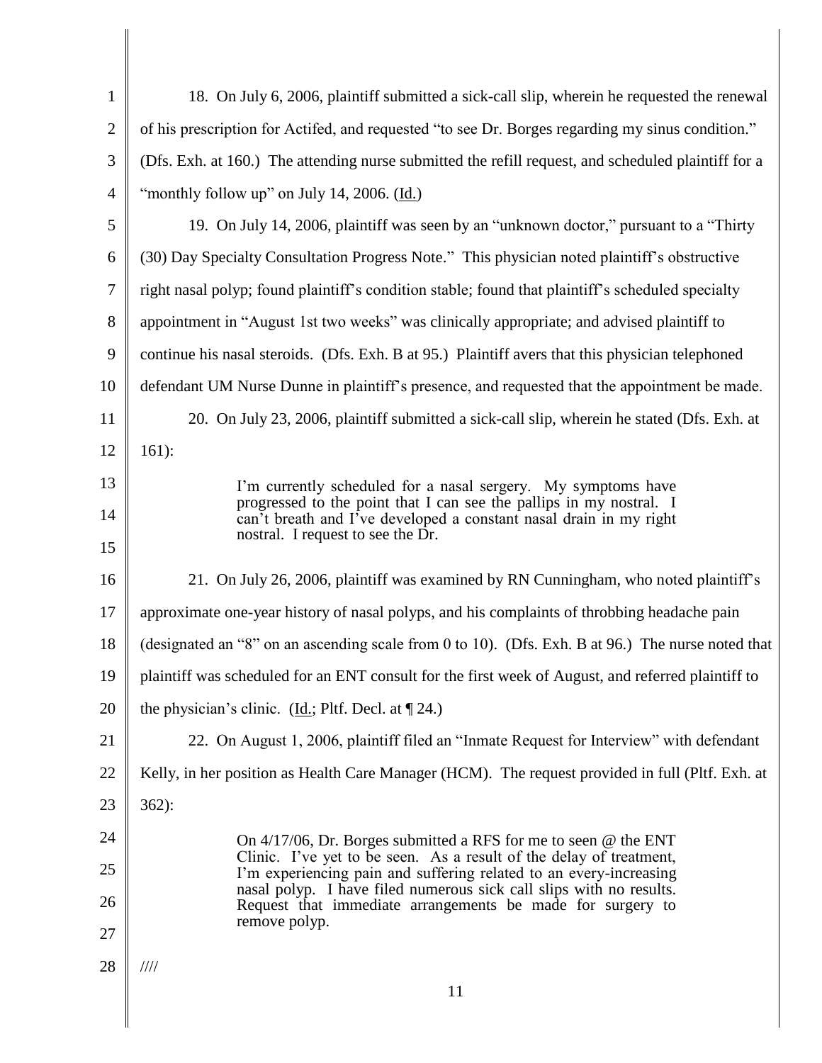18. On July 6, 2006, plaintiff submitted a sick-call slip, wherein he requested the renewal of his prescription for Actifed, and requested "to see Dr. Borges regarding my sinus condition." (Dfs. Exh. at 160.) The attending nurse submitted the refill request, and scheduled plaintiff for a "monthly follow up" on July 14, 2006. (Id.)

19. On July 14, 2006, plaintiff was seen by an "unknown doctor," pursuant to a "Thirty (30) Day Specialty Consultation Progress Note." This physician noted plaintiff's obstructive right nasal polyp; found plaintiff's condition stable; found that plaintiff's scheduled specialty appointment in "August 1st two weeks" was clinically appropriate; and advised plaintiff to continue his nasal steroids. (Dfs. Exh. B at 95.) Plaintiff avers that this physician telephoned defendant UM Nurse Dunne in plaintiff's presence, and requested that the appointment be made.

20. On July 23, 2006, plaintiff submitted a sick-call slip, wherein he stated (Dfs. Exh. at 161):

> I'm currently scheduled for a nasal sergery. My symptoms have progressed to the point that I can see the pallips in my nostral. I can't breath and I've developed a constant nasal drain in my right nostral. I request to see the Dr.

21. On July 26, 2006, plaintiff was examined by RN Cunningham, who noted plaintiff's approximate one-year history of nasal polyps, and his complaints of throbbing headache pain (designated an "8" on an ascending scale from 0 to 10). (Dfs. Exh. B at 96.) The nurse noted that plaintiff was scheduled for an ENT consult for the first week of August, and referred plaintiff to the physician's clinic. (Id.; Pltf. Decl. at ¶ 24.)

22. On August 1, 2006, plaintiff filed an "Inmate Request for Interview" with defendant Kelly, in her position as Health Care Manager (HCM). The request provided in full (Pltf. Exh. at 362):

> On 4/17/06, Dr. Borges submitted a RFS for me to seen @ the ENT Clinic. I've yet to be seen. As a result of the delay of treatment, I'm experiencing pain and suffering related to an every-increasing nasal polyp. I have filed numerous sick call slips with no results. Request that immediate arrangements be made for surgery to remove polyp.

////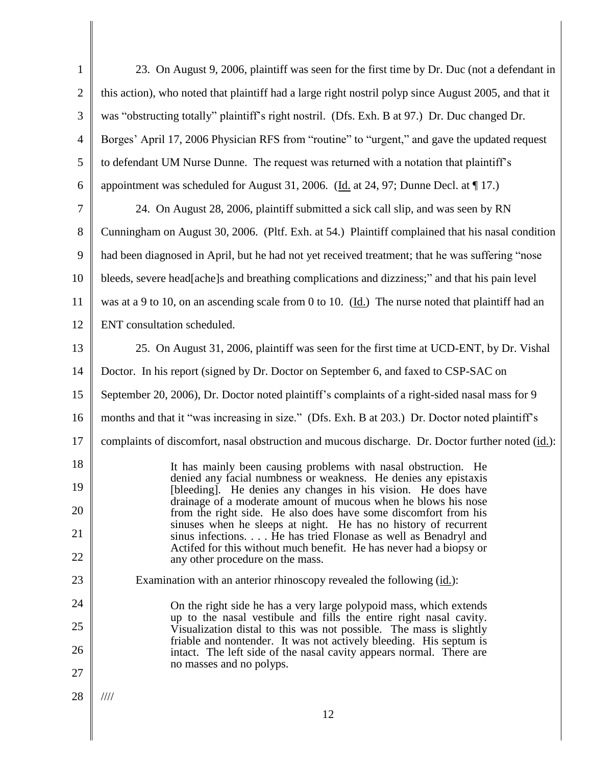23. On August 9, 2006, plaintiff was seen for the first time by Dr. Duc (not a defendant in this action), who noted that plaintiff had a large right nostril polyp since August 2005, and that it was "obstructing totally" plaintiff's right nostril. (Dfs. Exh. B at 97.) Dr. Duc changed Dr. Borges' April 17, 2006 Physician RFS from "routine" to "urgent," and gave the updated request to defendant UM Nurse Dunne. The request was returned with a notation that plaintiff's appointment was scheduled for August 31, 2006. (Id. at 24, 97; Dunne Decl. at ¶ 17.)

24. On August 28, 2006, plaintiff submitted a sick call slip, and was seen by RN Cunningham on August 30, 2006. (Pltf. Exh. at 54.) Plaintiff complained that his nasal condition had been diagnosed in April, but he had not yet received treatment; that he was suffering "nose bleeds, severe head[ache]s and breathing complications and dizziness;" and that his pain level was at a 9 to 10, on an ascending scale from 0 to 10. (Id.) The nurse noted that plaintiff had an ENT consultation scheduled.

25. On August 31, 2006, plaintiff was seen for the first time at UCD-ENT, by Dr. Vishal Doctor. In his report (signed by Dr. Doctor on September 6, and faxed to CSP-SAC on September 20, 2006), Dr. Doctor noted plaintiff's complaints of a right-sided nasal mass for 9 months and that it "was increasing in size." (Dfs. Exh. B at 203.) Dr. Doctor noted plaintiff's complaints of discomfort, nasal obstruction and mucous discharge. Dr. Doctor further noted (id.):

> It has mainly been causing problems with nasal obstruction. He denied any facial numbness or weakness. He denies any epistaxis [bleeding]. He denies any changes in his vision. He does have drainage of a moderate amount of mucous when he blows his nose from the right side. He also does have some discomfort from his sinuses when he sleeps at night. He has no history of recurrent sinus infections. . . . He has tried Flonase as well as Benadryl and Actifed for this without much benefit. He has never had a biopsy or any other procedure on the mass.

Examination with an anterior rhinoscopy revealed the following (id.):

> On the right side he has a very large polypoid mass, which extends up to the nasal vestibule and fills the entire right nasal cavity. Visualization distal to this was not possible. The mass is slightly friable and nontender. It was not actively bleeding. His septum is intact. The left side of the nasal cavity appears normal. There are no masses and no polyps.

////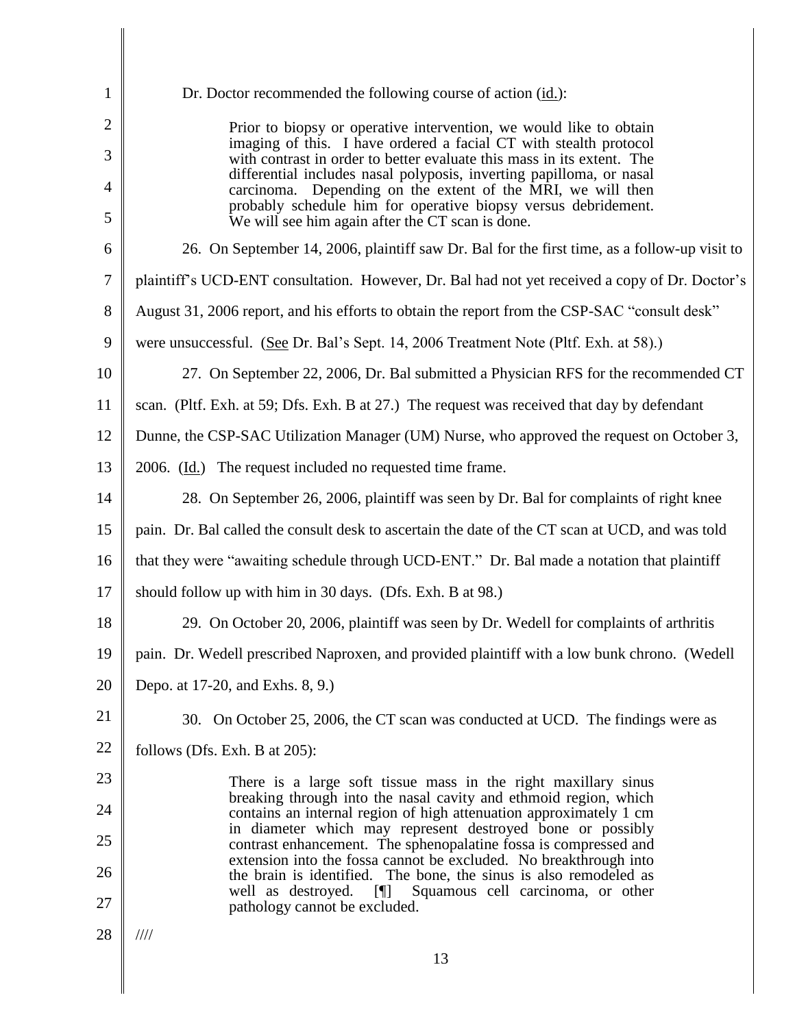Dr. Doctor recommended the following course of action (id.):

> Prior to biopsy or operative intervention, we would like to obtain imaging of this. I have ordered a facial CT with stealth protocol with contrast in order to better evaluate this mass in its extent. The differential includes nasal polyposis, inverting papilloma, or nasal carcinoma. Depending on the extent of the MRI, we will then probably schedule him for operative biopsy versus debridement. We will see him again after the CT scan is done.

26. On September 14, 2006, plaintiff saw Dr. Bal for the first time, as a follow-up visit to plaintiff's UCD-ENT consultation. However, Dr. Bal had not yet received a copy of Dr. Doctor's August 31, 2006 report, and his efforts to obtain the report from the CSP-SAC "consult desk" were unsuccessful. (See Dr. Bal's Sept. 14, 2006 Treatment Note (Pltf. Exh. at 58).)

27. On September 22, 2006, Dr. Bal submitted a Physician RFS for the recommended CT scan. (Pltf. Exh. at 59; Dfs. Exh. B at 27.) The request was received that day by defendant Dunne, the CSP-SAC Utilization Manager (UM) Nurse, who approved the request on October 3, 2006. (Id.) The request included no requested time frame.

28. On September 26, 2006, plaintiff was seen by Dr. Bal for complaints of right knee pain. Dr. Bal called the consult desk to ascertain the date of the CT scan at UCD, and was told that they were "awaiting schedule through UCD-ENT." Dr. Bal made a notation that plaintiff should follow up with him in 30 days. (Dfs. Exh. B at 98.)

29. On October 20, 2006, plaintiff was seen by Dr. Wedell for complaints of arthritis pain. Dr. Wedell prescribed Naproxen, and provided plaintiff with a low bunk chrono. (Wedell Depo. at 17-20, and Exhs. 8, 9.)

30. On October 25, 2006, the CT scan was conducted at UCD. The findings were as follows (Dfs. Exh. B at 205):

> There is a large soft tissue mass in the right maxillary sinus breaking through into the nasal cavity and ethmoid region, which contains an internal region of high attenuation approximately 1 cm in diameter which may represent destroyed bone or possibly contrast enhancement. The sphenopalatine fossa is compressed and extension into the fossa cannot be excluded. No breakthrough into the brain is identified. The bone, the sinus is also remodeled as well as destroyed. [¶] Squamous cell carcinoma, or other pathology cannot be excluded.

////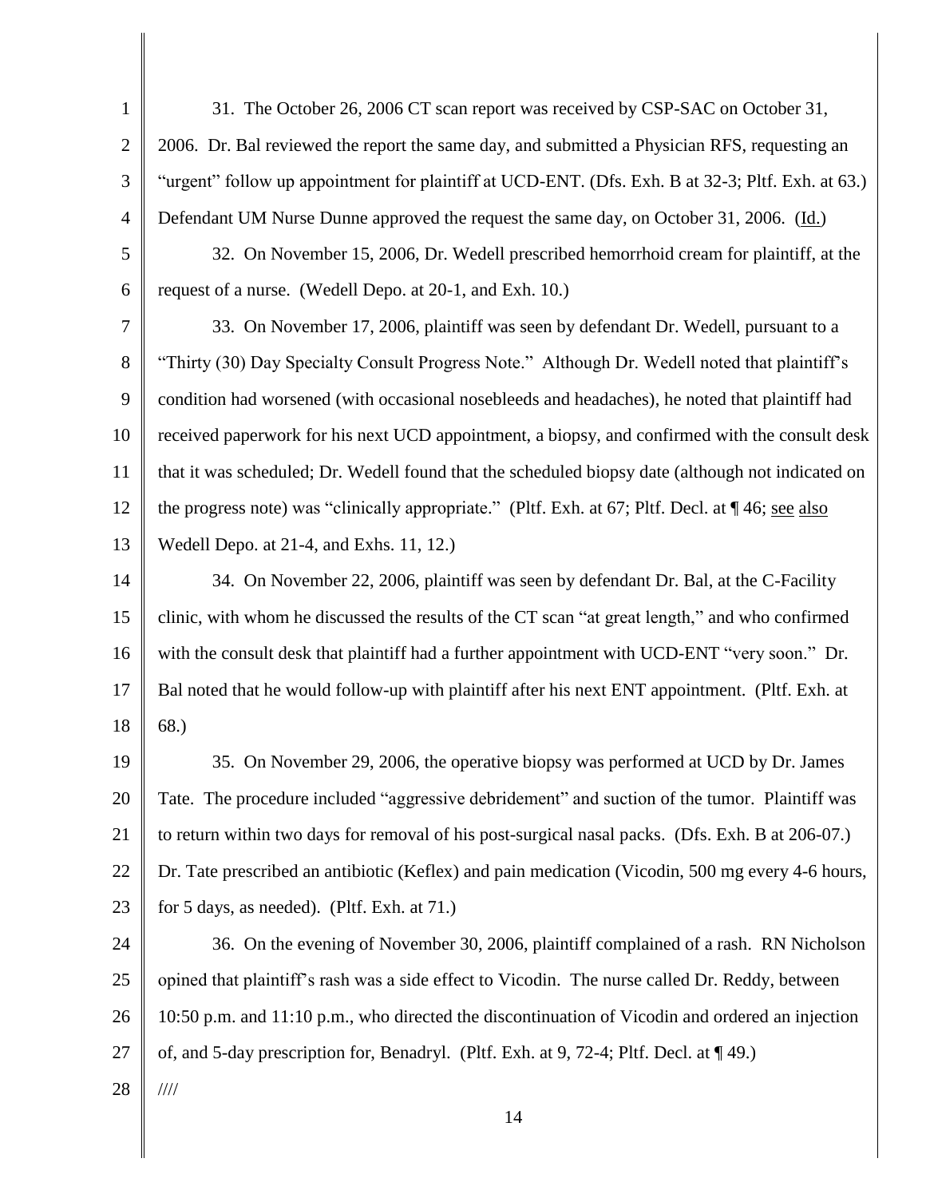31. The October 26, 2006 CT scan report was received by CSP-SAC on October 31, 2006. Dr. Bal reviewed the report the same day, and submitted a Physician RFS, requesting an "urgent" follow up appointment for plaintiff at UCD-ENT. (Dfs. Exh. B at 32-3; Pltf. Exh. at 63.) Defendant UM Nurse Dunne approved the request the same day, on October 31, 2006. (Id.)

32. On November 15, 2006, Dr. Wedell prescribed hemorrhoid cream for plaintiff, at the request of a nurse. (Wedell Depo. at 20-1, and Exh. 10.)

33. On November 17, 2006, plaintiff was seen by defendant Dr. Wedell, pursuant to a "Thirty (30) Day Specialty Consult Progress Note." Although Dr. Wedell noted that plaintiff's condition had worsened (with occasional nosebleeds and headaches), he noted that plaintiff had received paperwork for his next UCD appointment, a biopsy, and confirmed with the consult desk that it was scheduled; Dr. Wedell found that the scheduled biopsy date (although not indicated on the progress note) was "clinically appropriate." (Pltf. Exh. at 67; Pltf. Decl. at ¶ 46; see also Wedell Depo. at 21-4, and Exhs. 11, 12.)

34. On November 22, 2006, plaintiff was seen by defendant Dr. Bal, at the C-Facility clinic, with whom he discussed the results of the CT scan "at great length," and who confirmed with the consult desk that plaintiff had a further appointment with UCD-ENT "very soon." Dr. Bal noted that he would follow-up with plaintiff after his next ENT appointment. (Pltf. Exh. at 68.)

35. On November 29, 2006, the operative biopsy was performed at UCD by Dr. James Tate. The procedure included "aggressive debridement" and suction of the tumor. Plaintiff was to return within two days for removal of his post-surgical nasal packs. (Dfs. Exh. B at 206-07.) Dr. Tate prescribed an antibiotic (Keflex) and pain medication (Vicodin, 500 mg every 4-6 hours, for 5 days, as needed). (Pltf. Exh. at 71.)

36. On the evening of November 30, 2006, plaintiff complained of a rash. RN Nicholson opined that plaintiff's rash was a side effect to Vicodin. The nurse called Dr. Reddy, between 10:50 p.m. and 11:10 p.m., who directed the discontinuation of Vicodin and ordered an injection of, and 5-day prescription for, Benadryl. (Pltf. Exh. at 9, 72-4; Pltf. Decl. at ¶ 49.)

////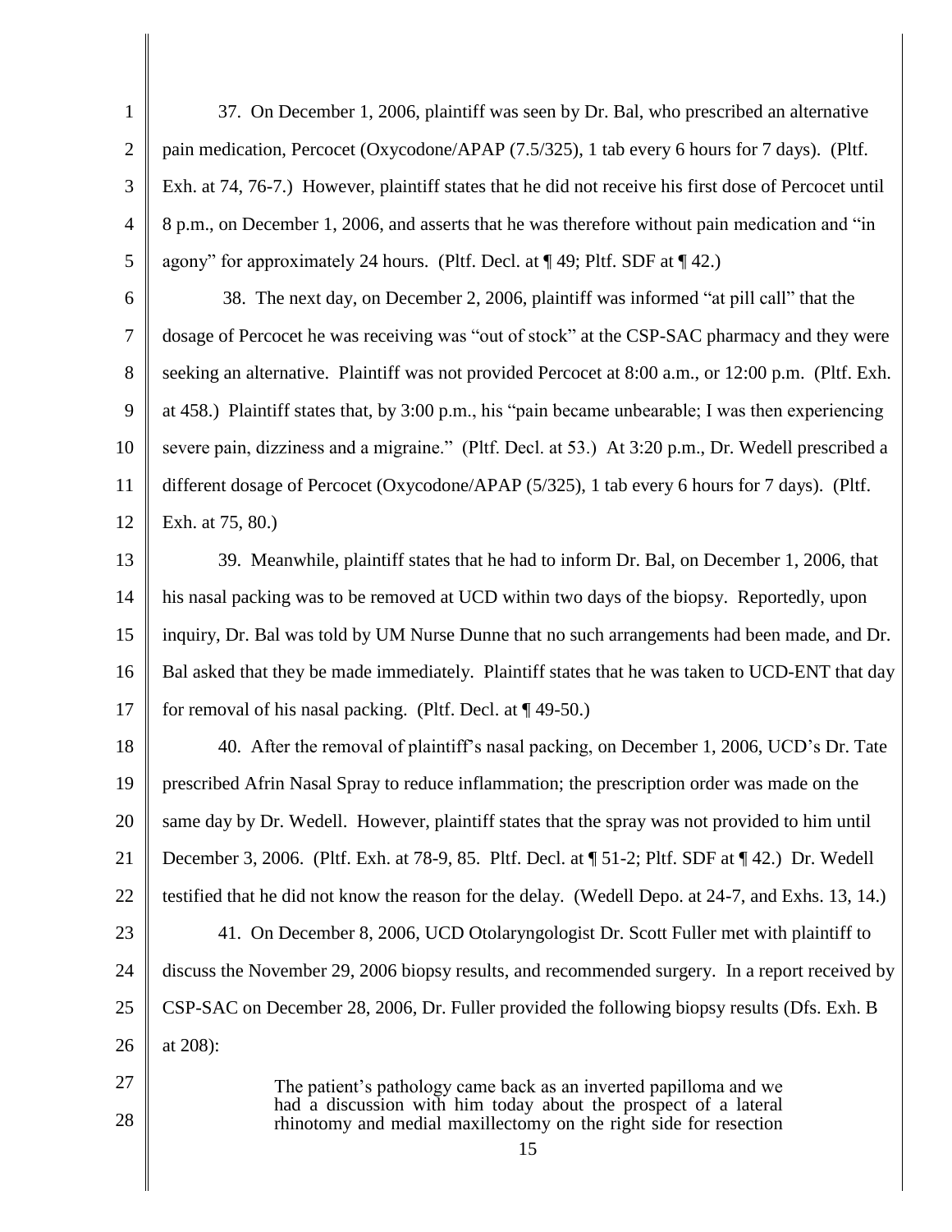37. On December 1, 2006, plaintiff was seen by Dr. Bal, who prescribed an alternative pain medication, Percocet (Oxycodone/APAP (7.5/325), 1 tab every 6 hours for 7 days). (Pltf. Exh. at 74, 76-7.) However, plaintiff states that he did not receive his first dose of Percocet until 8 p.m., on December 1, 2006, and asserts that he was therefore without pain medication and "in agony" for approximately 24 hours. (Pltf. Decl. at ¶ 49; Pltf. SDF at ¶ 42.)

38. The next day, on December 2, 2006, plaintiff was informed "at pill call" that the dosage of Percocet he was receiving was "out of stock" at the CSP-SAC pharmacy and they were seeking an alternative. Plaintiff was not provided Percocet at 8:00 a.m., or 12:00 p.m. (Pltf. Exh. at 458.) Plaintiff states that, by 3:00 p.m., his "pain became unbearable; I was then experiencing severe pain, dizziness and a migraine." (Pltf. Decl. at 53.) At 3:20 p.m., Dr. Wedell prescribed a different dosage of Percocet (Oxycodone/APAP (5/325), 1 tab every 6 hours for 7 days). (Pltf. Exh. at 75, 80.)

39. Meanwhile, plaintiff states that he had to inform Dr. Bal, on December 1, 2006, that his nasal packing was to be removed at UCD within two days of the biopsy. Reportedly, upon inquiry, Dr. Bal was told by UM Nurse Dunne that no such arrangements had been made, and Dr. Bal asked that they be made immediately. Plaintiff states that he was taken to UCD-ENT that day for removal of his nasal packing. (Pltf. Decl. at ¶ 49-50.)

40. After the removal of plaintiff's nasal packing, on December 1, 2006, UCD's Dr. Tate prescribed Afrin Nasal Spray to reduce inflammation; the prescription order was made on the same day by Dr. Wedell. However, plaintiff states that the spray was not provided to him until December 3, 2006. (Pltf. Exh. at 78-9, 85. Pltf. Decl. at ¶ 51-2; Pltf. SDF at ¶ 42.) Dr. Wedell testified that he did not know the reason for the delay. (Wedell Depo. at 24-7, and Exhs. 13, 14.)

41. On December 8, 2006, UCD Otolaryngologist Dr. Scott Fuller met with plaintiff to discuss the November 29, 2006 biopsy results, and recommended surgery. In a report received by CSP-SAC on December 28, 2006, Dr. Fuller provided the following biopsy results (Dfs. Exh. B at 208):

> The patient's pathology came back as an inverted papilloma and we had a discussion with him today about the prospect of a lateral rhinotomy and medial maxillectomy on the right side for resection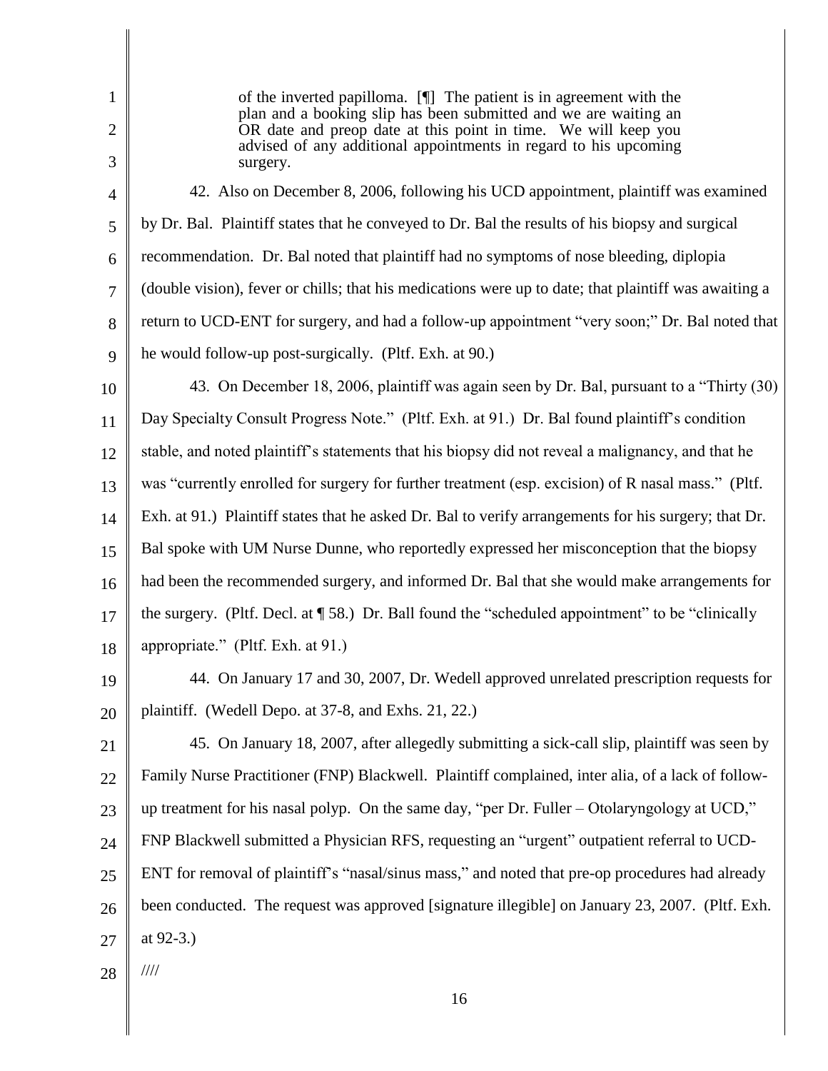> of the inverted papilloma. [¶] The patient is in agreement with the plan and a booking slip has been submitted and we are waiting an OR date and preop date at this point in time. We will keep you advised of any additional appointments in regard to his upcoming surgery.

42. Also on December 8, 2006, following his UCD appointment, plaintiff was examined by Dr. Bal. Plaintiff states that he conveyed to Dr. Bal the results of his biopsy and surgical recommendation. Dr. Bal noted that plaintiff had no symptoms of nose bleeding, diplopia (double vision), fever or chills; that his medications were up to date; that plaintiff was awaiting a return to UCD-ENT for surgery, and had a follow-up appointment "very soon;" Dr. Bal noted that he would follow-up post-surgically. (Pltf. Exh. at 90.)

43. On December 18, 2006, plaintiff was again seen by Dr. Bal, pursuant to a "Thirty (30) Day Specialty Consult Progress Note." (Pltf. Exh. at 91.) Dr. Bal found plaintiff's condition stable, and noted plaintiff's statements that his biopsy did not reveal a malignancy, and that he was "currently enrolled for surgery for further treatment (esp. excision) of R nasal mass." (Pltf. Exh. at 91.) Plaintiff states that he asked Dr. Bal to verify arrangements for his surgery; that Dr. Bal spoke with UM Nurse Dunne, who reportedly expressed her misconception that the biopsy had been the recommended surgery, and informed Dr. Bal that she would make arrangements for the surgery. (Pltf. Decl. at ¶ 58.) Dr. Ball found the "scheduled appointment" to be "clinically appropriate." (Pltf. Exh. at 91.)

44. On January 17 and 30, 2007, Dr. Wedell approved unrelated prescription requests for plaintiff. (Wedell Depo. at 37-8, and Exhs. 21, 22.)

45. On January 18, 2007, after allegedly submitting a sick-call slip, plaintiff was seen by Family Nurse Practitioner (FNP) Blackwell. Plaintiff complained, inter alia, of a lack of follow-up treatment for his nasal polyp. On the same day, "per Dr. Fuller – Otolaryngology at UCD," FNP Blackwell submitted a Physician RFS, requesting an "urgent" outpatient referral to UCD-ENT for removal of plaintiff's "nasal/sinus mass," and noted that pre-op procedures had already been conducted. The request was approved [signature illegible] on January 23, 2007. (Pltf. Exh. at 92-3.)

////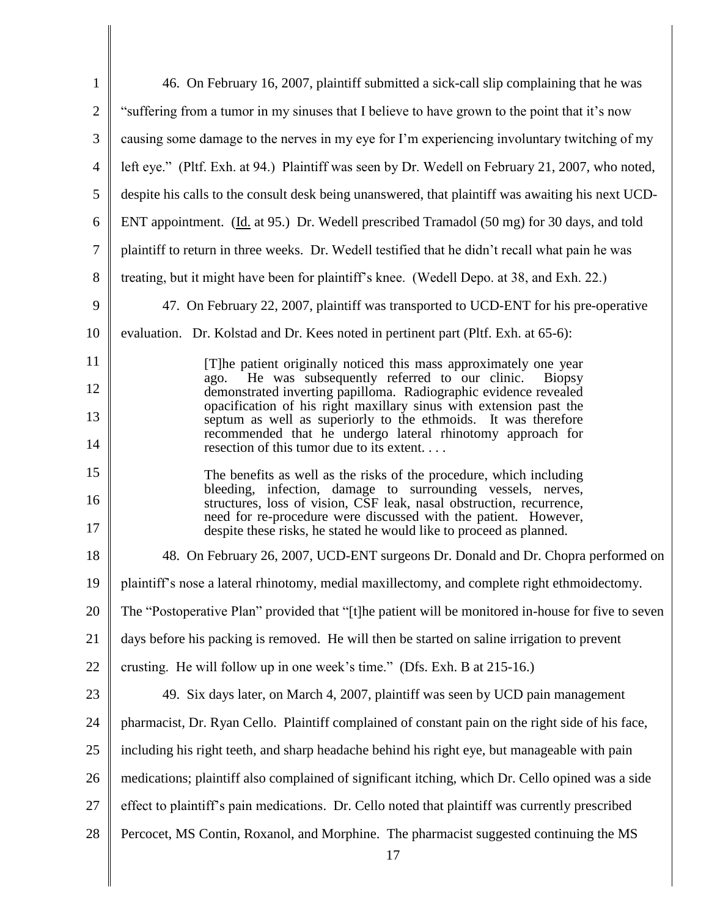46. On February 16, 2007, plaintiff submitted a sick-call slip complaining that he was "suffering from a tumor in my sinuses that I believe to have grown to the point that it's now causing some damage to the nerves in my eye for I'm experiencing involuntary twitching of my left eye." (Pltf. Exh. at 94.) Plaintiff was seen by Dr. Wedell on February 21, 2007, who noted, despite his calls to the consult desk being unanswered, that plaintiff was awaiting his next UCD-ENT appointment. (Id. at 95.) Dr. Wedell prescribed Tramadol (50 mg) for 30 days, and told plaintiff to return in three weeks. Dr. Wedell testified that he didn't recall what pain he was treating, but it might have been for plaintiff's knee. (Wedell Depo. at 38, and Exh. 22.)

47. On February 22, 2007, plaintiff was transported to UCD-ENT for his pre-operative evaluation. Dr. Kolstad and Dr. Kees noted in pertinent part (Pltf. Exh. at 65-6):

> [T]he patient originally noticed this mass approximately one year ago. He was subsequently referred to our clinic. Biopsy demonstrated inverting papilloma. Radiographic evidence revealed opacification of his right maxillary sinus with extension past the septum as well as superiorly to the ethmoids. It was therefore recommended that he undergo lateral rhinotomy approach for resection of this tumor due to its extent. . . .
>
> The benefits as well as the risks of the procedure, which including bleeding, infection, damage to surrounding vessels, nerves, structures, loss of vision, CSF leak, nasal obstruction, recurrence, need for re-procedure were discussed with the patient. However, despite these risks, he stated he would like to proceed as planned.

48. On February 26, 2007, UCD-ENT surgeons Dr. Donald and Dr. Chopra performed on plaintiff's nose a lateral rhinotomy, medial maxillectomy, and complete right ethmoidectomy. The "Postoperative Plan" provided that "[t]he patient will be monitored in-house for five to seven days before his packing is removed. He will then be started on saline irrigation to prevent crusting. He will follow up in one week's time." (Dfs. Exh. B at 215-16.)

49. Six days later, on March 4, 2007, plaintiff was seen by UCD pain management pharmacist, Dr. Ryan Cello. Plaintiff complained of constant pain on the right side of his face, including his right teeth, and sharp headache behind his right eye, but manageable with pain medications; plaintiff also complained of significant itching, which Dr. Cello opined was a side effect to plaintiff's pain medications. Dr. Cello noted that plaintiff was currently prescribed Percocet, MS Contin, Roxanol, and Morphine. The pharmacist suggested continuing the MS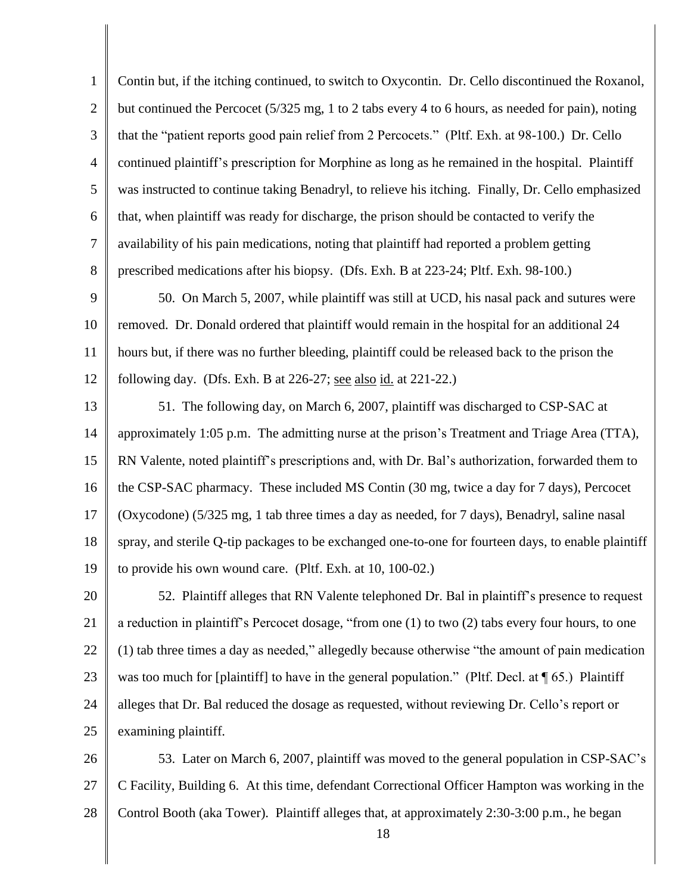Contin but, if the itching continued, to switch to Oxycontin. Dr. Cello discontinued the Roxanol, but continued the Percocet (5/325 mg, 1 to 2 tabs every 4 to 6 hours, as needed for pain), noting that the "patient reports good pain relief from 2 Percocets." (Pltf. Exh. at 98-100.) Dr. Cello continued plaintiff's prescription for Morphine as long as he remained in the hospital. Plaintiff was instructed to continue taking Benadryl, to relieve his itching. Finally, Dr. Cello emphasized that, when plaintiff was ready for discharge, the prison should be contacted to verify the availability of his pain medications, noting that plaintiff had reported a problem getting prescribed medications after his biopsy. (Dfs. Exh. B at 223-24; Pltf. Exh. 98-100.)

50. On March 5, 2007, while plaintiff was still at UCD, his nasal pack and sutures were removed. Dr. Donald ordered that plaintiff would remain in the hospital for an additional 24 hours but, if there was no further bleeding, plaintiff could be released back to the prison the following day. (Dfs. Exh. B at 226-27; see also id. at 221-22.)

51. The following day, on March 6, 2007, plaintiff was discharged to CSP-SAC at approximately 1:05 p.m. The admitting nurse at the prison's Treatment and Triage Area (TTA), RN Valente, noted plaintiff's prescriptions and, with Dr. Bal's authorization, forwarded them to the CSP-SAC pharmacy. These included MS Contin (30 mg, twice a day for 7 days), Percocet (Oxycodone) (5/325 mg, 1 tab three times a day as needed, for 7 days), Benadryl, saline nasal spray, and sterile Q-tip packages to be exchanged one-to-one for fourteen days, to enable plaintiff to provide his own wound care. (Pltf. Exh. at 10, 100-02.)

52. Plaintiff alleges that RN Valente telephoned Dr. Bal in plaintiff's presence to request a reduction in plaintiff's Percocet dosage, "from one (1) to two (2) tabs every four hours, to one (1) tab three times a day as needed," allegedly because otherwise "the amount of pain medication was too much for [plaintiff] to have in the general population." (Pltf. Decl. at ¶ 65.) Plaintiff alleges that Dr. Bal reduced the dosage as requested, without reviewing Dr. Cello's report or examining plaintiff.

53. Later on March 6, 2007, plaintiff was moved to the general population in CSP-SAC's C Facility, Building 6. At this time, defendant Correctional Officer Hampton was working in the Control Booth (aka Tower). Plaintiff alleges that, at approximately 2:30-3:00 p.m., he began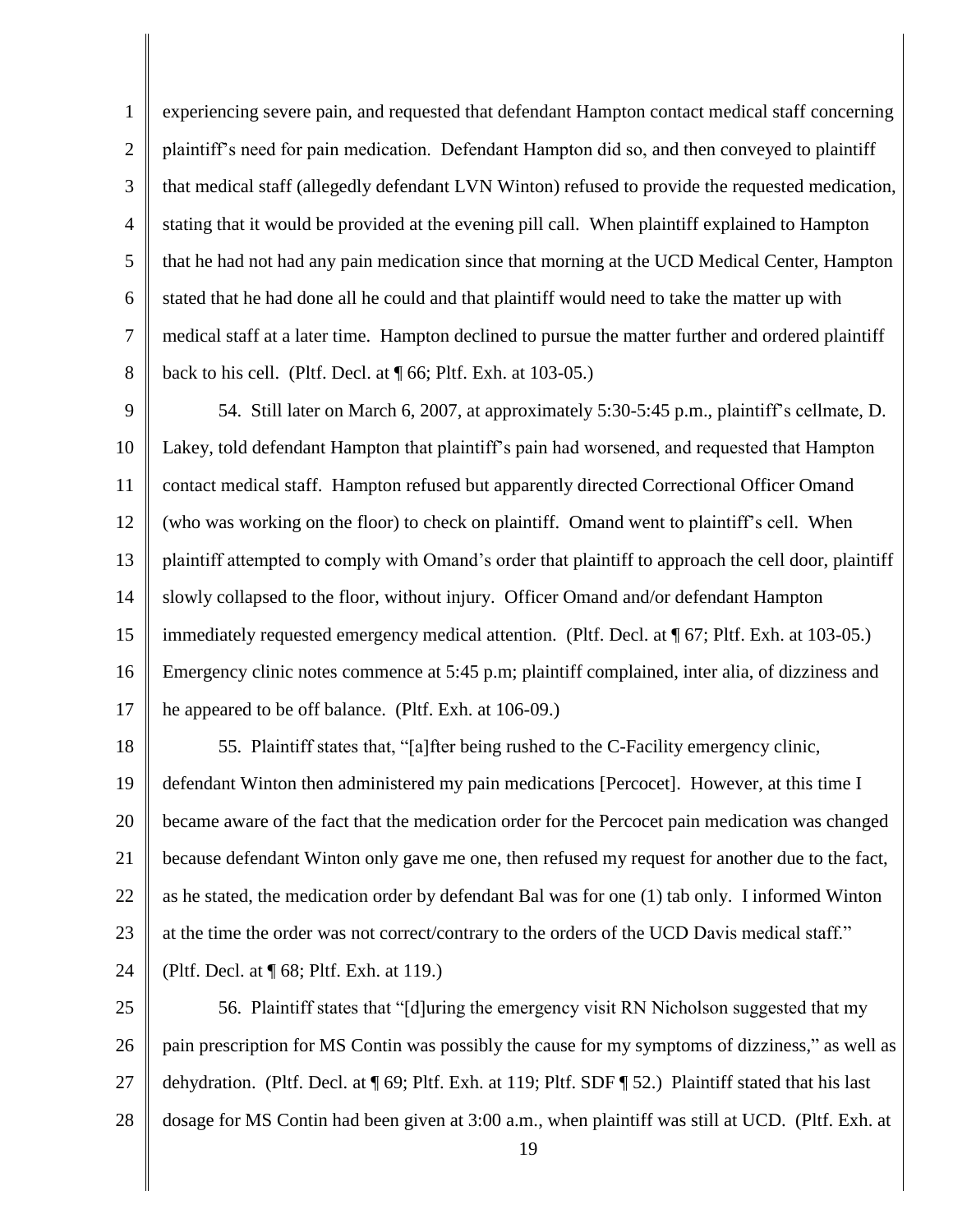experiencing severe pain, and requested that defendant Hampton contact medical staff concerning plaintiff's need for pain medication. Defendant Hampton did so, and then conveyed to plaintiff that medical staff (allegedly defendant LVN Winton) refused to provide the requested medication, stating that it would be provided at the evening pill call. When plaintiff explained to Hampton that he had not had any pain medication since that morning at the UCD Medical Center, Hampton stated that he had done all he could and that plaintiff would need to take the matter up with medical staff at a later time. Hampton declined to pursue the matter further and ordered plaintiff back to his cell. (Pltf. Decl. at ¶ 66; Pltf. Exh. at 103-05.)

54. Still later on March 6, 2007, at approximately 5:30-5:45 p.m., plaintiff's cellmate, D. Lakey, told defendant Hampton that plaintiff's pain had worsened, and requested that Hampton contact medical staff. Hampton refused but apparently directed Correctional Officer Omand (who was working on the floor) to check on plaintiff. Omand went to plaintiff's cell. When plaintiff attempted to comply with Omand's order that plaintiff to approach the cell door, plaintiff slowly collapsed to the floor, without injury. Officer Omand and/or defendant Hampton immediately requested emergency medical attention. (Pltf. Decl. at ¶ 67; Pltf. Exh. at 103-05.) Emergency clinic notes commence at 5:45 p.m; plaintiff complained, inter alia, of dizziness and he appeared to be off balance. (Pltf. Exh. at 106-09.)

55. Plaintiff states that, "[a]fter being rushed to the C-Facility emergency clinic, defendant Winton then administered my pain medications [Percocet]. However, at this time I became aware of the fact that the medication order for the Percocet pain medication was changed because defendant Winton only gave me one, then refused my request for another due to the fact, as he stated, the medication order by defendant Bal was for one (1) tab only. I informed Winton at the time the order was not correct/contrary to the orders of the UCD Davis medical staff." (Pltf. Decl. at ¶ 68; Pltf. Exh. at 119.)

56. Plaintiff states that "[d]uring the emergency visit RN Nicholson suggested that my pain prescription for MS Contin was possibly the cause for my symptoms of dizziness," as well as dehydration. (Pltf. Decl. at ¶ 69; Pltf. Exh. at 119; Pltf. SDF ¶ 52.) Plaintiff stated that his last dosage for MS Contin had been given at 3:00 a.m., when plaintiff was still at UCD. (Pltf. Exh. at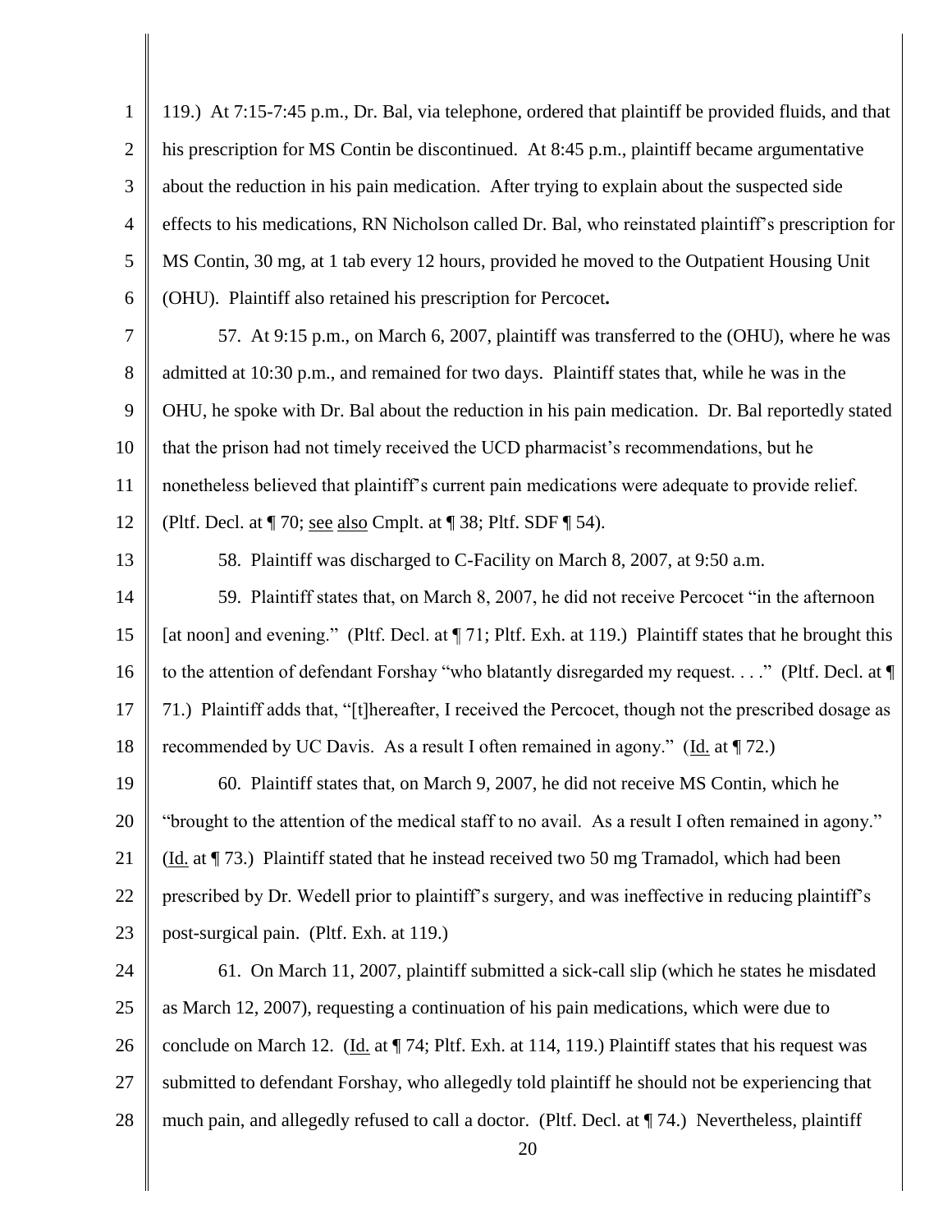119.) At 7:15-7:45 p.m., Dr. Bal, via telephone, ordered that plaintiff be provided fluids, and that his prescription for MS Contin be discontinued. At 8:45 p.m., plaintiff became argumentative about the reduction in his pain medication. After trying to explain about the suspected side effects to his medications, RN Nicholson called Dr. Bal, who reinstated plaintiff's prescription for MS Contin, 30 mg, at 1 tab every 12 hours, provided he moved to the Outpatient Housing Unit (OHU). Plaintiff also retained his prescription for Percocet**.**

57. At 9:15 p.m., on March 6, 2007, plaintiff was transferred to the (OHU), where he was admitted at 10:30 p.m., and remained for two days. Plaintiff states that, while he was in the OHU, he spoke with Dr. Bal about the reduction in his pain medication. Dr. Bal reportedly stated that the prison had not timely received the UCD pharmacist's recommendations, but he nonetheless believed that plaintiff's current pain medications were adequate to provide relief. (Pltf. Decl. at ¶ 70; see also Cmplt. at ¶ 38; Pltf. SDF ¶ 54).

58. Plaintiff was discharged to C-Facility on March 8, 2007, at 9:50 a.m.

59. Plaintiff states that, on March 8, 2007, he did not receive Percocet "in the afternoon [at noon] and evening." (Pltf. Decl. at ¶ 71; Pltf. Exh. at 119.) Plaintiff states that he brought this to the attention of defendant Forshay "who blatantly disregarded my request. . . ." (Pltf. Decl. at ¶ 71.) Plaintiff adds that, "[t]hereafter, I received the Percocet, though not the prescribed dosage as recommended by UC Davis. As a result I often remained in agony." (Id. at ¶ 72.)

60. Plaintiff states that, on March 9, 2007, he did not receive MS Contin, which he "brought to the attention of the medical staff to no avail. As a result I often remained in agony." (Id. at ¶ 73.) Plaintiff stated that he instead received two 50 mg Tramadol, which had been prescribed by Dr. Wedell prior to plaintiff's surgery, and was ineffective in reducing plaintiff's post-surgical pain. (Pltf. Exh. at 119.)

61. On March 11, 2007, plaintiff submitted a sick-call slip (which he states he misdated as March 12, 2007), requesting a continuation of his pain medications, which were due to conclude on March 12. (Id. at ¶ 74; Pltf. Exh. at 114, 119.) Plaintiff states that his request was submitted to defendant Forshay, who allegedly told plaintiff he should not be experiencing that much pain, and allegedly refused to call a doctor. (Pltf. Decl. at ¶ 74.) Nevertheless, plaintiff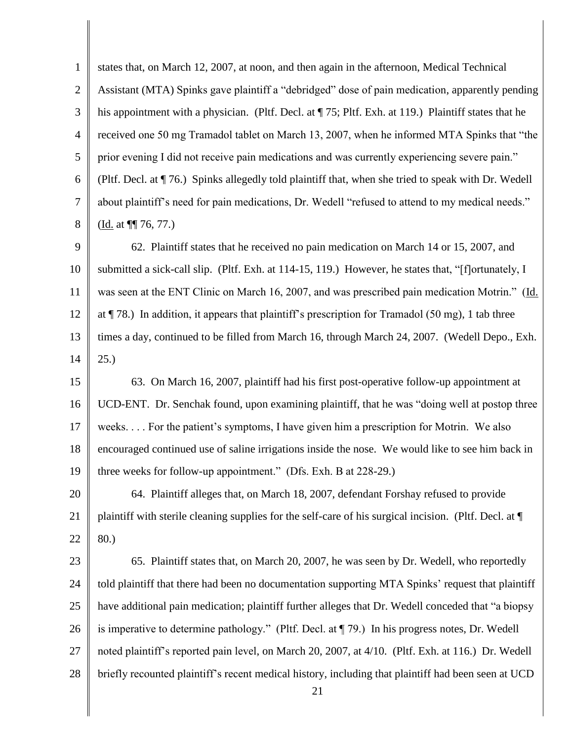states that, on March 12, 2007, at noon, and then again in the afternoon, Medical Technical Assistant (MTA) Spinks gave plaintiff a "debridged" dose of pain medication, apparently pending his appointment with a physician. (Pltf. Decl. at ¶ 75; Pltf. Exh. at 119.) Plaintiff states that he received one 50 mg Tramadol tablet on March 13, 2007, when he informed MTA Spinks that "the prior evening I did not receive pain medications and was currently experiencing severe pain." (Pltf. Decl. at ¶ 76.) Spinks allegedly told plaintiff that, when she tried to speak with Dr. Wedell about plaintiff's need for pain medications, Dr. Wedell "refused to attend to my medical needs." (Id. at ¶¶ 76, 77.)

62. Plaintiff states that he received no pain medication on March 14 or 15, 2007, and submitted a sick-call slip. (Pltf. Exh. at 114-15, 119.) However, he states that, "[f]ortunately, I was seen at the ENT Clinic on March 16, 2007, and was prescribed pain medication Motrin." (Id. at ¶ 78.) In addition, it appears that plaintiff's prescription for Tramadol (50 mg), 1 tab three times a day, continued to be filled from March 16, through March 24, 2007. (Wedell Depo., Exh. 25.)

63. On March 16, 2007, plaintiff had his first post-operative follow-up appointment at UCD-ENT. Dr. Senchak found, upon examining plaintiff, that he was "doing well at postop three weeks. . . . For the patient's symptoms, I have given him a prescription for Motrin. We also encouraged continued use of saline irrigations inside the nose. We would like to see him back in three weeks for follow-up appointment." (Dfs. Exh. B at 228-29.)

64. Plaintiff alleges that, on March 18, 2007, defendant Forshay refused to provide plaintiff with sterile cleaning supplies for the self-care of his surgical incision. (Pltf. Decl. at ¶ 80.)

65. Plaintiff states that, on March 20, 2007, he was seen by Dr. Wedell, who reportedly told plaintiff that there had been no documentation supporting MTA Spinks' request that plaintiff have additional pain medication; plaintiff further alleges that Dr. Wedell conceded that "a biopsy is imperative to determine pathology." (Pltf. Decl. at ¶ 79.) In his progress notes, Dr. Wedell noted plaintiff's reported pain level, on March 20, 2007, at 4/10. (Pltf. Exh. at 116.) Dr. Wedell briefly recounted plaintiff's recent medical history, including that plaintiff had been seen at UCD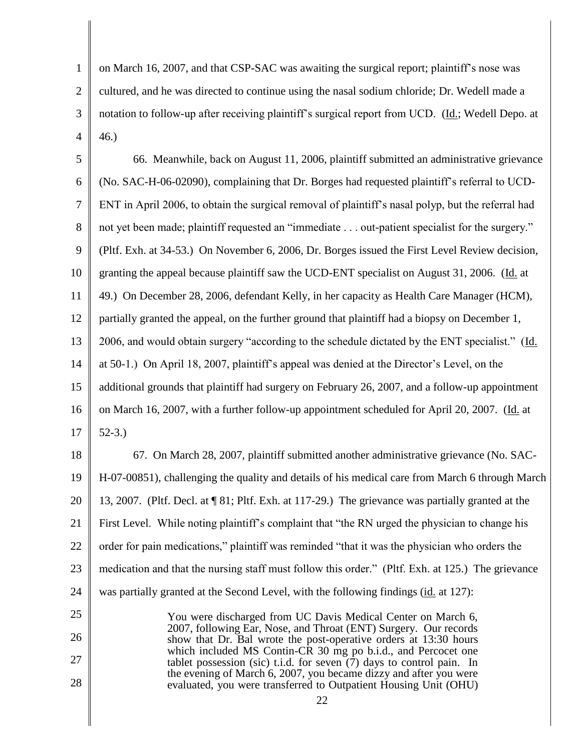on March 16, 2007, and that CSP-SAC was awaiting the surgical report; plaintiff's nose was cultured, and he was directed to continue using the nasal sodium chloride; Dr. Wedell made a notation to follow-up after receiving plaintiff's surgical report from UCD. (Id.; Wedell Depo. at 46.)

66. Meanwhile, back on August 11, 2006, plaintiff submitted an administrative grievance (No. SAC-H-06-02090), complaining that Dr. Borges had requested plaintiff's referral to UCD-ENT in April 2006, to obtain the surgical removal of plaintiff's nasal polyp, but the referral had not yet been made; plaintiff requested an "immediate . . . out-patient specialist for the surgery." (Pltf. Exh. at 34-53.) On November 6, 2006, Dr. Borges issued the First Level Review decision, granting the appeal because plaintiff saw the UCD-ENT specialist on August 31, 2006. (Id. at 49.) On December 28, 2006, defendant Kelly, in her capacity as Health Care Manager (HCM), partially granted the appeal, on the further ground that plaintiff had a biopsy on December 1, 2006, and would obtain surgery "according to the schedule dictated by the ENT specialist." (Id. at 50-1.) On April 18, 2007, plaintiff's appeal was denied at the Director's Level, on the additional grounds that plaintiff had surgery on February 26, 2007, and a follow-up appointment on March 16, 2007, with a further follow-up appointment scheduled for April 20, 2007. (Id. at 52-3.)

67. On March 28, 2007, plaintiff submitted another administrative grievance (No. SAC-H-07-00851), challenging the quality and details of his medical care from March 6 through March 13, 2007. (Pltf. Decl. at ¶ 81; Pltf. Exh. at 117-29.) The grievance was partially granted at the First Level. While noting plaintiff's complaint that "the RN urged the physician to change his order for pain medications," plaintiff was reminded "that it was the physician who orders the medication and that the nursing staff must follow this order." (Pltf. Exh. at 125.) The grievance was partially granted at the Second Level, with the following findings (id. at 127):

> You were discharged from UC Davis Medical Center on March 6, 2007, following Ear, Nose, and Throat (ENT) Surgery. Our records show that Dr. Bal wrote the post-operative orders at 13:30 hours which included MS Contin-CR 30 mg po b.i.d., and Percocet one tablet possession (sic) t.i.d. for seven (7) days to control pain. In the evening of March 6, 2007, you became dizzy and after you were evaluated, you were transferred to Outpatient Housing Unit (OHU)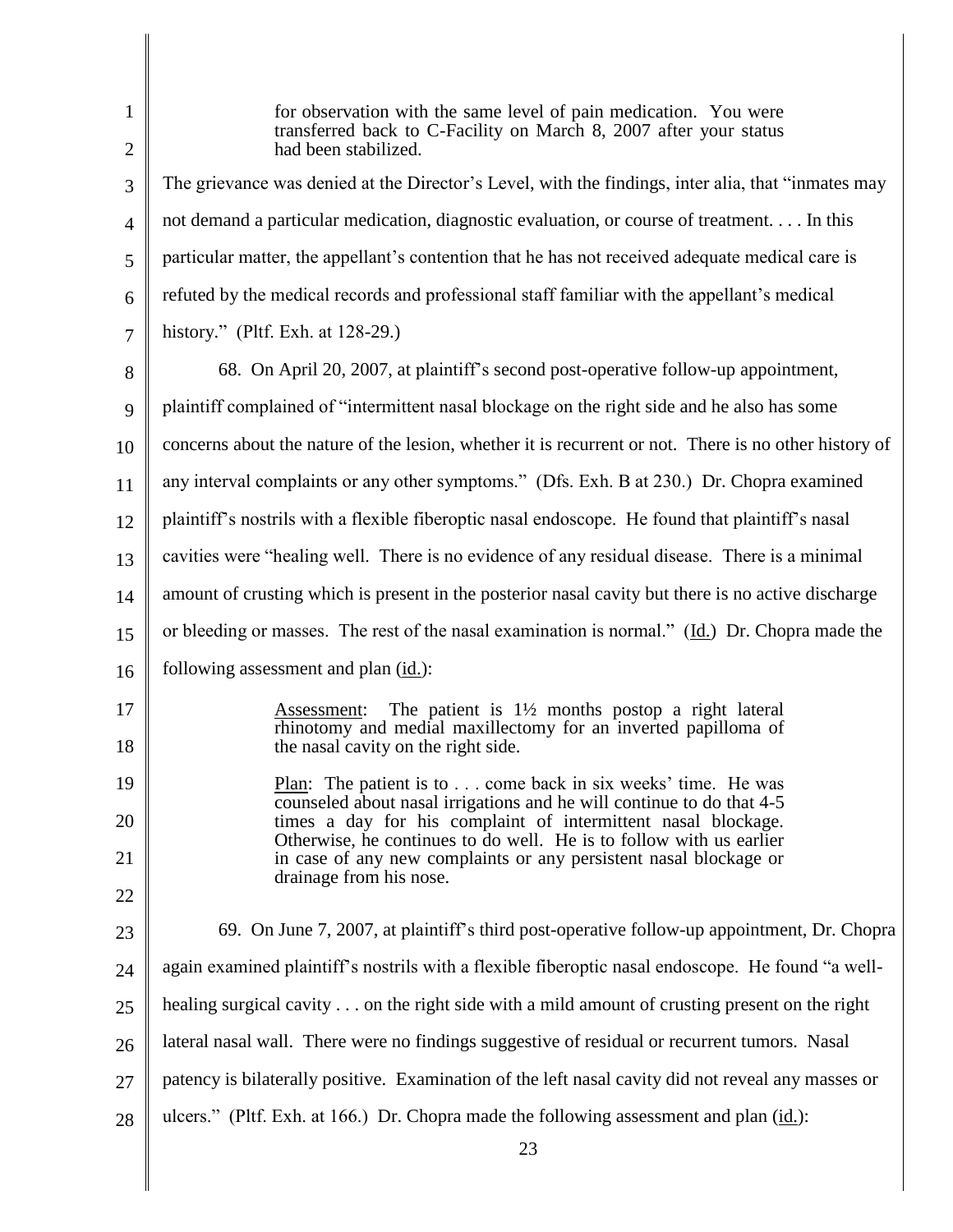> for observation with the same level of pain medication. You were transferred back to C-Facility on March 8, 2007 after your status had been stabilized.

The grievance was denied at the Director's Level, with the findings, inter alia, that "inmates may not demand a particular medication, diagnostic evaluation, or course of treatment. . . . In this particular matter, the appellant's contention that he has not received adequate medical care is refuted by the medical records and professional staff familiar with the appellant's medical history." (Pltf. Exh. at 128-29.)

68. On April 20, 2007, at plaintiff's second post-operative follow-up appointment, plaintiff complained of "intermittent nasal blockage on the right side and he also has some concerns about the nature of the lesion, whether it is recurrent or not. There is no other history of any interval complaints or any other symptoms." (Dfs. Exh. B at 230.) Dr. Chopra examined plaintiff's nostrils with a flexible fiberoptic nasal endoscope. He found that plaintiff's nasal cavities were "healing well. There is no evidence of any residual disease. There is a minimal amount of crusting which is present in the posterior nasal cavity but there is no active discharge or bleeding or masses. The rest of the nasal examination is normal." (Id.) Dr. Chopra made the following assessment and plan (id.):

> Assessment: The patient is 1½ months postop a right lateral rhinotomy and medial maxillectomy for an inverted papilloma of the nasal cavity on the right side.
>
> Plan: The patient is to . . . come back in six weeks' time. He was counseled about nasal irrigations and he will continue to do that 4-5 times a day for his complaint of intermittent nasal blockage. Otherwise, he continues to do well. He is to follow with us earlier in case of any new complaints or any persistent nasal blockage or drainage from his nose.

69. On June 7, 2007, at plaintiff's third post-operative follow-up appointment, Dr. Chopra again examined plaintiff's nostrils with a flexible fiberoptic nasal endoscope. He found "a well-healing surgical cavity . . . on the right side with a mild amount of crusting present on the right lateral nasal wall. There were no findings suggestive of residual or recurrent tumors. Nasal patency is bilaterally positive. Examination of the left nasal cavity did not reveal any masses or ulcers." (Pltf. Exh. at 166.) Dr. Chopra made the following assessment and plan (id.):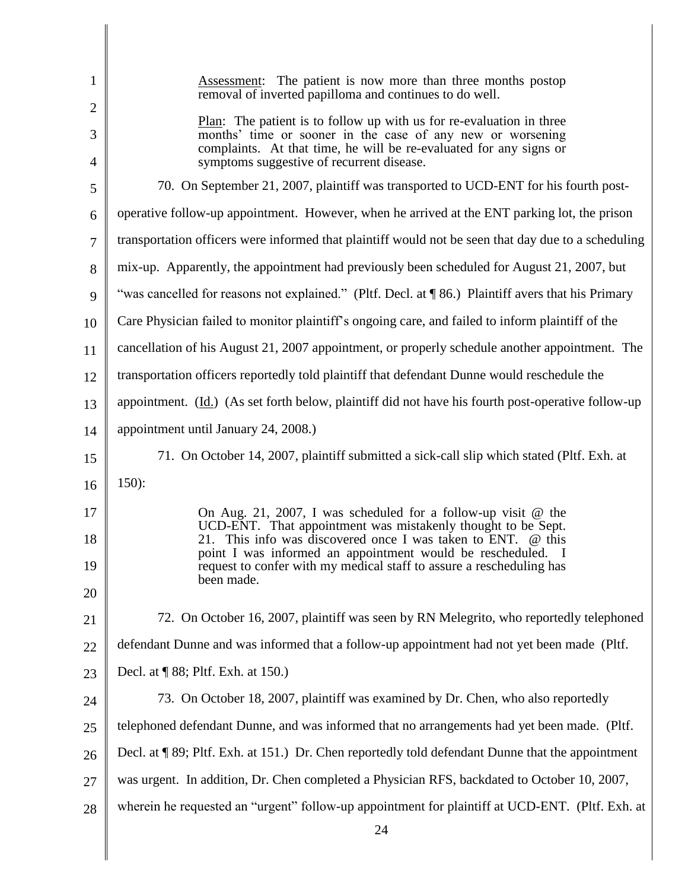> <u>Assessment</u>: The patient is now more than three months postop removal of inverted papilloma and continues to do well.
>
> <u>Plan</u>: The patient is to follow up with us for re-evaluation in three months' time or sooner in the case of any new or worsening complaints. At that time, he will be re-evaluated for any signs or symptoms suggestive of recurrent disease.

70. On September 21, 2007, plaintiff was transported to UCD-ENT for his fourth post-operative follow-up appointment. However, when he arrived at the ENT parking lot, the prison transportation officers were informed that plaintiff would not be seen that day due to a scheduling mix-up. Apparently, the appointment had previously been scheduled for August 21, 2007, but "was cancelled for reasons not explained." (Pltf. Decl. at ¶ 86.) Plaintiff avers that his Primary Care Physician failed to monitor plaintiff's ongoing care, and failed to inform plaintiff of the cancellation of his August 21, 2007 appointment, or properly schedule another appointment. The transportation officers reportedly told plaintiff that defendant Dunne would reschedule the appointment. (<u>Id.</u>) (As set forth below, plaintiff did not have his fourth post-operative follow-up appointment until January 24, 2008.)

71. On October 14, 2007, plaintiff submitted a sick-call slip which stated (Pltf. Exh. at 150):

> On Aug. 21, 2007, I was scheduled for a follow-up visit @ the UCD-ENT. That appointment was mistakenly thought to be Sept. 21. This info was discovered once I was taken to ENT. @ this point I was informed an appointment would be rescheduled. I request to confer with my medical staff to assure a rescheduling has been made.

72. On October 16, 2007, plaintiff was seen by RN Melegrito, who reportedly telephoned defendant Dunne and was informed that a follow-up appointment had not yet been made (Pltf. Decl. at ¶ 88; Pltf. Exh. at 150.)

73. On October 18, 2007, plaintiff was examined by Dr. Chen, who also reportedly telephoned defendant Dunne, and was informed that no arrangements had yet been made. (Pltf. Decl. at ¶ 89; Pltf. Exh. at 151.) Dr. Chen reportedly told defendant Dunne that the appointment was urgent. In addition, Dr. Chen completed a Physician RFS, backdated to October 10, 2007, wherein he requested an "urgent" follow-up appointment for plaintiff at UCD-ENT. (Pltf. Exh. at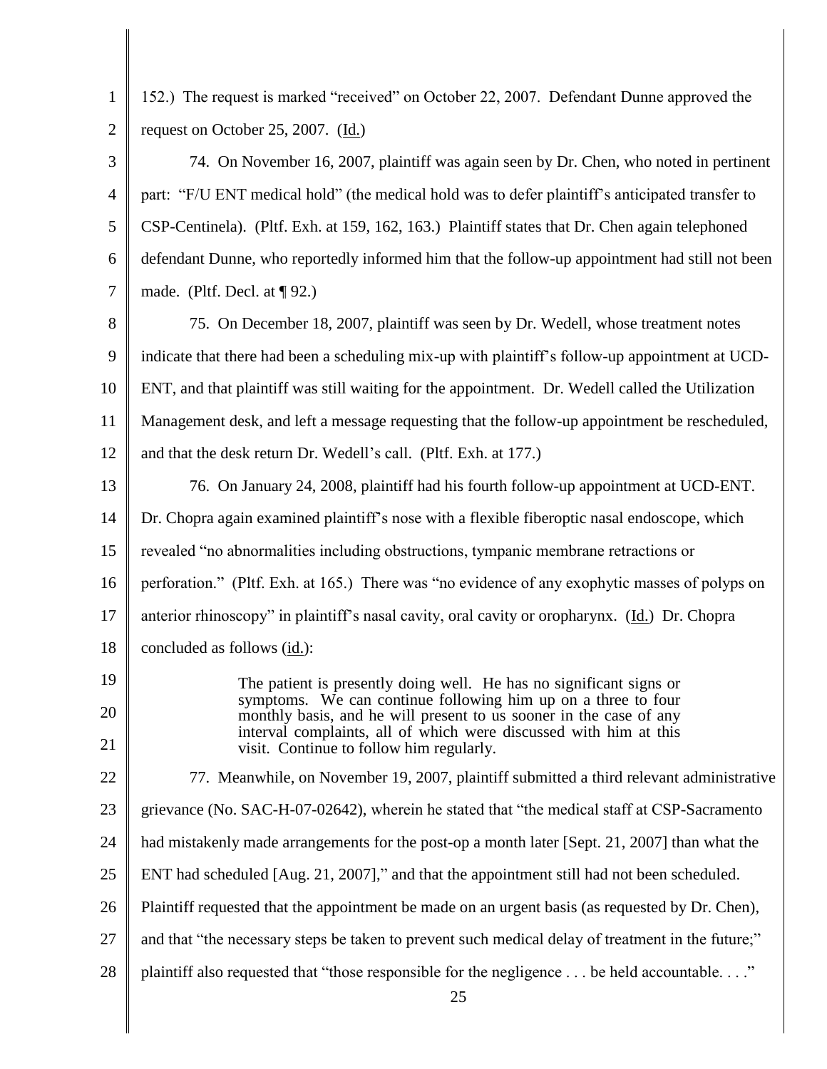152.) The request is marked "received" on October 22, 2007. Defendant Dunne approved the request on October 25, 2007. (Id.)

74. On November 16, 2007, plaintiff was again seen by Dr. Chen, who noted in pertinent part: "F/U ENT medical hold" (the medical hold was to defer plaintiff's anticipated transfer to CSP-Centinela). (Pltf. Exh. at 159, 162, 163.) Plaintiff states that Dr. Chen again telephoned defendant Dunne, who reportedly informed him that the follow-up appointment had still not been made. (Pltf. Decl. at ¶ 92.)

75. On December 18, 2007, plaintiff was seen by Dr. Wedell, whose treatment notes indicate that there had been a scheduling mix-up with plaintiff's follow-up appointment at UCD-ENT, and that plaintiff was still waiting for the appointment. Dr. Wedell called the Utilization Management desk, and left a message requesting that the follow-up appointment be rescheduled, and that the desk return Dr. Wedell's call. (Pltf. Exh. at 177.)

76. On January 24, 2008, plaintiff had his fourth follow-up appointment at UCD-ENT. Dr. Chopra again examined plaintiff's nose with a flexible fiberoptic nasal endoscope, which revealed "no abnormalities including obstructions, tympanic membrane retractions or perforation." (Pltf. Exh. at 165.) There was "no evidence of any exophytic masses of polyps on anterior rhinoscopy" in plaintiff's nasal cavity, oral cavity or oropharynx. (Id.) Dr. Chopra concluded as follows (id.):

> The patient is presently doing well. He has no significant signs or symptoms. We can continue following him up on a three to four monthly basis, and he will present to us sooner in the case of any interval complaints, all of which were discussed with him at this visit. Continue to follow him regularly.

77. Meanwhile, on November 19, 2007, plaintiff submitted a third relevant administrative grievance (No. SAC-H-07-02642), wherein he stated that "the medical staff at CSP-Sacramento had mistakenly made arrangements for the post-op a month later [Sept. 21, 2007] than what the ENT had scheduled [Aug. 21, 2007]," and that the appointment still had not been scheduled. Plaintiff requested that the appointment be made on an urgent basis (as requested by Dr. Chen), and that "the necessary steps be taken to prevent such medical delay of treatment in the future;" plaintiff also requested that "those responsible for the negligence . . . be held accountable. . . ."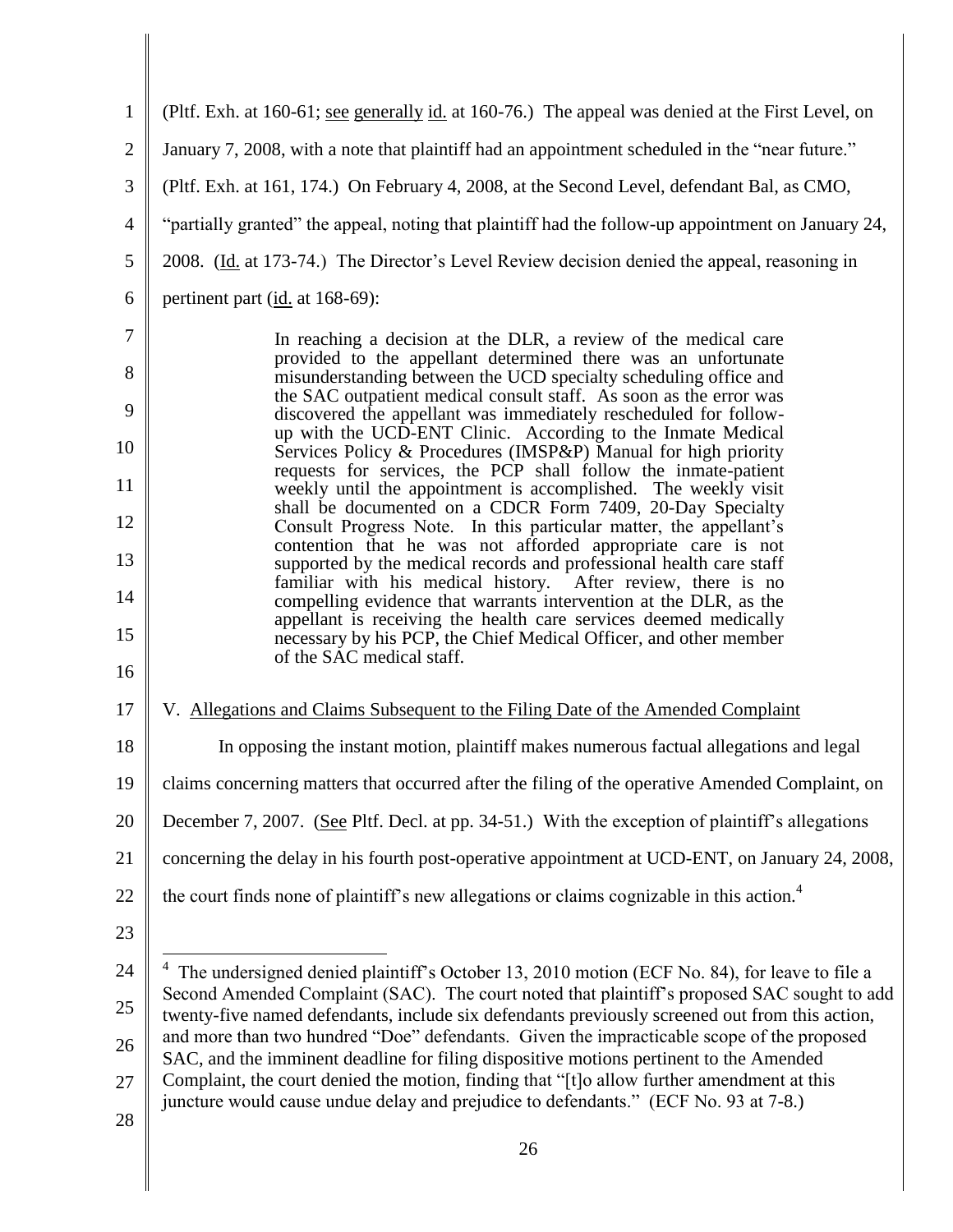(Pltf. Exh. at 160-61; see generally id. at 160-76.) The appeal was denied at the First Level, on January 7, 2008, with a note that plaintiff had an appointment scheduled in the "near future." (Pltf. Exh. at 161, 174.) On February 4, 2008, at the Second Level, defendant Bal, as CMO, "partially granted" the appeal, noting that plaintiff had the follow-up appointment on January 24, 2008. (Id. at 173-74.) The Director's Level Review decision denied the appeal, reasoning in pertinent part (id. at 168-69):

> In reaching a decision at the DLR, a review of the medical care provided to the appellant determined there was an unfortunate misunderstanding between the UCD specialty scheduling office and the SAC outpatient medical consult staff. As soon as the error was discovered the appellant was immediately rescheduled for follow-up with the UCD-ENT Clinic. According to the Inmate Medical Services Policy & Procedures (IMSP&P) Manual for high priority requests for services, the PCP shall follow the inmate-patient weekly until the appointment is accomplished. The weekly visit shall be documented on a CDCR Form 7409, 20-Day Specialty Consult Progress Note. In this particular matter, the appellant's contention that he was not afforded appropriate care is not supported by the medical records and professional health care staff familiar with his medical history. After review, there is no compelling evidence that warrants intervention at the DLR, as the appellant is receiving the health care services deemed medically necessary by his PCP, the Chief Medical Officer, and other member of the SAC medical staff.

V. Allegations and Claims Subsequent to the Filing Date of the Amended Complaint

In opposing the instant motion, plaintiff makes numerous factual allegations and legal claims concerning matters that occurred after the filing of the operative Amended Complaint, on December 7, 2007. (See Pltf. Decl. at pp. 34-51.) With the exception of plaintiff's allegations concerning the delay in his fourth post-operative appointment at UCD-ENT, on January 24, 2008, the court finds none of plaintiff's new allegations or claims cognizable in this action.[4]

[4] The undersigned denied plaintiff's October 13, 2010 motion (ECF No. 84), for leave to file a Second Amended Complaint (SAC). The court noted that plaintiff's proposed SAC sought to add twenty-five named defendants, include six defendants previously screened out from this action, and more than two hundred "Doe" defendants. Given the impracticable scope of the proposed SAC, and the imminent deadline for filing dispositive motions pertinent to the Amended Complaint, the court denied the motion, finding that "[t]o allow further amendment at this juncture would cause undue delay and prejudice to defendants." (ECF No. 93 at 7-8.)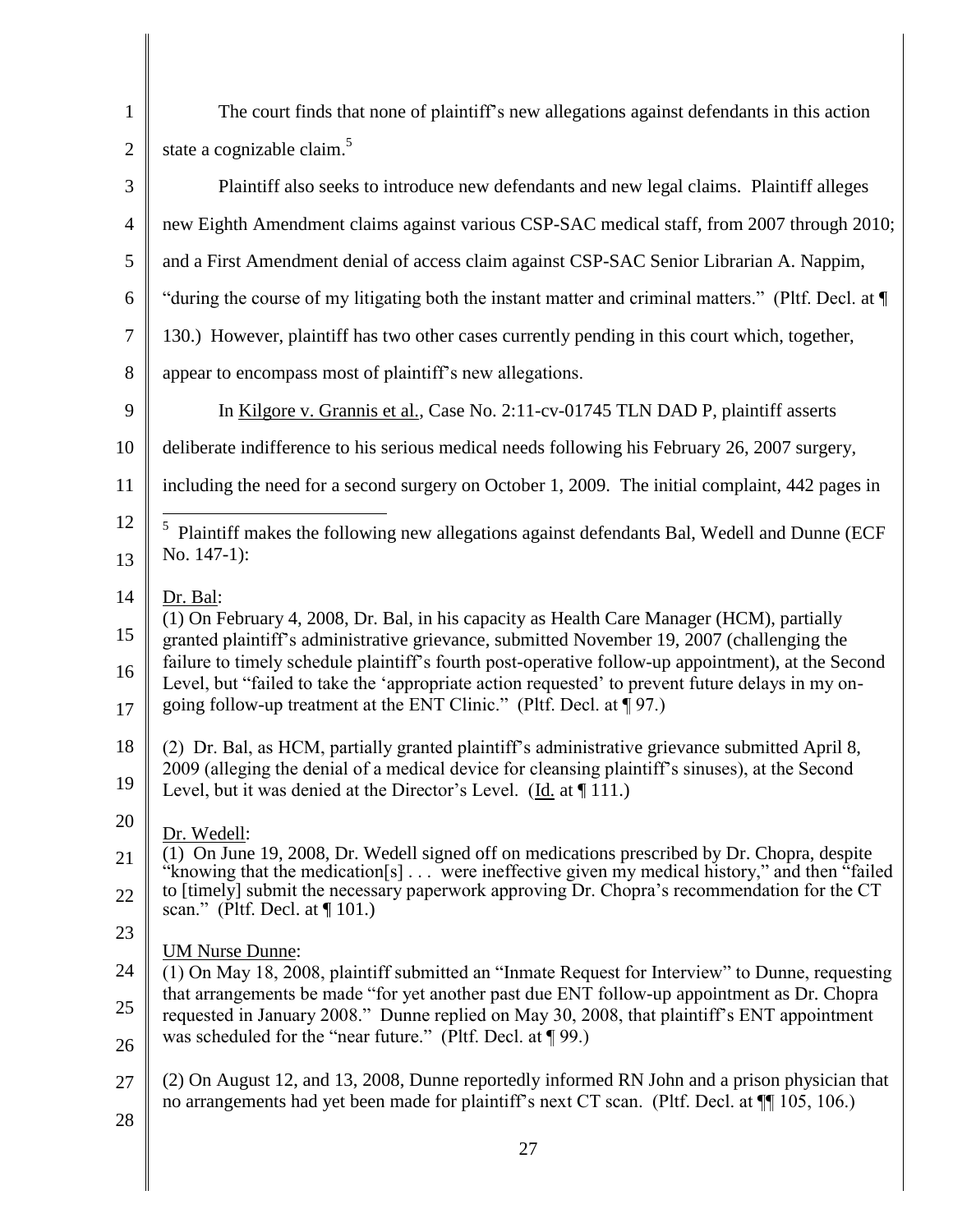The court finds that none of plaintiff's new allegations against defendants in this action state a cognizable claim.[5]

Plaintiff also seeks to introduce new defendants and new legal claims. Plaintiff alleges new Eighth Amendment claims against various CSP-SAC medical staff, from 2007 through 2010; and a First Amendment denial of access claim against CSP-SAC Senior Librarian A. Nappim, "during the course of my litigating both the instant matter and criminal matters." (Pltf. Decl. at ¶ 130.) However, plaintiff has two other cases currently pending in this court which, together, appear to encompass most of plaintiff's new allegations.

In Kilgore v. Grannis et al., Case No. 2:11-cv-01745 TLN DAD P, plaintiff asserts deliberate indifference to his serious medical needs following his February 26, 2007 surgery, including the need for a second surgery on October 1, 2009. The initial complaint, 442 pages in

---

[5] Plaintiff makes the following new allegations against defendants Bal, Wedell and Dunne (ECF No. 147-1):

Dr. Bal:

(1) On February 4, 2008, Dr. Bal, in his capacity as Health Care Manager (HCM), partially granted plaintiff's administrative grievance, submitted November 19, 2007 (challenging the failure to timely schedule plaintiff's fourth post-operative follow-up appointment), at the Second Level, but "failed to take the 'appropriate action requested' to prevent future delays in my on-going follow-up treatment at the ENT Clinic." (Pltf. Decl. at ¶ 97.)

(2) Dr. Bal, as HCM, partially granted plaintiff's administrative grievance submitted April 8, 2009 (alleging the denial of a medical device for cleansing plaintiff's sinuses), at the Second Level, but it was denied at the Director's Level. (Id. at ¶ 111.)

Dr. Wedell:

(1) On June 19, 2008, Dr. Wedell signed off on medications prescribed by Dr. Chopra, despite "knowing that the medication[s] . . . were ineffective given my medical history," and then "failed to [timely] submit the necessary paperwork approving Dr. Chopra's recommendation for the CT scan." (Pltf. Decl. at ¶ 101.)

UM Nurse Dunne:

(1) On May 18, 2008, plaintiff submitted an "Inmate Request for Interview" to Dunne, requesting that arrangements be made "for yet another past due ENT follow-up appointment as Dr. Chopra requested in January 2008." Dunne replied on May 30, 2008, that plaintiff's ENT appointment was scheduled for the "near future." (Pltf. Decl. at ¶ 99.)

(2) On August 12, and 13, 2008, Dunne reportedly informed RN John and a prison physician that no arrangements had yet been made for plaintiff's next CT scan. (Pltf. Decl. at ¶¶ 105, 106.)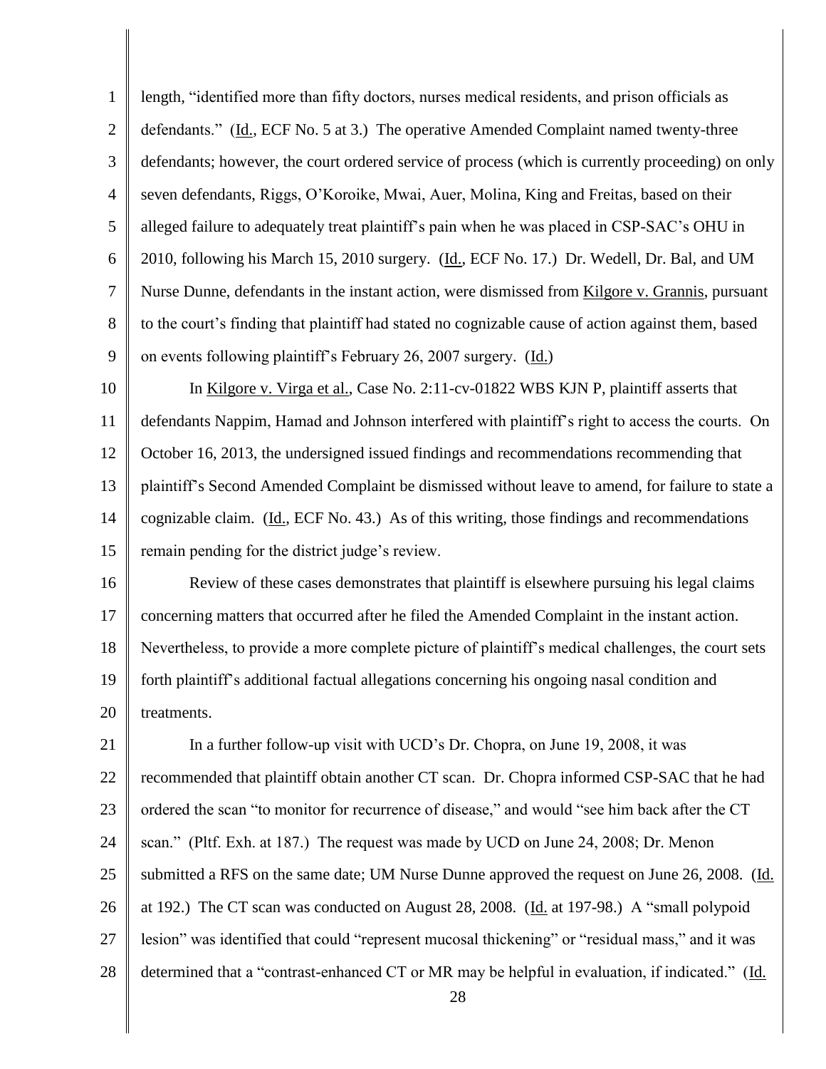length, "identified more than fifty doctors, nurses medical residents, and prison officials as defendants." (Id., ECF No. 5 at 3.) The operative Amended Complaint named twenty-three defendants; however, the court ordered service of process (which is currently proceeding) on only seven defendants, Riggs, O'Koroike, Mwai, Auer, Molina, King and Freitas, based on their alleged failure to adequately treat plaintiff's pain when he was placed in CSP-SAC's OHU in 2010, following his March 15, 2010 surgery. (Id., ECF No. 17.) Dr. Wedell, Dr. Bal, and UM Nurse Dunne, defendants in the instant action, were dismissed from Kilgore v. Grannis, pursuant to the court's finding that plaintiff had stated no cognizable cause of action against them, based on events following plaintiff's February 26, 2007 surgery. (Id.)

In Kilgore v. Virga et al., Case No. 2:11-cv-01822 WBS KJN P, plaintiff asserts that defendants Nappim, Hamad and Johnson interfered with plaintiff's right to access the courts. On October 16, 2013, the undersigned issued findings and recommendations recommending that plaintiff's Second Amended Complaint be dismissed without leave to amend, for failure to state a cognizable claim. (Id., ECF No. 43.) As of this writing, those findings and recommendations remain pending for the district judge's review.

Review of these cases demonstrates that plaintiff is elsewhere pursuing his legal claims concerning matters that occurred after he filed the Amended Complaint in the instant action. Nevertheless, to provide a more complete picture of plaintiff's medical challenges, the court sets forth plaintiff's additional factual allegations concerning his ongoing nasal condition and treatments.

In a further follow-up visit with UCD's Dr. Chopra, on June 19, 2008, it was recommended that plaintiff obtain another CT scan. Dr. Chopra informed CSP-SAC that he had ordered the scan "to monitor for recurrence of disease," and would "see him back after the CT scan." (Pltf. Exh. at 187.) The request was made by UCD on June 24, 2008; Dr. Menon submitted a RFS on the same date; UM Nurse Dunne approved the request on June 26, 2008. (Id. at 192.) The CT scan was conducted on August 28, 2008. (Id. at 197-98.) A "small polypoid lesion" was identified that could "represent mucosal thickening" or "residual mass," and it was determined that a "contrast-enhanced CT or MR may be helpful in evaluation, if indicated." (Id.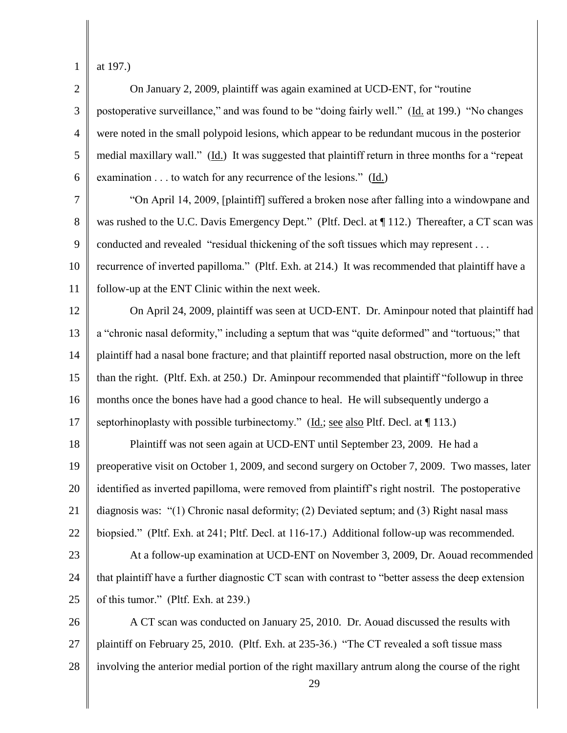at 197.)

On January 2, 2009, plaintiff was again examined at UCD-ENT, for "routine postoperative surveillance," and was found to be "doing fairly well." (Id. at 199.) "No changes were noted in the small polypoid lesions, which appear to be redundant mucous in the posterior medial maxillary wall." (Id.) It was suggested that plaintiff return in three months for a "repeat examination . . . to watch for any recurrence of the lesions." (Id.)

"On April 14, 2009, [plaintiff] suffered a broken nose after falling into a windowpane and was rushed to the U.C. Davis Emergency Dept." (Pltf. Decl. at ¶ 112.) Thereafter, a CT scan was conducted and revealed "residual thickening of the soft tissues which may represent . . . recurrence of inverted papilloma." (Pltf. Exh. at 214.) It was recommended that plaintiff have a follow-up at the ENT Clinic within the next week.

On April 24, 2009, plaintiff was seen at UCD-ENT. Dr. Aminpour noted that plaintiff had a "chronic nasal deformity," including a septum that was "quite deformed" and "tortuous;" that plaintiff had a nasal bone fracture; and that plaintiff reported nasal obstruction, more on the left than the right. (Pltf. Exh. at 250.) Dr. Aminpour recommended that plaintiff "followup in three months once the bones have had a good chance to heal. He will subsequently undergo a septorhinoplasty with possible turbinectomy." (Id.; see also Pltf. Decl. at ¶ 113.)

Plaintiff was not seen again at UCD-ENT until September 23, 2009. He had a preoperative visit on October 1, 2009, and second surgery on October 7, 2009. Two masses, later identified as inverted papilloma, were removed from plaintiff's right nostril. The postoperative diagnosis was: "(1) Chronic nasal deformity; (2) Deviated septum; and (3) Right nasal mass biopsied." (Pltf. Exh. at 241; Pltf. Decl. at 116-17.) Additional follow-up was recommended.

At a follow-up examination at UCD-ENT on November 3, 2009, Dr. Aouad recommended that plaintiff have a further diagnostic CT scan with contrast to "better assess the deep extension of this tumor." (Pltf. Exh. at 239.)

A CT scan was conducted on January 25, 2010. Dr. Aouad discussed the results with plaintiff on February 25, 2010. (Pltf. Exh. at 235-36.) "The CT revealed a soft tissue mass involving the anterior medial portion of the right maxillary antrum along the course of the right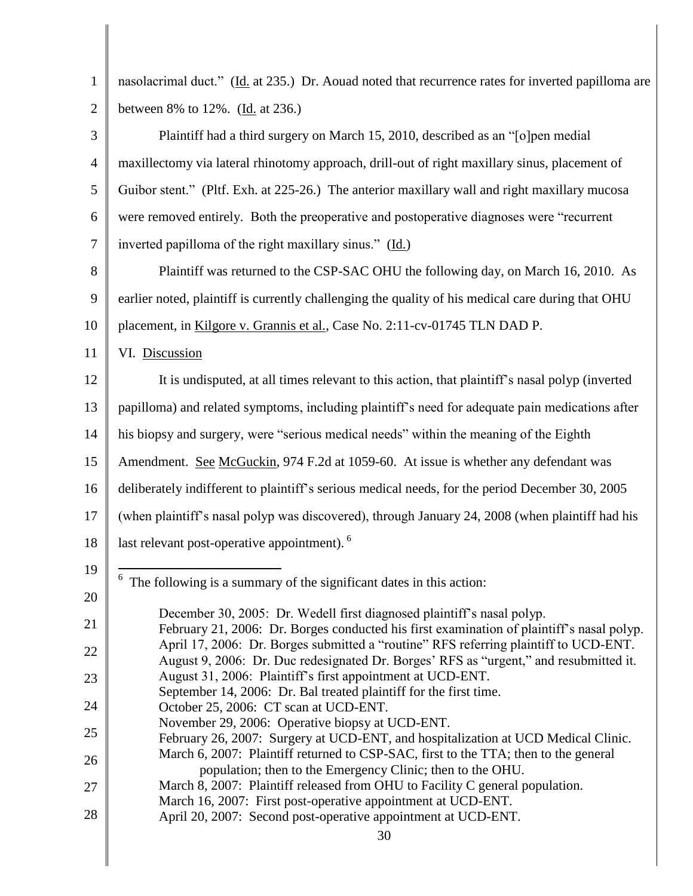nasolacrimal duct." (Id. at 235.) Dr. Aouad noted that recurrence rates for inverted papilloma are between 8% to 12%. (Id. at 236.)

Plaintiff had a third surgery on March 15, 2010, described as an "[o]pen medial maxillectomy via lateral rhinotomy approach, drill-out of right maxillary sinus, placement of Guibor stent." (Pltf. Exh. at 225-26.) The anterior maxillary wall and right maxillary mucosa were removed entirely. Both the preoperative and postoperative diagnoses were "recurrent inverted papilloma of the right maxillary sinus." (Id.)

Plaintiff was returned to the CSP-SAC OHU the following day, on March 16, 2010. As earlier noted, plaintiff is currently challenging the quality of his medical care during that OHU placement, in Kilgore v. Grannis et al., Case No. 2:11-cv-01745 TLN DAD P.

## VI. Discussion

It is undisputed, at all times relevant to this action, that plaintiff's nasal polyp (inverted papilloma) and related symptoms, including plaintiff's need for adequate pain medications after his biopsy and surgery, were "serious medical needs" within the meaning of the Eighth Amendment. See McGuckin, 974 F.2d at 1059-60. At issue is whether any defendant was deliberately indifferent to plaintiff's serious medical needs, for the period December 30, 2005 (when plaintiff's nasal polyp was discovered), through January 24, 2008 (when plaintiff had his last relevant post-operative appointment). [6]

---

[6] The following is a summary of the significant dates in this action:

December 30, 2005: Dr. Wedell first diagnosed plaintiff's nasal polyp.
February 21, 2006: Dr. Borges conducted his first examination of plaintiff's nasal polyp.
April 17, 2006: Dr. Borges submitted a "routine" RFS referring plaintiff to UCD-ENT.
August 9, 2006: Dr. Duc redesignated Dr. Borges' RFS as "urgent," and resubmitted it.
August 31, 2006: Plaintiff's first appointment at UCD-ENT.
September 14, 2006: Dr. Bal treated plaintiff for the first time.
October 25, 2006: CT scan at UCD-ENT.
November 29, 2006: Operative biopsy at UCD-ENT.
February 26, 2007: Surgery at UCD-ENT, and hospitalization at UCD Medical Clinic.
March 6, 2007: Plaintiff returned to CSP-SAC, first to the TTA; then to the general population; then to the Emergency Clinic; then to the OHU.
March 8, 2007: Plaintiff released from OHU to Facility C general population.
March 16, 2007: First post-operative appointment at UCD-ENT.
April 20, 2007: Second post-operative appointment at UCD-ENT.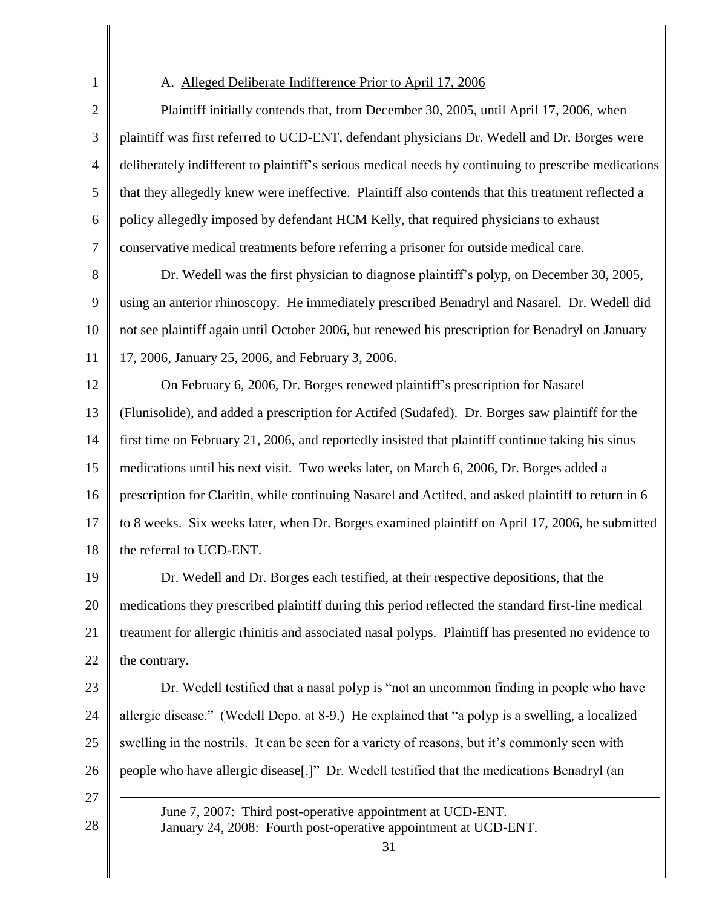A. Alleged Deliberate Indifference Prior to April 17, 2006

Plaintiff initially contends that, from December 30, 2005, until April 17, 2006, when plaintiff was first referred to UCD-ENT, defendant physicians Dr. Wedell and Dr. Borges were deliberately indifferent to plaintiff's serious medical needs by continuing to prescribe medications that they allegedly knew were ineffective. Plaintiff also contends that this treatment reflected a policy allegedly imposed by defendant HCM Kelly, that required physicians to exhaust conservative medical treatments before referring a prisoner for outside medical care.

Dr. Wedell was the first physician to diagnose plaintiff's polyp, on December 30, 2005, using an anterior rhinoscopy. He immediately prescribed Benadryl and Nasarel. Dr. Wedell did not see plaintiff again until October 2006, but renewed his prescription for Benadryl on January 17, 2006, January 25, 2006, and February 3, 2006.

On February 6, 2006, Dr. Borges renewed plaintiff's prescription for Nasarel (Flunisolide), and added a prescription for Actifed (Sudafed). Dr. Borges saw plaintiff for the first time on February 21, 2006, and reportedly insisted that plaintiff continue taking his sinus medications until his next visit. Two weeks later, on March 6, 2006, Dr. Borges added a prescription for Claritin, while continuing Nasarel and Actifed, and asked plaintiff to return in 6 to 8 weeks. Six weeks later, when Dr. Borges examined plaintiff on April 17, 2006, he submitted the referral to UCD-ENT.

Dr. Wedell and Dr. Borges each testified, at their respective depositions, that the medications they prescribed plaintiff during this period reflected the standard first-line medical treatment for allergic rhinitis and associated nasal polyps. Plaintiff has presented no evidence to the contrary.

Dr. Wedell testified that a nasal polyp is "not an uncommon finding in people who have allergic disease." (Wedell Depo. at 8-9.) He explained that "a polyp is a swelling, a localized swelling in the nostrils. It can be seen for a variety of reasons, but it's commonly seen with people who have allergic disease[.]" Dr. Wedell testified that the medications Benadryl (an

---

June 7, 2007: Third post-operative appointment at UCD-ENT.
January 24, 2008: Fourth post-operative appointment at UCD-ENT.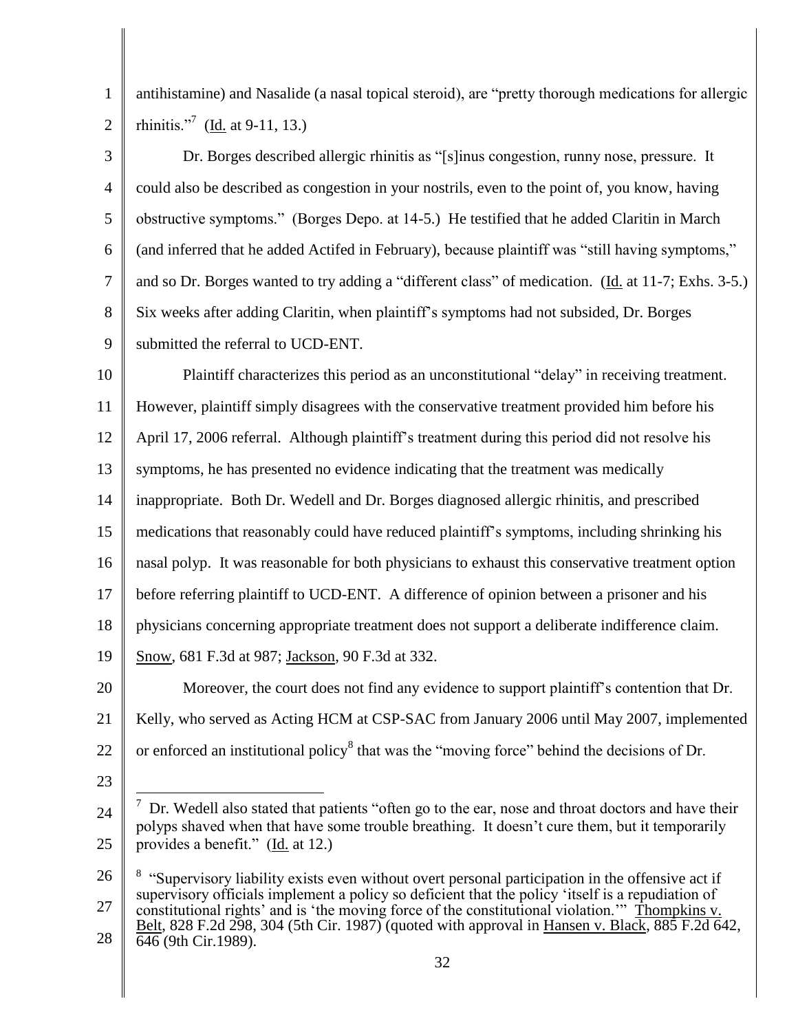antihistamine) and Nasalide (a nasal topical steroid), are "pretty thorough medications for allergic rhinitis."[7] (Id. at 9-11, 13.)

Dr. Borges described allergic rhinitis as "[s]inus congestion, runny nose, pressure. It could also be described as congestion in your nostrils, even to the point of, you know, having obstructive symptoms." (Borges Depo. at 14-5.) He testified that he added Claritin in March (and inferred that he added Actifed in February), because plaintiff was "still having symptoms," and so Dr. Borges wanted to try adding a "different class" of medication. (Id. at 11-7; Exhs. 3-5.) Six weeks after adding Claritin, when plaintiff's symptoms had not subsided, Dr. Borges submitted the referral to UCD-ENT.

Plaintiff characterizes this period as an unconstitutional "delay" in receiving treatment. However, plaintiff simply disagrees with the conservative treatment provided him before his April 17, 2006 referral. Although plaintiff's treatment during this period did not resolve his symptoms, he has presented no evidence indicating that the treatment was medically inappropriate. Both Dr. Wedell and Dr. Borges diagnosed allergic rhinitis, and prescribed medications that reasonably could have reduced plaintiff's symptoms, including shrinking his nasal polyp. It was reasonable for both physicians to exhaust this conservative treatment option before referring plaintiff to UCD-ENT. A difference of opinion between a prisoner and his physicians concerning appropriate treatment does not support a deliberate indifference claim. Snow, 681 F.3d at 987; Jackson, 90 F.3d at 332.

Moreover, the court does not find any evidence to support plaintiff's contention that Dr. Kelly, who served as Acting HCM at CSP-SAC from January 2006 until May 2007, implemented or enforced an institutional policy[8] that was the "moving force" behind the decisions of Dr.

---

[7] Dr. Wedell also stated that patients "often go to the ear, nose and throat doctors and have their polyps shaved when that have some trouble breathing. It doesn't cure them, but it temporarily provides a benefit." (Id. at 12.)

[8] "Supervisory liability exists even without overt personal participation in the offensive act if supervisory officials implement a policy so deficient that the policy 'itself is a repudiation of constitutional rights' and is 'the moving force of the constitutional violation.'" Thompkins v. Belt, 828 F.2d 298, 304 (5th Cir. 1987) (quoted with approval in Hansen v. Black, 885 F.2d 642, 646 (9th Cir.1989).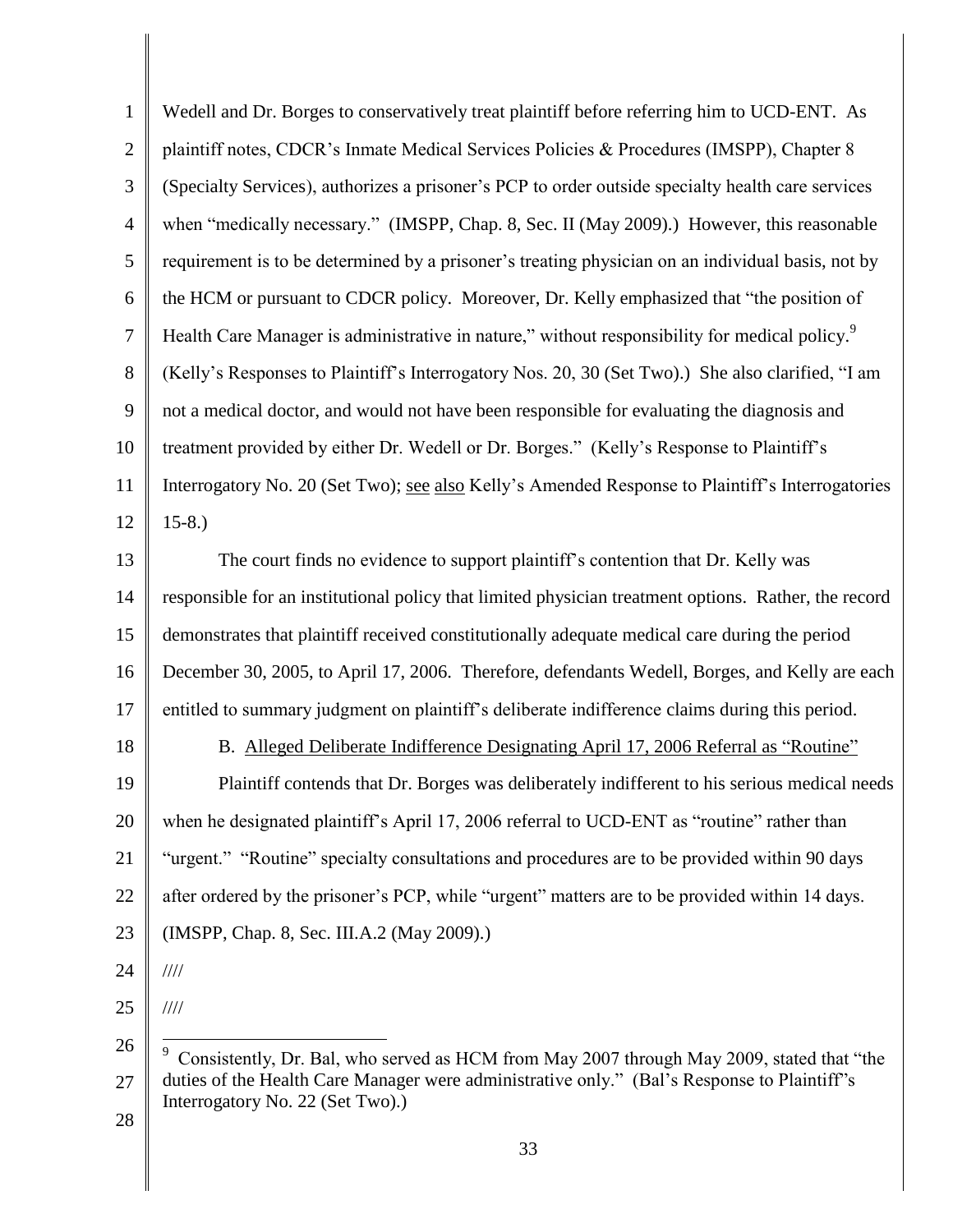Wedell and Dr. Borges to conservatively treat plaintiff before referring him to UCD-ENT. As plaintiff notes, CDCR's Inmate Medical Services Policies & Procedures (IMSPP), Chapter 8 (Specialty Services), authorizes a prisoner's PCP to order outside specialty health care services when "medically necessary." (IMSPP, Chap. 8, Sec. II (May 2009).) However, this reasonable requirement is to be determined by a prisoner's treating physician on an individual basis, not by the HCM or pursuant to CDCR policy. Moreover, Dr. Kelly emphasized that "the position of Health Care Manager is administrative in nature," without responsibility for medical policy.[9] (Kelly's Responses to Plaintiff's Interrogatory Nos. 20, 30 (Set Two).) She also clarified, "I am not a medical doctor, and would not have been responsible for evaluating the diagnosis and treatment provided by either Dr. Wedell or Dr. Borges." (Kelly's Response to Plaintiff's Interrogatory No. 20 (Set Two); see also Kelly's Amended Response to Plaintiff's Interrogatories 15-8.)

The court finds no evidence to support plaintiff's contention that Dr. Kelly was responsible for an institutional policy that limited physician treatment options. Rather, the record demonstrates that plaintiff received constitutionally adequate medical care during the period December 30, 2005, to April 17, 2006. Therefore, defendants Wedell, Borges, and Kelly are each entitled to summary judgment on plaintiff's deliberate indifference claims during this period.

B. Alleged Deliberate Indifference Designating April 17, 2006 Referral as "Routine"

Plaintiff contends that Dr. Borges was deliberately indifferent to his serious medical needs when he designated plaintiff's April 17, 2006 referral to UCD-ENT as "routine" rather than "urgent." "Routine" specialty consultations and procedures are to be provided within 90 days after ordered by the prisoner's PCP, while "urgent" matters are to be provided within 14 days. (IMSPP, Chap. 8, Sec. III.A.2 (May 2009).)

////

////

[9] Consistently, Dr. Bal, who served as HCM from May 2007 through May 2009, stated that "the duties of the Health Care Manager were administrative only." (Bal's Response to Plaintiff's Interrogatory No. 22 (Set Two).)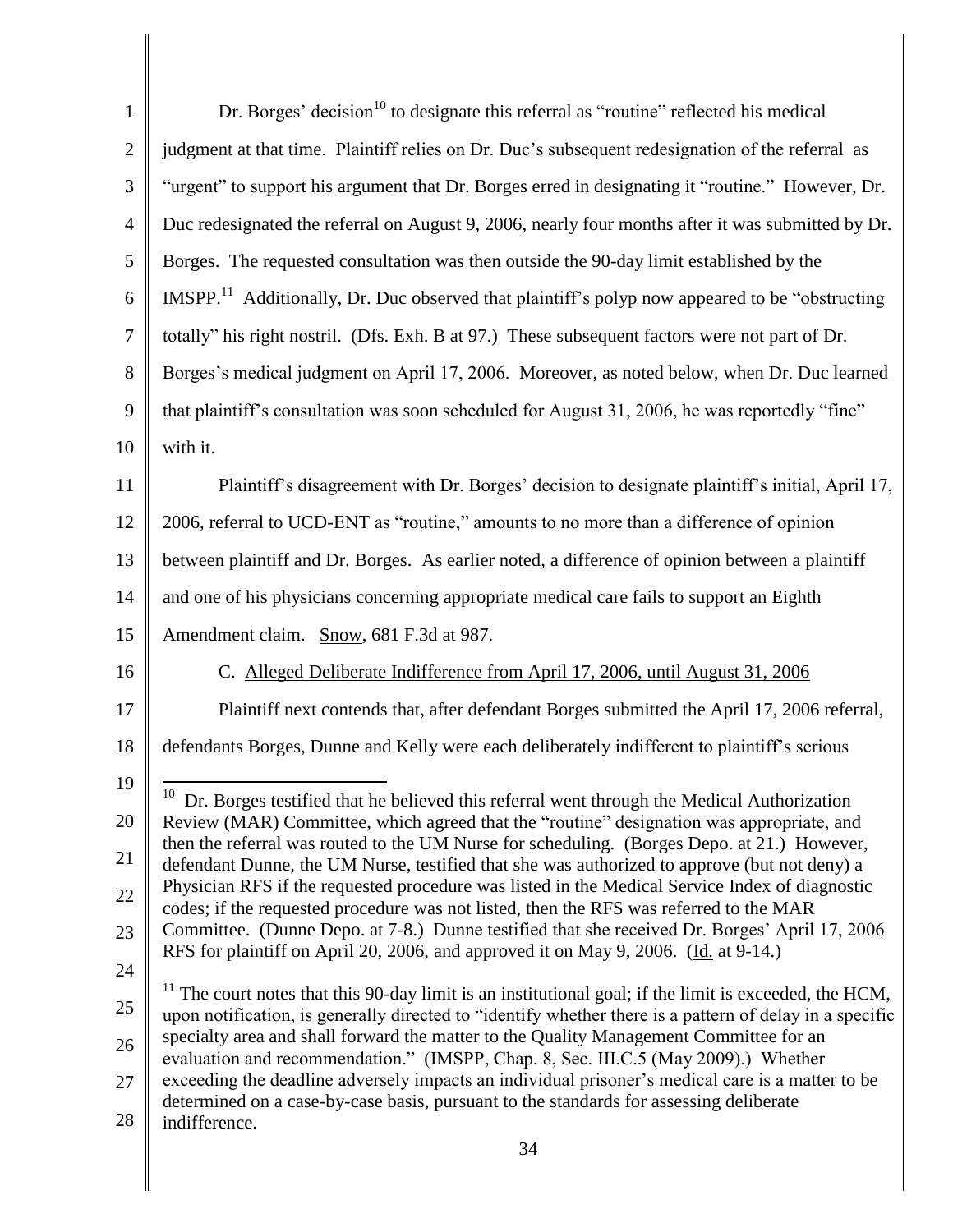Dr. Borges' decision[10] to designate this referral as "routine" reflected his medical judgment at that time. Plaintiff relies on Dr. Duc's subsequent redesignation of the referral as "urgent" to support his argument that Dr. Borges erred in designating it "routine." However, Dr. Duc redesignated the referral on August 9, 2006, nearly four months after it was submitted by Dr. Borges. The requested consultation was then outside the 90-day limit established by the IMSPP.[11] Additionally, Dr. Duc observed that plaintiff's polyp now appeared to be "obstructing totally" his right nostril. (Dfs. Exh. B at 97.) These subsequent factors were not part of Dr. Borges's medical judgment on April 17, 2006. Moreover, as noted below, when Dr. Duc learned that plaintiff's consultation was soon scheduled for August 31, 2006, he was reportedly "fine" with it.

Plaintiff's disagreement with Dr. Borges' decision to designate plaintiff's initial, April 17, 2006, referral to UCD-ENT as "routine," amounts to no more than a difference of opinion between plaintiff and Dr. Borges. As earlier noted, a difference of opinion between a plaintiff and one of his physicians concerning appropriate medical care fails to support an Eighth Amendment claim. Snow, 681 F.3d at 987.

C. Alleged Deliberate Indifference from April 17, 2006, until August 31, 2006

Plaintiff next contends that, after defendant Borges submitted the April 17, 2006 referral, defendants Borges, Dunne and Kelly were each deliberately indifferent to plaintiff's serious

---

[10] Dr. Borges testified that he believed this referral went through the Medical Authorization Review (MAR) Committee, which agreed that the "routine" designation was appropriate, and then the referral was routed to the UM Nurse for scheduling. (Borges Depo. at 21.) However, defendant Dunne, the UM Nurse, testified that she was authorized to approve (but not deny) a Physician RFS if the requested procedure was listed in the Medical Service Index of diagnostic codes; if the requested procedure was not listed, then the RFS was referred to the MAR Committee. (Dunne Depo. at 7-8.) Dunne testified that she received Dr. Borges' April 17, 2006 RFS for plaintiff on April 20, 2006, and approved it on May 9, 2006. (Id. at 9-14.)

[11] The court notes that this 90-day limit is an institutional goal; if the limit is exceeded, the HCM, upon notification, is generally directed to "identify whether there is a pattern of delay in a specific specialty area and shall forward the matter to the Quality Management Committee for an evaluation and recommendation." (IMSPP, Chap. 8, Sec. III.C.5 (May 2009).) Whether exceeding the deadline adversely impacts an individual prisoner's medical care is a matter to be determined on a case-by-case basis, pursuant to the standards for assessing deliberate indifference.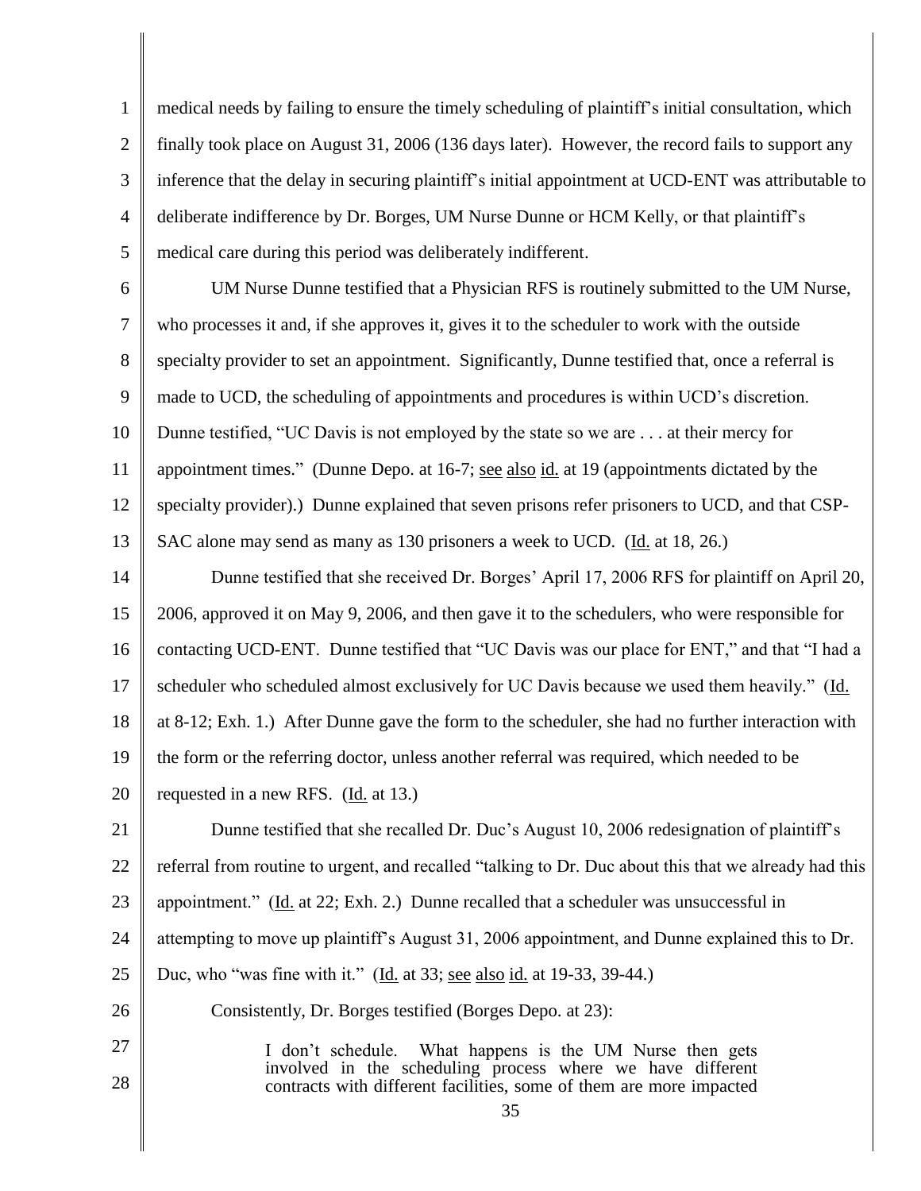medical needs by failing to ensure the timely scheduling of plaintiff's initial consultation, which finally took place on August 31, 2006 (136 days later). However, the record fails to support any inference that the delay in securing plaintiff's initial appointment at UCD-ENT was attributable to deliberate indifference by Dr. Borges, UM Nurse Dunne or HCM Kelly, or that plaintiff's medical care during this period was deliberately indifferent.

UM Nurse Dunne testified that a Physician RFS is routinely submitted to the UM Nurse, who processes it and, if she approves it, gives it to the scheduler to work with the outside specialty provider to set an appointment. Significantly, Dunne testified that, once a referral is made to UCD, the scheduling of appointments and procedures is within UCD's discretion. Dunne testified, "UC Davis is not employed by the state so we are . . . at their mercy for appointment times." (Dunne Depo. at 16-7; see also id. at 19 (appointments dictated by the specialty provider).) Dunne explained that seven prisons refer prisoners to UCD, and that CSP-SAC alone may send as many as 130 prisoners a week to UCD. (Id. at 18, 26.)

Dunne testified that she received Dr. Borges' April 17, 2006 RFS for plaintiff on April 20, 2006, approved it on May 9, 2006, and then gave it to the schedulers, who were responsible for contacting UCD-ENT. Dunne testified that "UC Davis was our place for ENT," and that "I had a scheduler who scheduled almost exclusively for UC Davis because we used them heavily." (Id. at 8-12; Exh. 1.) After Dunne gave the form to the scheduler, she had no further interaction with the form or the referring doctor, unless another referral was required, which needed to be requested in a new RFS. (Id. at 13.)

Dunne testified that she recalled Dr. Duc's August 10, 2006 redesignation of plaintiff's referral from routine to urgent, and recalled "talking to Dr. Duc about this that we already had this appointment." (Id. at 22; Exh. 2.) Dunne recalled that a scheduler was unsuccessful in attempting to move up plaintiff's August 31, 2006 appointment, and Dunne explained this to Dr. Duc, who "was fine with it." (Id. at 33; see also id. at 19-33, 39-44.)

Consistently, Dr. Borges testified (Borges Depo. at 23):

> I don't schedule. What happens is the UM Nurse then gets involved in the scheduling process where we have different contracts with different facilities, some of them are more impacted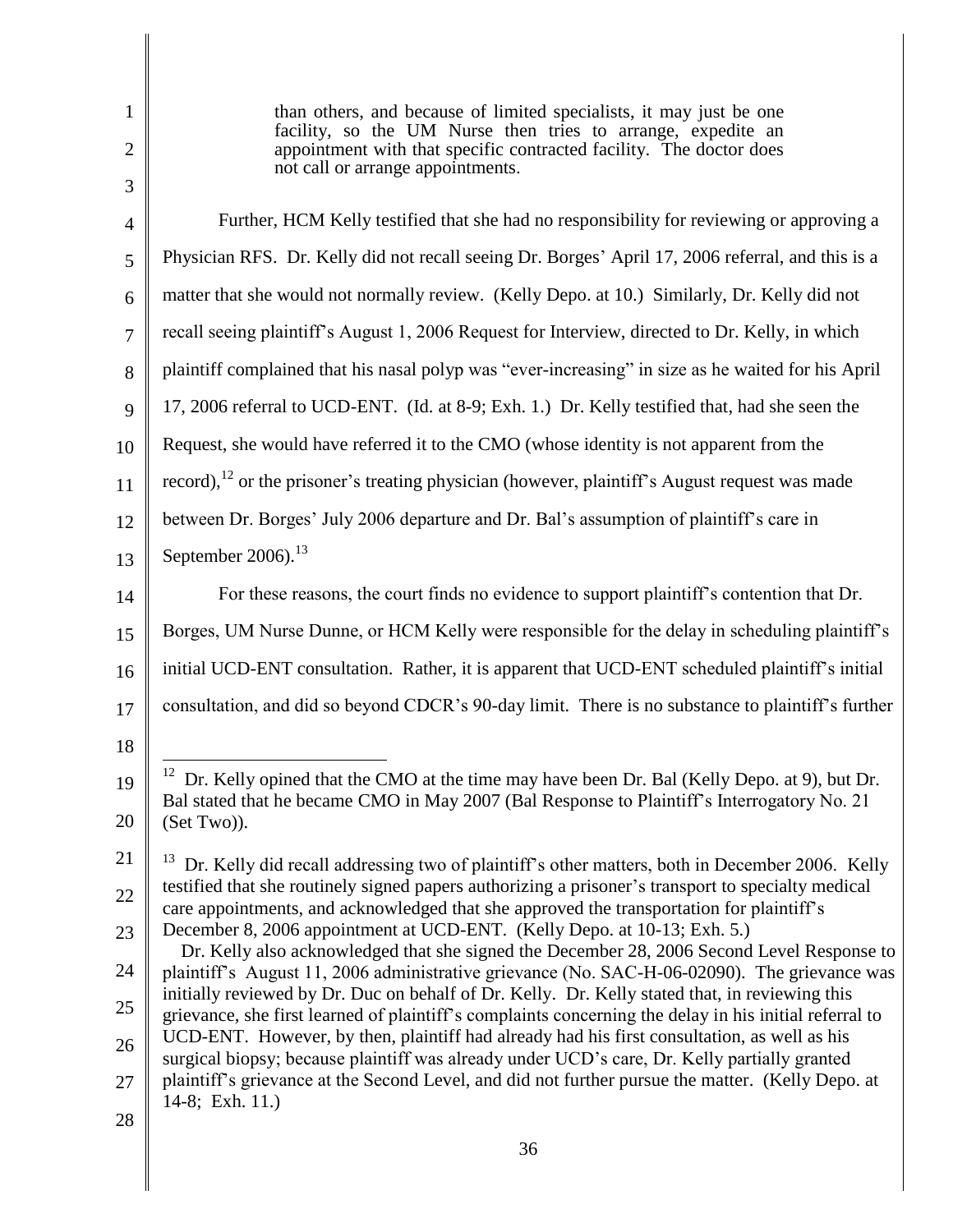> than others, and because of limited specialists, it may just be one facility, so the UM Nurse then tries to arrange, expedite an appointment with that specific contracted facility. The doctor does not call or arrange appointments.

Further, HCM Kelly testified that she had no responsibility for reviewing or approving a Physician RFS. Dr. Kelly did not recall seeing Dr. Borges' April 17, 2006 referral, and this is a matter that she would not normally review. (Kelly Depo. at 10.) Similarly, Dr. Kelly did not recall seeing plaintiff's August 1, 2006 Request for Interview, directed to Dr. Kelly, in which plaintiff complained that his nasal polyp was "ever-increasing" in size as he waited for his April 17, 2006 referral to UCD-ENT. (Id. at 8-9; Exh. 1.) Dr. Kelly testified that, had she seen the Request, she would have referred it to the CMO (whose identity is not apparent from the record),[12] or the prisoner's treating physician (however, plaintiff's August request was made between Dr. Borges' July 2006 departure and Dr. Bal's assumption of plaintiff's care in September 2006).[13]

For these reasons, the court finds no evidence to support plaintiff's contention that Dr. Borges, UM Nurse Dunne, or HCM Kelly were responsible for the delay in scheduling plaintiff's initial UCD-ENT consultation. Rather, it is apparent that UCD-ENT scheduled plaintiff's initial consultation, and did so beyond CDCR's 90-day limit. There is no substance to plaintiff's further

---

[12] Dr. Kelly opined that the CMO at the time may have been Dr. Bal (Kelly Depo. at 9), but Dr. Bal stated that he became CMO in May 2007 (Bal Response to Plaintiff's Interrogatory No. 21 (Set Two)).

[13] Dr. Kelly did recall addressing two of plaintiff's other matters, both in December 2006. Kelly testified that she routinely signed papers authorizing a prisoner's transport to specialty medical care appointments, and acknowledged that she approved the transportation for plaintiff's December 8, 2006 appointment at UCD-ENT. (Kelly Depo. at 10-13; Exh. 5.)

Dr. Kelly also acknowledged that she signed the December 28, 2006 Second Level Response to plaintiff's August 11, 2006 administrative grievance (No. SAC-H-06-02090). The grievance was initially reviewed by Dr. Duc on behalf of Dr. Kelly. Dr. Kelly stated that, in reviewing this grievance, she first learned of plaintiff's complaints concerning the delay in his initial referral to UCD-ENT. However, by then, plaintiff had already had his first consultation, as well as his surgical biopsy; because plaintiff was already under UCD's care, Dr. Kelly partially granted plaintiff's grievance at the Second Level, and did not further pursue the matter. (Kelly Depo. at 14-8; Exh. 11.)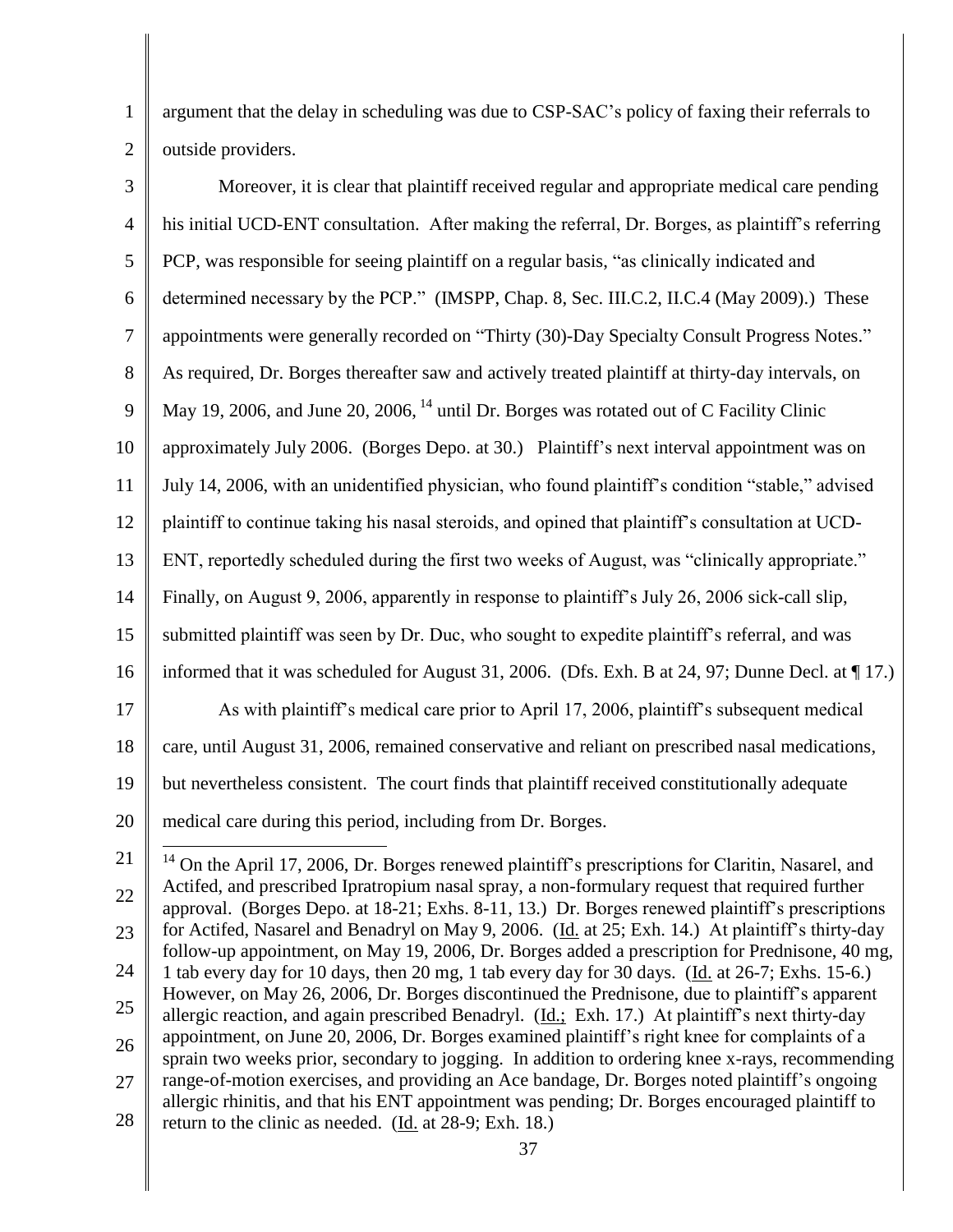argument that the delay in scheduling was due to CSP-SAC's policy of faxing their referrals to outside providers.

Moreover, it is clear that plaintiff received regular and appropriate medical care pending his initial UCD-ENT consultation. After making the referral, Dr. Borges, as plaintiff's referring PCP, was responsible for seeing plaintiff on a regular basis, "as clinically indicated and determined necessary by the PCP." (IMSPP, Chap. 8, Sec. III.C.2, II.C.4 (May 2009).) These appointments were generally recorded on "Thirty (30)-Day Specialty Consult Progress Notes." As required, Dr. Borges thereafter saw and actively treated plaintiff at thirty-day intervals, on May 19, 2006, and June 20, 2006, [14] until Dr. Borges was rotated out of C Facility Clinic approximately July 2006. (Borges Depo. at 30.) Plaintiff's next interval appointment was on July 14, 2006, with an unidentified physician, who found plaintiff's condition "stable," advised plaintiff to continue taking his nasal steroids, and opined that plaintiff's consultation at UCD-ENT, reportedly scheduled during the first two weeks of August, was "clinically appropriate." Finally, on August 9, 2006, apparently in response to plaintiff's July 26, 2006 sick-call slip, submitted plaintiff was seen by Dr. Duc, who sought to expedite plaintiff's referral, and was informed that it was scheduled for August 31, 2006. (Dfs. Exh. B at 24, 97; Dunne Decl. at ¶ 17.)

As with plaintiff's medical care prior to April 17, 2006, plaintiff's subsequent medical care, until August 31, 2006, remained conservative and reliant on prescribed nasal medications, but nevertheless consistent. The court finds that plaintiff received constitutionally adequate medical care during this period, including from Dr. Borges.

[14] On the April 17, 2006, Dr. Borges renewed plaintiff's prescriptions for Claritin, Nasarel, and Actifed, and prescribed Ipratropium nasal spray, a non-formulary request that required further approval. (Borges Depo. at 18-21; Exhs. 8-11, 13.) Dr. Borges renewed plaintiff's prescriptions for Actifed, Nasarel and Benadryl on May 9, 2006. (Id. at 25; Exh. 14.) At plaintiff's thirty-day follow-up appointment, on May 19, 2006, Dr. Borges added a prescription for Prednisone, 40 mg, 1 tab every day for 10 days, then 20 mg, 1 tab every day for 30 days. (Id. at 26-7; Exhs. 15-6.) However, on May 26, 2006, Dr. Borges discontinued the Prednisone, due to plaintiff's apparent allergic reaction, and again prescribed Benadryl. (Id.; Exh. 17.) At plaintiff's next thirty-day appointment, on June 20, 2006, Dr. Borges examined plaintiff's right knee for complaints of a sprain two weeks prior, secondary to jogging. In addition to ordering knee x-rays, recommending range-of-motion exercises, and providing an Ace bandage, Dr. Borges noted plaintiff's ongoing allergic rhinitis, and that his ENT appointment was pending; Dr. Borges encouraged plaintiff to return to the clinic as needed. (Id. at 28-9; Exh. 18.)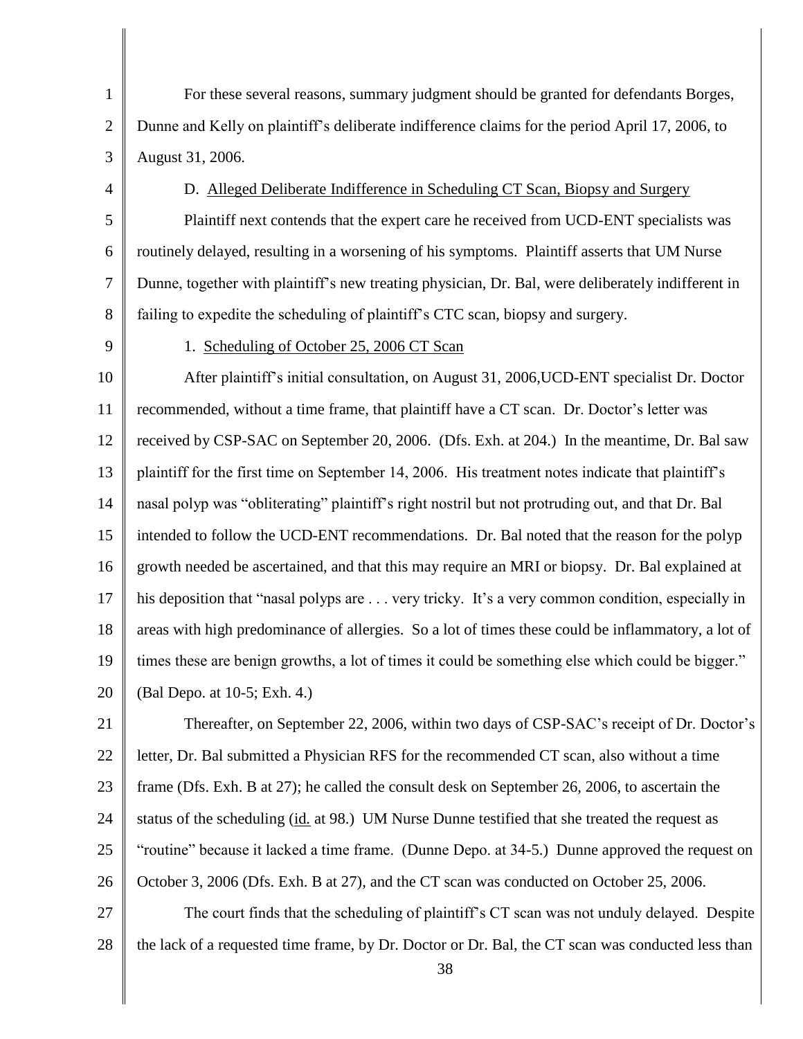For these several reasons, summary judgment should be granted for defendants Borges, Dunne and Kelly on plaintiff's deliberate indifference claims for the period April 17, 2006, to August 31, 2006.

D. <u>Alleged Deliberate Indifference in Scheduling CT Scan, Biopsy and Surgery</u>

Plaintiff next contends that the expert care he received from UCD-ENT specialists was routinely delayed, resulting in a worsening of his symptoms. Plaintiff asserts that UM Nurse Dunne, together with plaintiff's new treating physician, Dr. Bal, were deliberately indifferent in failing to expedite the scheduling of plaintiff's CTC scan, biopsy and surgery.

1. <u>Scheduling of October 25, 2006 CT Scan</u>

After plaintiff's initial consultation, on August 31, 2006,UCD-ENT specialist Dr. Doctor recommended, without a time frame, that plaintiff have a CT scan. Dr. Doctor's letter was received by CSP-SAC on September 20, 2006. (Dfs. Exh. at 204.) In the meantime, Dr. Bal saw plaintiff for the first time on September 14, 2006. His treatment notes indicate that plaintiff's nasal polyp was "obliterating" plaintiff's right nostril but not protruding out, and that Dr. Bal intended to follow the UCD-ENT recommendations. Dr. Bal noted that the reason for the polyp growth needed be ascertained, and that this may require an MRI or biopsy. Dr. Bal explained at his deposition that "nasal polyps are . . . very tricky. It's a very common condition, especially in areas with high predominance of allergies. So a lot of times these could be inflammatory, a lot of times these are benign growths, a lot of times it could be something else which could be bigger." (Bal Depo. at 10-5; Exh. 4.)

Thereafter, on September 22, 2006, within two days of CSP-SAC's receipt of Dr. Doctor's letter, Dr. Bal submitted a Physician RFS for the recommended CT scan, also without a time frame (Dfs. Exh. B at 27); he called the consult desk on September 26, 2006, to ascertain the status of the scheduling (<u>id.</u> at 98.) UM Nurse Dunne testified that she treated the request as "routine" because it lacked a time frame. (Dunne Depo. at 34-5.) Dunne approved the request on October 3, 2006 (Dfs. Exh. B at 27), and the CT scan was conducted on October 25, 2006.

The court finds that the scheduling of plaintiff's CT scan was not unduly delayed. Despite the lack of a requested time frame, by Dr. Doctor or Dr. Bal, the CT scan was conducted less than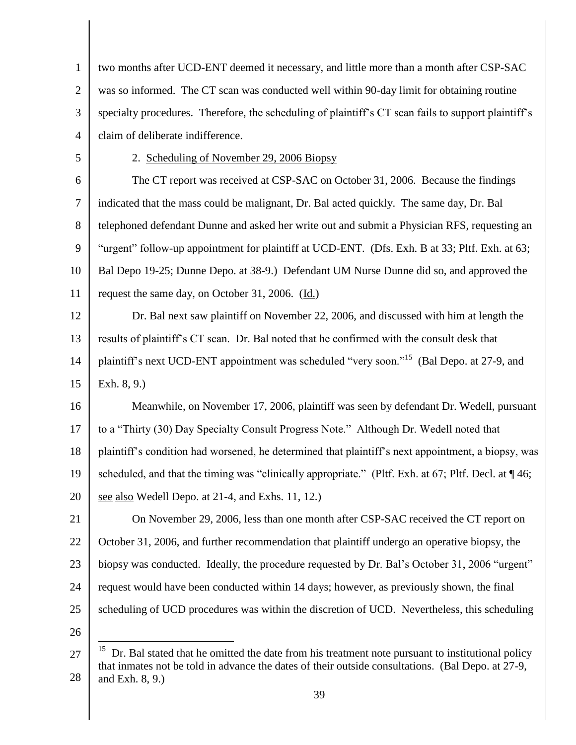two months after UCD-ENT deemed it necessary, and little more than a month after CSP-SAC was so informed. The CT scan was conducted well within 90-day limit for obtaining routine specialty procedures. Therefore, the scheduling of plaintiff's CT scan fails to support plaintiff's claim of deliberate indifference.

2. Scheduling of November 29, 2006 Biopsy

The CT report was received at CSP-SAC on October 31, 2006. Because the findings indicated that the mass could be malignant, Dr. Bal acted quickly. The same day, Dr. Bal telephoned defendant Dunne and asked her write out and submit a Physician RFS, requesting an "urgent" follow-up appointment for plaintiff at UCD-ENT. (Dfs. Exh. B at 33; Pltf. Exh. at 63; Bal Depo 19-25; Dunne Depo. at 38-9.) Defendant UM Nurse Dunne did so, and approved the request the same day, on October 31, 2006. (Id.)

Dr. Bal next saw plaintiff on November 22, 2006, and discussed with him at length the results of plaintiff's CT scan. Dr. Bal noted that he confirmed with the consult desk that plaintiff's next UCD-ENT appointment was scheduled "very soon."[15] (Bal Depo. at 27-9, and Exh. 8, 9.)

Meanwhile, on November 17, 2006, plaintiff was seen by defendant Dr. Wedell, pursuant to a "Thirty (30) Day Specialty Consult Progress Note." Although Dr. Wedell noted that plaintiff's condition had worsened, he determined that plaintiff's next appointment, a biopsy, was scheduled, and that the timing was "clinically appropriate." (Pltf. Exh. at 67; Pltf. Decl. at ¶ 46; see also Wedell Depo. at 21-4, and Exhs. 11, 12.)

On November 29, 2006, less than one month after CSP-SAC received the CT report on October 31, 2006, and further recommendation that plaintiff undergo an operative biopsy, the biopsy was conducted. Ideally, the procedure requested by Dr. Bal's October 31, 2006 "urgent" request would have been conducted within 14 days; however, as previously shown, the final scheduling of UCD procedures was within the discretion of UCD. Nevertheless, this scheduling

---

[15] Dr. Bal stated that he omitted the date from his treatment note pursuant to institutional policy that inmates not be told in advance the dates of their outside consultations. (Bal Depo. at 27-9, and Exh. 8, 9.)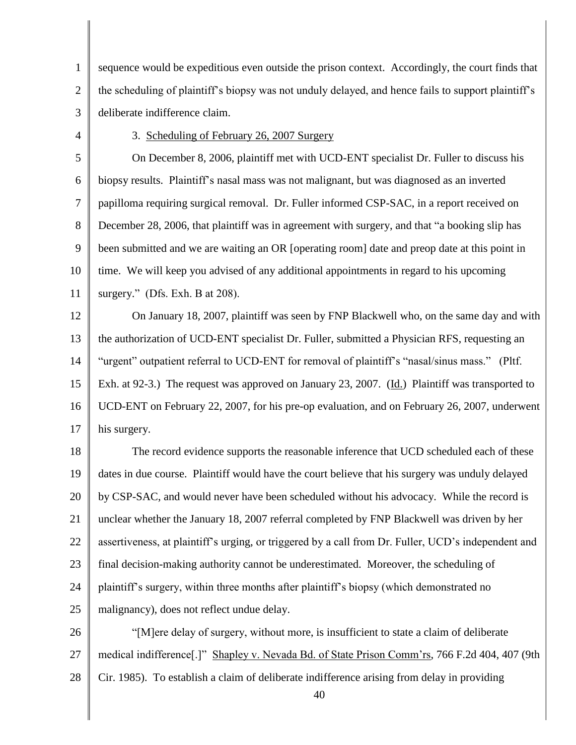sequence would be expeditious even outside the prison context. Accordingly, the court finds that the scheduling of plaintiff's biopsy was not unduly delayed, and hence fails to support plaintiff's deliberate indifference claim.

3. Scheduling of February 26, 2007 Surgery

On December 8, 2006, plaintiff met with UCD-ENT specialist Dr. Fuller to discuss his biopsy results. Plaintiff's nasal mass was not malignant, but was diagnosed as an inverted papilloma requiring surgical removal. Dr. Fuller informed CSP-SAC, in a report received on December 28, 2006, that plaintiff was in agreement with surgery, and that "a booking slip has been submitted and we are waiting an OR [operating room] date and preop date at this point in time. We will keep you advised of any additional appointments in regard to his upcoming surgery." (Dfs. Exh. B at 208).

On January 18, 2007, plaintiff was seen by FNP Blackwell who, on the same day and with the authorization of UCD-ENT specialist Dr. Fuller, submitted a Physician RFS, requesting an "urgent" outpatient referral to UCD-ENT for removal of plaintiff's "nasal/sinus mass." (Pltf. Exh. at 92-3.) The request was approved on January 23, 2007. (Id.) Plaintiff was transported to UCD-ENT on February 22, 2007, for his pre-op evaluation, and on February 26, 2007, underwent his surgery.

The record evidence supports the reasonable inference that UCD scheduled each of these dates in due course. Plaintiff would have the court believe that his surgery was unduly delayed by CSP-SAC, and would never have been scheduled without his advocacy. While the record is unclear whether the January 18, 2007 referral completed by FNP Blackwell was driven by her assertiveness, at plaintiff's urging, or triggered by a call from Dr. Fuller, UCD's independent and final decision-making authority cannot be underestimated. Moreover, the scheduling of plaintiff's surgery, within three months after plaintiff's biopsy (which demonstrated no malignancy), does not reflect undue delay.

"[M]ere delay of surgery, without more, is insufficient to state a claim of deliberate medical indifference[.]" Shapley v. Nevada Bd. of State Prison Comm'rs, 766 F.2d 404, 407 (9th Cir. 1985). To establish a claim of deliberate indifference arising from delay in providing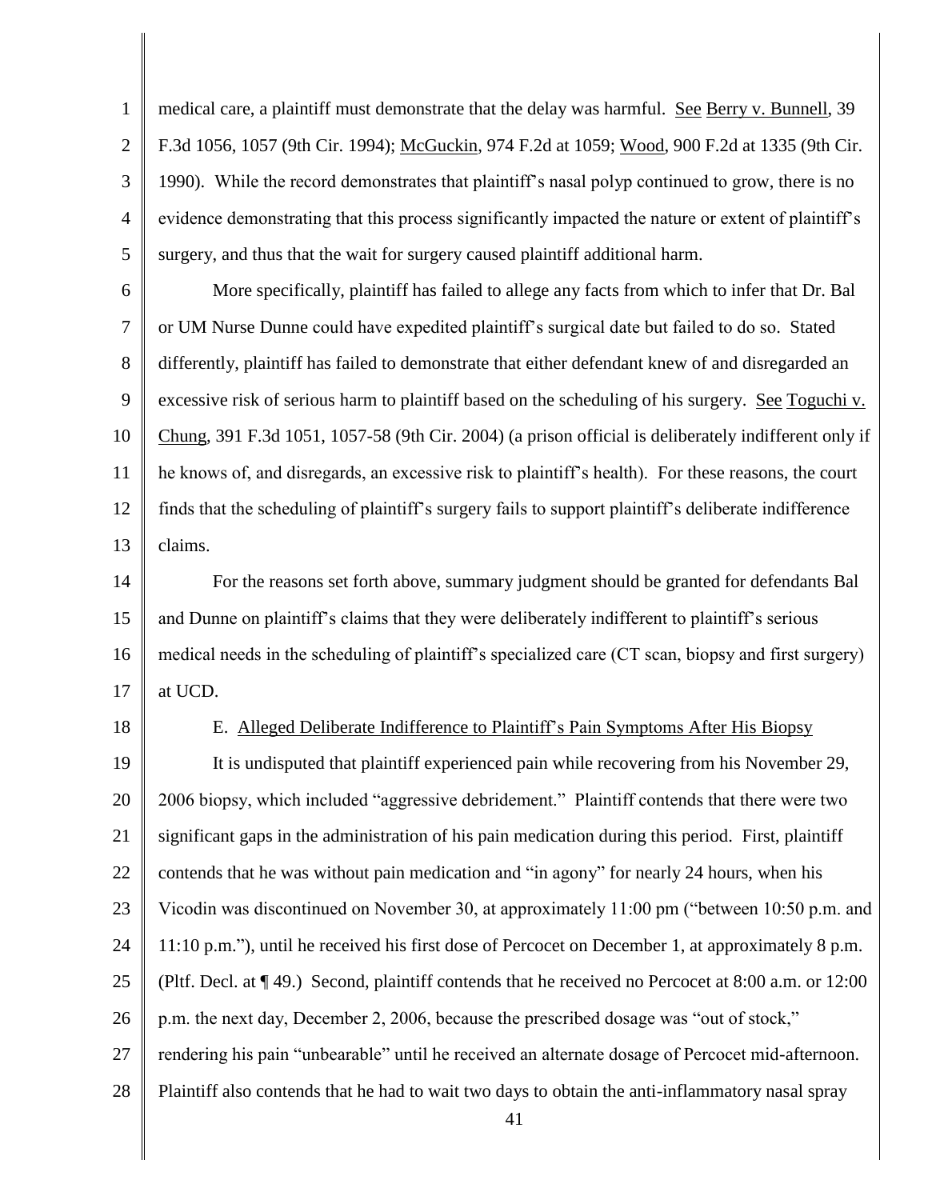medical care, a plaintiff must demonstrate that the delay was harmful. See Berry v. Bunnell, 39 F.3d 1056, 1057 (9th Cir. 1994); McGuckin, 974 F.2d at 1059; Wood, 900 F.2d at 1335 (9th Cir. 1990). While the record demonstrates that plaintiff's nasal polyp continued to grow, there is no evidence demonstrating that this process significantly impacted the nature or extent of plaintiff's surgery, and thus that the wait for surgery caused plaintiff additional harm.

More specifically, plaintiff has failed to allege any facts from which to infer that Dr. Bal or UM Nurse Dunne could have expedited plaintiff's surgical date but failed to do so. Stated differently, plaintiff has failed to demonstrate that either defendant knew of and disregarded an excessive risk of serious harm to plaintiff based on the scheduling of his surgery. See Toguchi v. Chung, 391 F.3d 1051, 1057-58 (9th Cir. 2004) (a prison official is deliberately indifferent only if he knows of, and disregards, an excessive risk to plaintiff's health). For these reasons, the court finds that the scheduling of plaintiff's surgery fails to support plaintiff's deliberate indifference claims.

For the reasons set forth above, summary judgment should be granted for defendants Bal and Dunne on plaintiff's claims that they were deliberately indifferent to plaintiff's serious medical needs in the scheduling of plaintiff's specialized care (CT scan, biopsy and first surgery) at UCD.

E. Alleged Deliberate Indifference to Plaintiff's Pain Symptoms After His Biopsy

It is undisputed that plaintiff experienced pain while recovering from his November 29, 2006 biopsy, which included "aggressive debridement." Plaintiff contends that there were two significant gaps in the administration of his pain medication during this period. First, plaintiff contends that he was without pain medication and "in agony" for nearly 24 hours, when his Vicodin was discontinued on November 30, at approximately 11:00 pm ("between 10:50 p.m. and 11:10 p.m."), until he received his first dose of Percocet on December 1, at approximately 8 p.m. (Pltf. Decl. at ¶ 49.) Second, plaintiff contends that he received no Percocet at 8:00 a.m. or 12:00 p.m. the next day, December 2, 2006, because the prescribed dosage was "out of stock," rendering his pain "unbearable" until he received an alternate dosage of Percocet mid-afternoon. Plaintiff also contends that he had to wait two days to obtain the anti-inflammatory nasal spray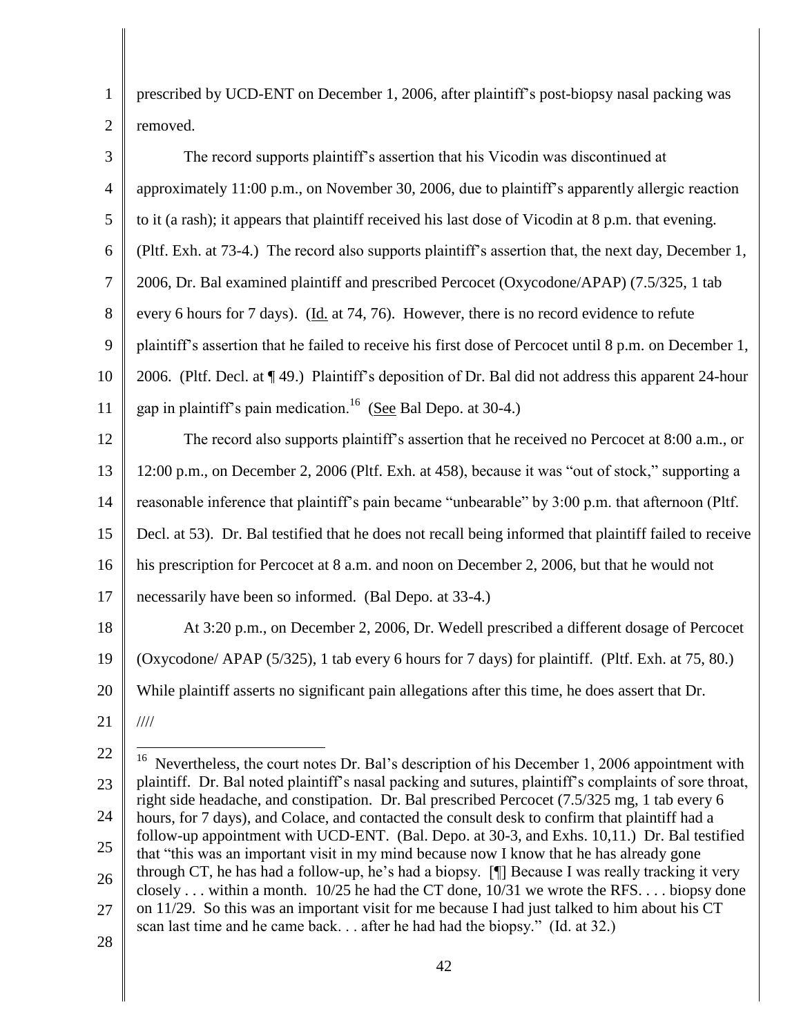prescribed by UCD-ENT on December 1, 2006, after plaintiff's post-biopsy nasal packing was removed.

The record supports plaintiff's assertion that his Vicodin was discontinued at approximately 11:00 p.m., on November 30, 2006, due to plaintiff's apparently allergic reaction to it (a rash); it appears that plaintiff received his last dose of Vicodin at 8 p.m. that evening. (Pltf. Exh. at 73-4.) The record also supports plaintiff's assertion that, the next day, December 1, 2006, Dr. Bal examined plaintiff and prescribed Percocet (Oxycodone/APAP) (7.5/325, 1 tab every 6 hours for 7 days). (Id. at 74, 76). However, there is no record evidence to refute plaintiff's assertion that he failed to receive his first dose of Percocet until 8 p.m. on December 1, 2006. (Pltf. Decl. at ¶ 49.) Plaintiff's deposition of Dr. Bal did not address this apparent 24-hour gap in plaintiff's pain medication.[16] (See Bal Depo. at 30-4.)

The record also supports plaintiff's assertion that he received no Percocet at 8:00 a.m., or 12:00 p.m., on December 2, 2006 (Pltf. Exh. at 458), because it was "out of stock," supporting a reasonable inference that plaintiff's pain became "unbearable" by 3:00 p.m. that afternoon (Pltf. Decl. at 53). Dr. Bal testified that he does not recall being informed that plaintiff failed to receive his prescription for Percocet at 8 a.m. and noon on December 2, 2006, but that he would not necessarily have been so informed. (Bal Depo. at 33-4.)

At 3:20 p.m., on December 2, 2006, Dr. Wedell prescribed a different dosage of Percocet (Oxycodone/ APAP (5/325), 1 tab every 6 hours for 7 days) for plaintiff. (Pltf. Exh. at 75, 80.) While plaintiff asserts no significant pain allegations after this time, he does assert that Dr.

////

---

[16] Nevertheless, the court notes Dr. Bal's description of his December 1, 2006 appointment with plaintiff. Dr. Bal noted plaintiff's nasal packing and sutures, plaintiff's complaints of sore throat, right side headache, and constipation. Dr. Bal prescribed Percocet (7.5/325 mg, 1 tab every 6 hours, for 7 days), and Colace, and contacted the consult desk to confirm that plaintiff had a follow-up appointment with UCD-ENT. (Bal. Depo. at 30-3, and Exhs. 10,11.) Dr. Bal testified that "this was an important visit in my mind because now I know that he has already gone through CT, he has had a follow-up, he's had a biopsy. [¶] Because I was really tracking it very closely . . . within a month. 10/25 he had the CT done, 10/31 we wrote the RFS. . . . biopsy done on 11/29. So this was an important visit for me because I had just talked to him about his CT scan last time and he came back. . . after he had had the biopsy." (Id. at 32.)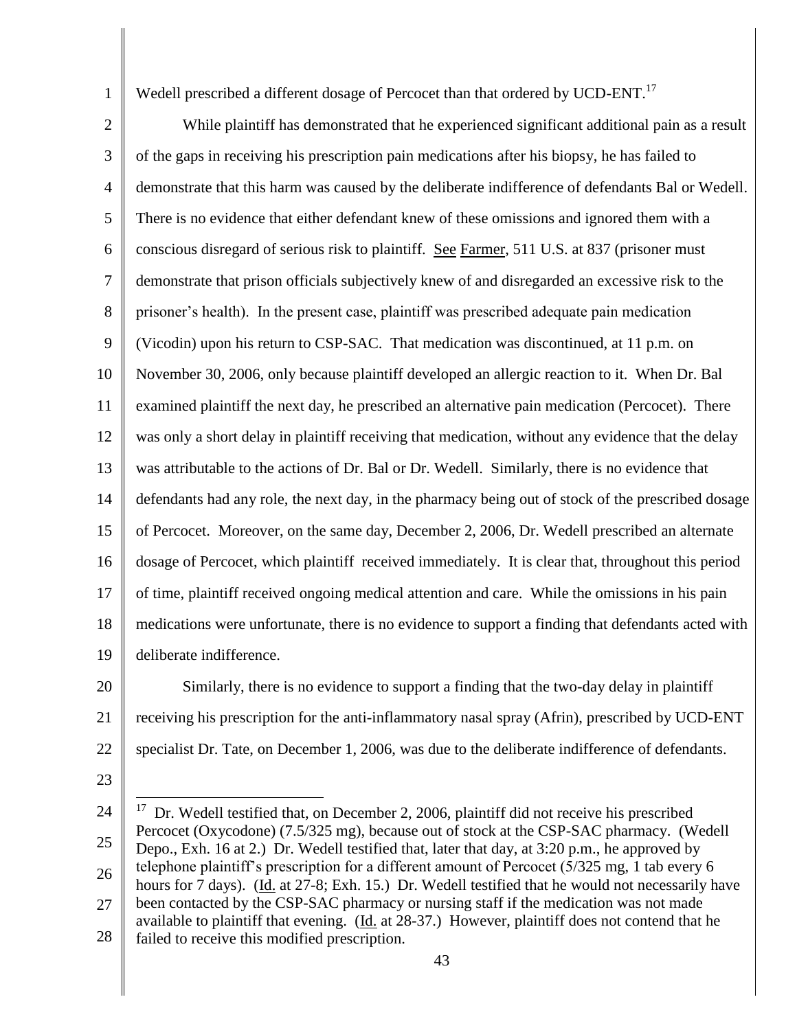Wedell prescribed a different dosage of Percocet than that ordered by UCD-ENT.[17]

While plaintiff has demonstrated that he experienced significant additional pain as a result of the gaps in receiving his prescription pain medications after his biopsy, he has failed to demonstrate that this harm was caused by the deliberate indifference of defendants Bal or Wedell. There is no evidence that either defendant knew of these omissions and ignored them with a conscious disregard of serious risk to plaintiff. See Farmer, 511 U.S. at 837 (prisoner must demonstrate that prison officials subjectively knew of and disregarded an excessive risk to the prisoner's health). In the present case, plaintiff was prescribed adequate pain medication (Vicodin) upon his return to CSP-SAC. That medication was discontinued, at 11 p.m. on November 30, 2006, only because plaintiff developed an allergic reaction to it. When Dr. Bal examined plaintiff the next day, he prescribed an alternative pain medication (Percocet). There was only a short delay in plaintiff receiving that medication, without any evidence that the delay was attributable to the actions of Dr. Bal or Dr. Wedell. Similarly, there is no evidence that defendants had any role, the next day, in the pharmacy being out of stock of the prescribed dosage of Percocet. Moreover, on the same day, December 2, 2006, Dr. Wedell prescribed an alternate dosage of Percocet, which plaintiff received immediately. It is clear that, throughout this period of time, plaintiff received ongoing medical attention and care. While the omissions in his pain medications were unfortunate, there is no evidence to support a finding that defendants acted with deliberate indifference.

Similarly, there is no evidence to support a finding that the two-day delay in plaintiff receiving his prescription for the anti-inflammatory nasal spray (Afrin), prescribed by UCD-ENT specialist Dr. Tate, on December 1, 2006, was due to the deliberate indifference of defendants.

---

[17] Dr. Wedell testified that, on December 2, 2006, plaintiff did not receive his prescribed Percocet (Oxycodone) (7.5/325 mg), because out of stock at the CSP-SAC pharmacy. (Wedell Depo., Exh. 16 at 2.) Dr. Wedell testified that, later that day, at 3:20 p.m., he approved by telephone plaintiff's prescription for a different amount of Percocet (5/325 mg, 1 tab every 6 hours for 7 days). (Id. at 27-8; Exh. 15.) Dr. Wedell testified that he would not necessarily have been contacted by the CSP-SAC pharmacy or nursing staff if the medication was not made available to plaintiff that evening. (Id. at 28-37.) However, plaintiff does not contend that he failed to receive this modified prescription.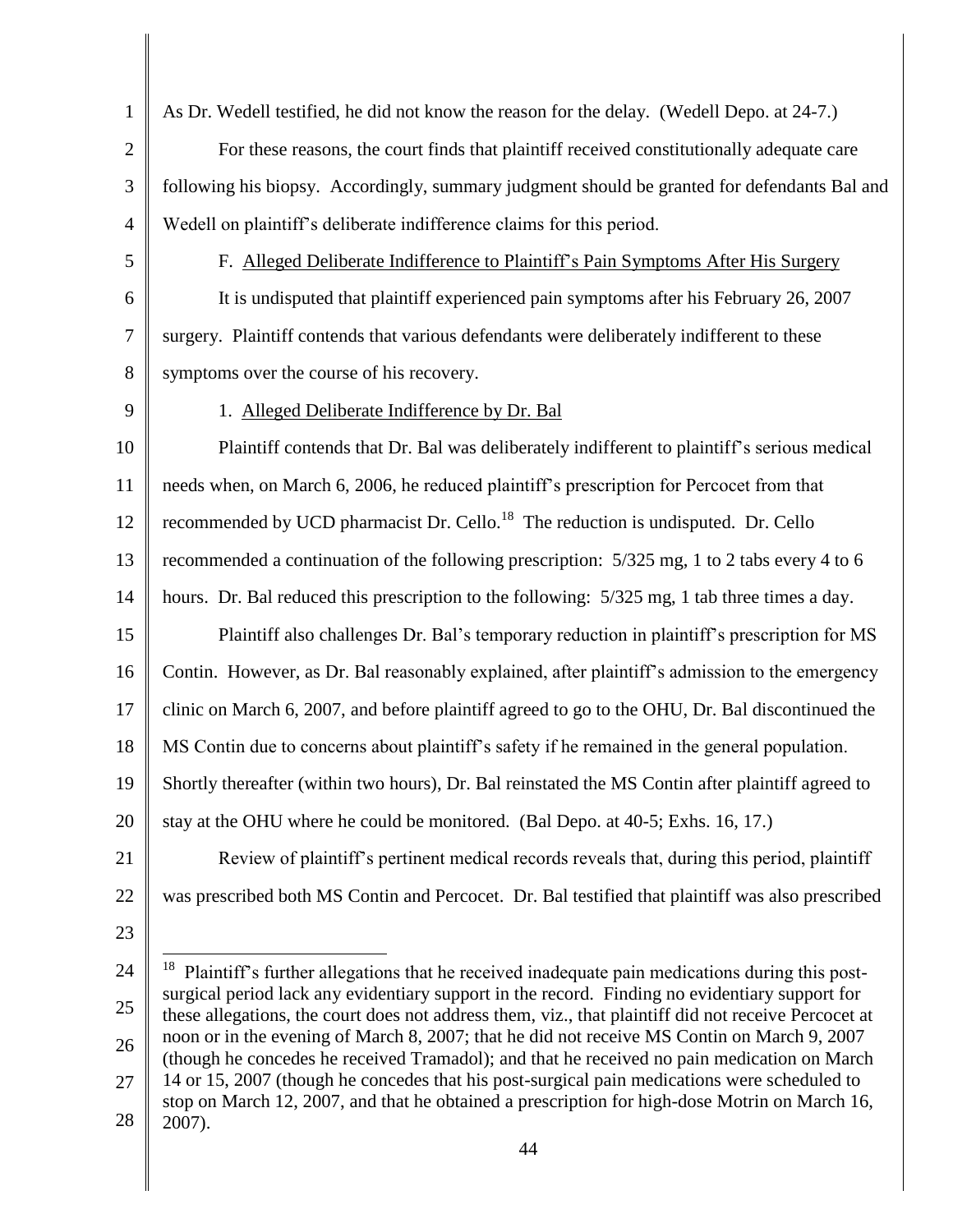As Dr. Wedell testified, he did not know the reason for the delay. (Wedell Depo. at 24-7.)

For these reasons, the court finds that plaintiff received constitutionally adequate care following his biopsy. Accordingly, summary judgment should be granted for defendants Bal and Wedell on plaintiff's deliberate indifference claims for this period.

F. Alleged Deliberate Indifference to Plaintiff's Pain Symptoms After His Surgery

It is undisputed that plaintiff experienced pain symptoms after his February 26, 2007 surgery. Plaintiff contends that various defendants were deliberately indifferent to these symptoms over the course of his recovery.

1. Alleged Deliberate Indifference by Dr. Bal

Plaintiff contends that Dr. Bal was deliberately indifferent to plaintiff's serious medical needs when, on March 6, 2006, he reduced plaintiff's prescription for Percocet from that recommended by UCD pharmacist Dr. Cello.[18] The reduction is undisputed. Dr. Cello recommended a continuation of the following prescription: 5/325 mg, 1 to 2 tabs every 4 to 6 hours. Dr. Bal reduced this prescription to the following: 5/325 mg, 1 tab three times a day.

Plaintiff also challenges Dr. Bal's temporary reduction in plaintiff's prescription for MS Contin. However, as Dr. Bal reasonably explained, after plaintiff's admission to the emergency clinic on March 6, 2007, and before plaintiff agreed to go to the OHU, Dr. Bal discontinued the MS Contin due to concerns about plaintiff's safety if he remained in the general population. Shortly thereafter (within two hours), Dr. Bal reinstated the MS Contin after plaintiff agreed to stay at the OHU where he could be monitored. (Bal Depo. at 40-5; Exhs. 16, 17.)

Review of plaintiff's pertinent medical records reveals that, during this period, plaintiff was prescribed both MS Contin and Percocet. Dr. Bal testified that plaintiff was also prescribed

[18] Plaintiff's further allegations that he received inadequate pain medications during this post-surgical period lack any evidentiary support in the record. Finding no evidentiary support for these allegations, the court does not address them, viz., that plaintiff did not receive Percocet at noon or in the evening of March 8, 2007; that he did not receive MS Contin on March 9, 2007 (though he concedes he received Tramadol); and that he received no pain medication on March 14 or 15, 2007 (though he concedes that his post-surgical pain medications were scheduled to stop on March 12, 2007, and that he obtained a prescription for high-dose Motrin on March 16, 2007).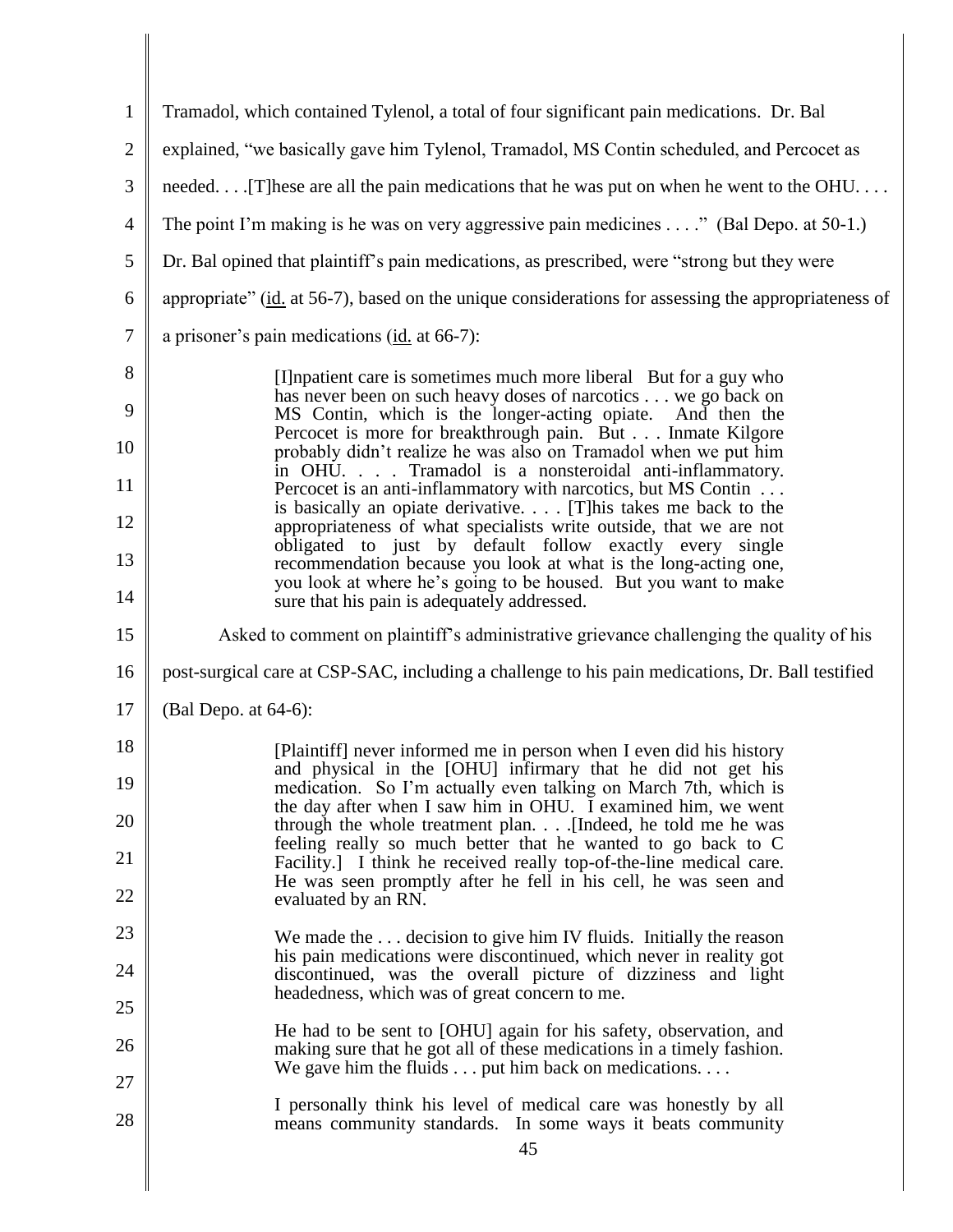Tramadol, which contained Tylenol, a total of four significant pain medications. Dr. Bal explained, "we basically gave him Tylenol, Tramadol, MS Contin scheduled, and Percocet as needed. . . .[T]hese are all the pain medications that he was put on when he went to the OHU. . . . The point I'm making is he was on very aggressive pain medicines . . . ." (Bal Depo. at 50-1.) Dr. Bal opined that plaintiff's pain medications, as prescribed, were "strong but they were appropriate" (id. at 56-7), based on the unique considerations for assessing the appropriateness of a prisoner's pain medications (id. at 66-7):

> [I]npatient care is sometimes much more liberal But for a guy who has never been on such heavy doses of narcotics . . . we go back on MS Contin, which is the longer-acting opiate. And then the Percocet is more for breakthrough pain. But . . . Inmate Kilgore probably didn't realize he was also on Tramadol when we put him in OHU. . . . Tramadol is a nonsteroidal anti-inflammatory. Percocet is an anti-inflammatory with narcotics, but MS Contin . . . is basically an opiate derivative. . . . [T]his takes me back to the appropriateness of what specialists write outside, that we are not obligated to just by default follow exactly every single recommendation because you look at what is the long-acting one, you look at where he's going to be housed. But you want to make sure that his pain is adequately addressed.

Asked to comment on plaintiff's administrative grievance challenging the quality of his post-surgical care at CSP-SAC, including a challenge to his pain medications, Dr. Ball testified (Bal Depo. at 64-6):

> [Plaintiff] never informed me in person when I even did his history and physical in the [OHU] infirmary that he did not get his medication. So I'm actually even talking on March 7th, which is the day after when I saw him in OHU. I examined him, we went through the whole treatment plan. . . .[Indeed, he told me he was feeling really so much better that he wanted to go back to C Facility.] I think he received really top-of-the-line medical care. He was seen promptly after he fell in his cell, he was seen and evaluated by an RN.
>
> We made the . . . decision to give him IV fluids. Initially the reason his pain medications were discontinued, which never in reality got discontinued, was the overall picture of dizziness and light headedness, which was of great concern to me.
>
> He had to be sent to [OHU] again for his safety, observation, and making sure that he got all of these medications in a timely fashion. We gave him the fluids . . . put him back on medications. . . .
>
> I personally think his level of medical care was honestly by all means community standards. In some ways it beats community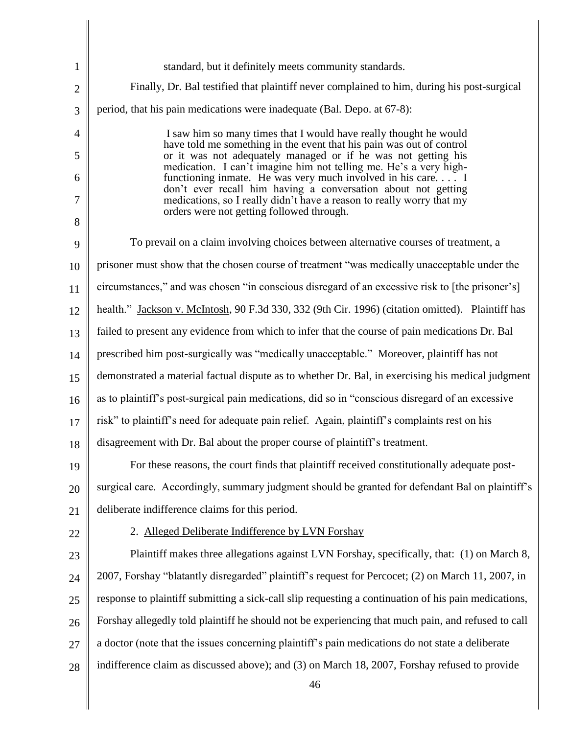standard, but it definitely meets community standards.

Finally, Dr. Bal testified that plaintiff never complained to him, during his post-surgical period, that his pain medications were inadequate (Bal. Depo. at 67-8):

> I saw him so many times that I would have really thought he would have told me something in the event that his pain was out of control or it was not adequately managed or if he was not getting his medication. I can't imagine him not telling me. He's a very high-functioning inmate. He was very much involved in his care. . . . I don't ever recall him having a conversation about not getting medications, so I really didn't have a reason to really worry that my orders were not getting followed through.

To prevail on a claim involving choices between alternative courses of treatment, a prisoner must show that the chosen course of treatment "was medically unacceptable under the circumstances," and was chosen "in conscious disregard of an excessive risk to [the prisoner's] health." Jackson v. McIntosh, 90 F.3d 330, 332 (9th Cir. 1996) (citation omitted). Plaintiff has failed to present any evidence from which to infer that the course of pain medications Dr. Bal prescribed him post-surgically was "medically unacceptable." Moreover, plaintiff has not demonstrated a material factual dispute as to whether Dr. Bal, in exercising his medical judgment as to plaintiff's post-surgical pain medications, did so in "conscious disregard of an excessive risk" to plaintiff's need for adequate pain relief. Again, plaintiff's complaints rest on his disagreement with Dr. Bal about the proper course of plaintiff's treatment.

For these reasons, the court finds that plaintiff received constitutionally adequate post-surgical care. Accordingly, summary judgment should be granted for defendant Bal on plaintiff's deliberate indifference claims for this period.

2. Alleged Deliberate Indifference by LVN Forshay

Plaintiff makes three allegations against LVN Forshay, specifically, that: (1) on March 8, 2007, Forshay "blatantly disregarded" plaintiff's request for Percocet; (2) on March 11, 2007, in response to plaintiff submitting a sick-call slip requesting a continuation of his pain medications, Forshay allegedly told plaintiff he should not be experiencing that much pain, and refused to call a doctor (note that the issues concerning plaintiff's pain medications do not state a deliberate indifference claim as discussed above); and (3) on March 18, 2007, Forshay refused to provide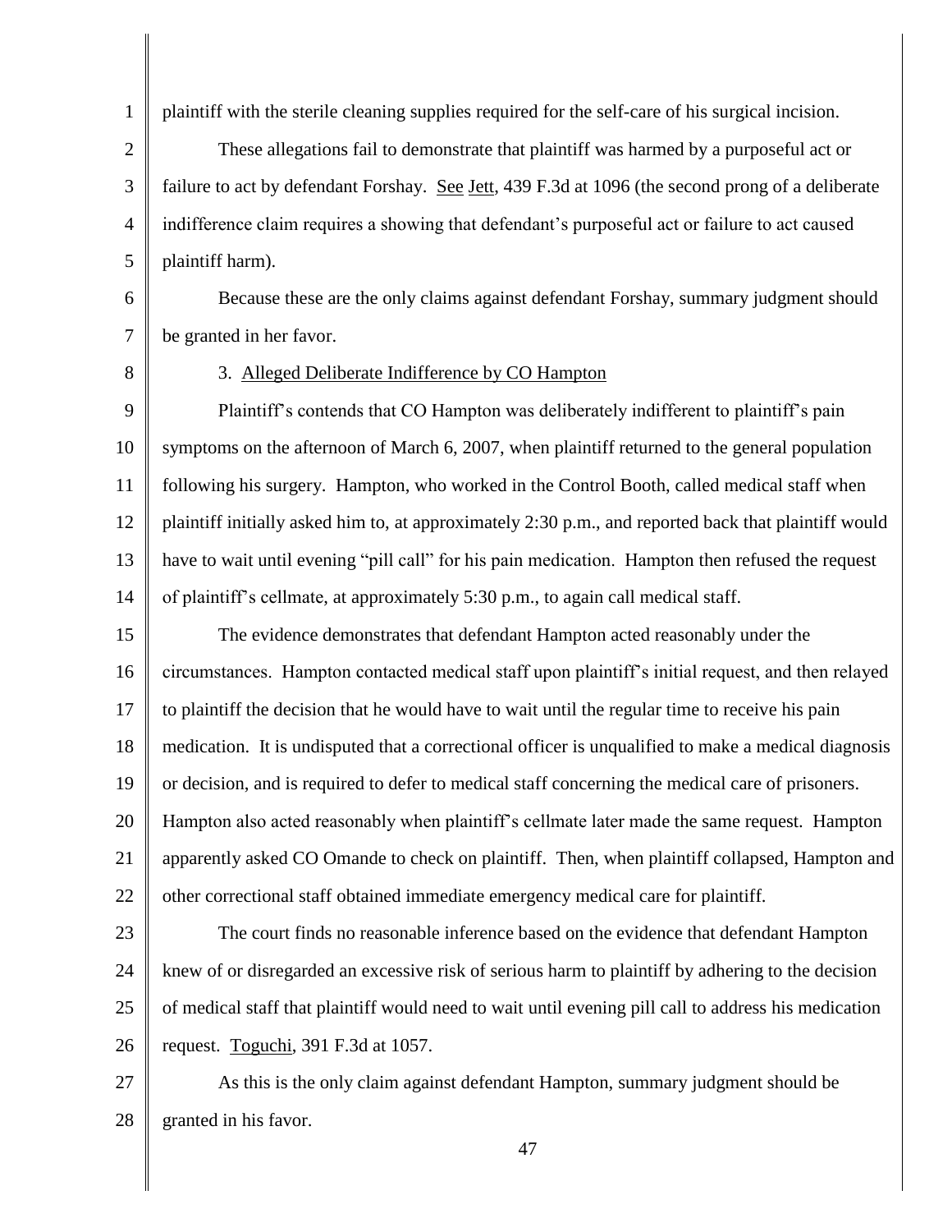plaintiff with the sterile cleaning supplies required for the self-care of his surgical incision.

These allegations fail to demonstrate that plaintiff was harmed by a purposeful act or failure to act by defendant Forshay. See Jett, 439 F.3d at 1096 (the second prong of a deliberate indifference claim requires a showing that defendant's purposeful act or failure to act caused plaintiff harm).

Because these are the only claims against defendant Forshay, summary judgment should be granted in her favor.

3. Alleged Deliberate Indifference by CO Hampton

Plaintiff's contends that CO Hampton was deliberately indifferent to plaintiff's pain symptoms on the afternoon of March 6, 2007, when plaintiff returned to the general population following his surgery. Hampton, who worked in the Control Booth, called medical staff when plaintiff initially asked him to, at approximately 2:30 p.m., and reported back that plaintiff would have to wait until evening "pill call" for his pain medication. Hampton then refused the request of plaintiff's cellmate, at approximately 5:30 p.m., to again call medical staff.

The evidence demonstrates that defendant Hampton acted reasonably under the circumstances. Hampton contacted medical staff upon plaintiff's initial request, and then relayed to plaintiff the decision that he would have to wait until the regular time to receive his pain medication. It is undisputed that a correctional officer is unqualified to make a medical diagnosis or decision, and is required to defer to medical staff concerning the medical care of prisoners. Hampton also acted reasonably when plaintiff's cellmate later made the same request. Hampton apparently asked CO Omande to check on plaintiff. Then, when plaintiff collapsed, Hampton and other correctional staff obtained immediate emergency medical care for plaintiff.

The court finds no reasonable inference based on the evidence that defendant Hampton knew of or disregarded an excessive risk of serious harm to plaintiff by adhering to the decision of medical staff that plaintiff would need to wait until evening pill call to address his medication request. Toguchi, 391 F.3d at 1057.

As this is the only claim against defendant Hampton, summary judgment should be granted in his favor.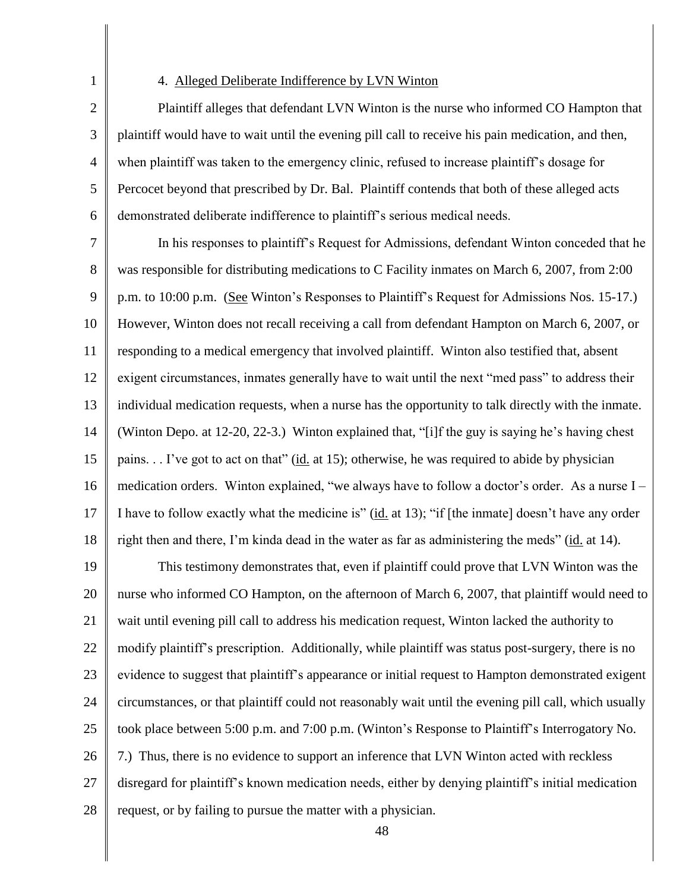4. Alleged Deliberate Indifference by LVN Winton

Plaintiff alleges that defendant LVN Winton is the nurse who informed CO Hampton that plaintiff would have to wait until the evening pill call to receive his pain medication, and then, when plaintiff was taken to the emergency clinic, refused to increase plaintiff's dosage for Percocet beyond that prescribed by Dr. Bal. Plaintiff contends that both of these alleged acts demonstrated deliberate indifference to plaintiff's serious medical needs.

In his responses to plaintiff's Request for Admissions, defendant Winton conceded that he was responsible for distributing medications to C Facility inmates on March 6, 2007, from 2:00 p.m. to 10:00 p.m. (See Winton's Responses to Plaintiff's Request for Admissions Nos. 15-17.) However, Winton does not recall receiving a call from defendant Hampton on March 6, 2007, or responding to a medical emergency that involved plaintiff. Winton also testified that, absent exigent circumstances, inmates generally have to wait until the next "med pass" to address their individual medication requests, when a nurse has the opportunity to talk directly with the inmate. (Winton Depo. at 12-20, 22-3.) Winton explained that, "[i]f the guy is saying he's having chest pains. . . I've got to act on that" (id. at 15); otherwise, he was required to abide by physician medication orders. Winton explained, "we always have to follow a doctor's order. As a nurse I – I have to follow exactly what the medicine is" (id. at 13); "if [the inmate] doesn't have any order right then and there, I'm kinda dead in the water as far as administering the meds" (id. at 14).

This testimony demonstrates that, even if plaintiff could prove that LVN Winton was the nurse who informed CO Hampton, on the afternoon of March 6, 2007, that plaintiff would need to wait until evening pill call to address his medication request, Winton lacked the authority to modify plaintiff's prescription. Additionally, while plaintiff was status post-surgery, there is no evidence to suggest that plaintiff's appearance or initial request to Hampton demonstrated exigent circumstances, or that plaintiff could not reasonably wait until the evening pill call, which usually took place between 5:00 p.m. and 7:00 p.m. (Winton's Response to Plaintiff's Interrogatory No. 7.) Thus, there is no evidence to support an inference that LVN Winton acted with reckless disregard for plaintiff's known medication needs, either by denying plaintiff's initial medication request, or by failing to pursue the matter with a physician.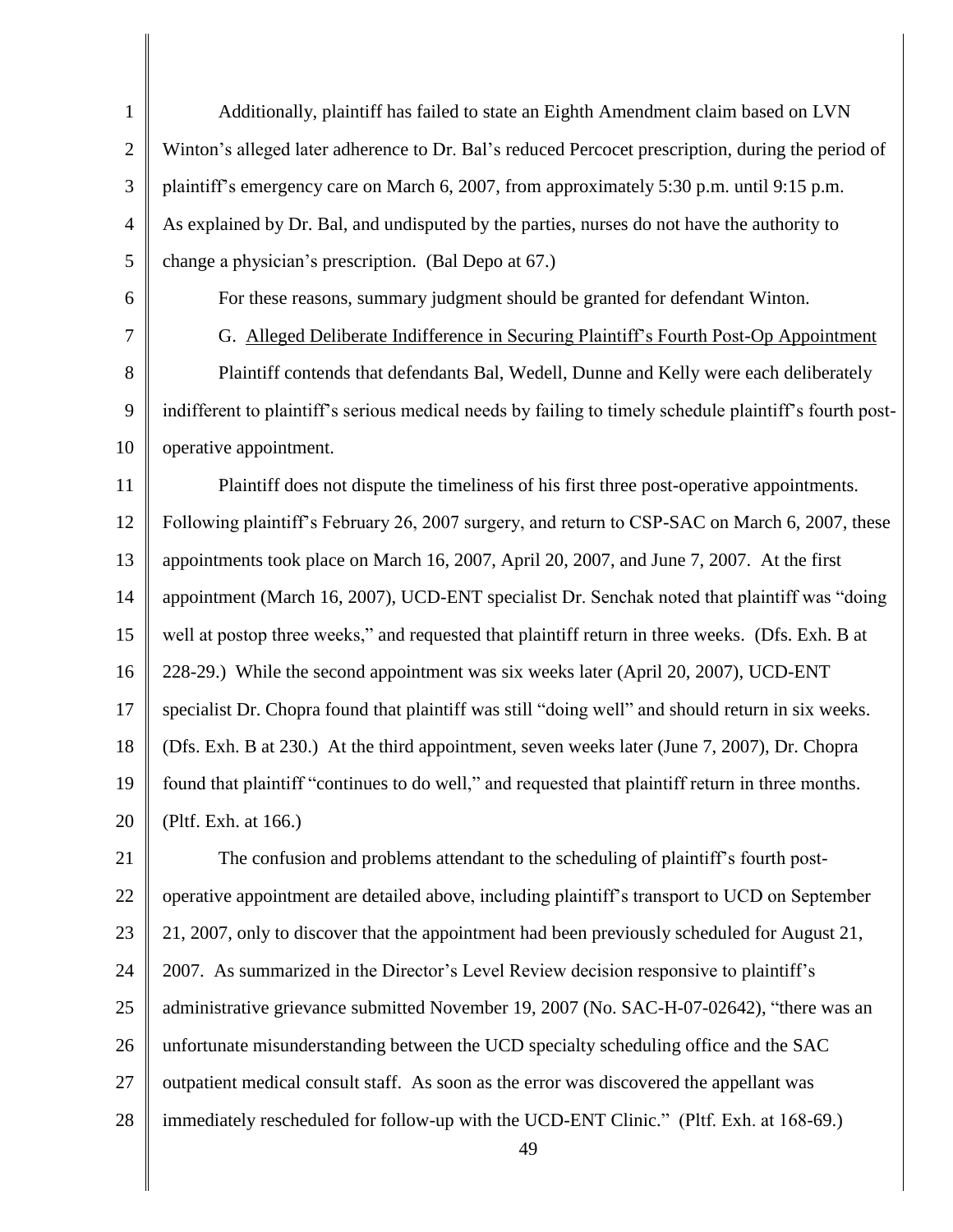Additionally, plaintiff has failed to state an Eighth Amendment claim based on LVN Winton's alleged later adherence to Dr. Bal's reduced Percocet prescription, during the period of plaintiff's emergency care on March 6, 2007, from approximately 5:30 p.m. until 9:15 p.m. As explained by Dr. Bal, and undisputed by the parties, nurses do not have the authority to change a physician's prescription. (Bal Depo at 67.)

For these reasons, summary judgment should be granted for defendant Winton.

G. Alleged Deliberate Indifference in Securing Plaintiff's Fourth Post-Op Appointment

Plaintiff contends that defendants Bal, Wedell, Dunne and Kelly were each deliberately indifferent to plaintiff's serious medical needs by failing to timely schedule plaintiff's fourth post-operative appointment.

Plaintiff does not dispute the timeliness of his first three post-operative appointments. Following plaintiff's February 26, 2007 surgery, and return to CSP-SAC on March 6, 2007, these appointments took place on March 16, 2007, April 20, 2007, and June 7, 2007. At the first appointment (March 16, 2007), UCD-ENT specialist Dr. Senchak noted that plaintiff was "doing well at postop three weeks," and requested that plaintiff return in three weeks. (Dfs. Exh. B at 228-29.) While the second appointment was six weeks later (April 20, 2007), UCD-ENT specialist Dr. Chopra found that plaintiff was still "doing well" and should return in six weeks. (Dfs. Exh. B at 230.) At the third appointment, seven weeks later (June 7, 2007), Dr. Chopra found that plaintiff "continues to do well," and requested that plaintiff return in three months. (Pltf. Exh. at 166.)

The confusion and problems attendant to the scheduling of plaintiff's fourth post-operative appointment are detailed above, including plaintiff's transport to UCD on September 21, 2007, only to discover that the appointment had been previously scheduled for August 21, 2007. As summarized in the Director's Level Review decision responsive to plaintiff's administrative grievance submitted November 19, 2007 (No. SAC-H-07-02642), "there was an unfortunate misunderstanding between the UCD specialty scheduling office and the SAC outpatient medical consult staff. As soon as the error was discovered the appellant was immediately rescheduled for follow-up with the UCD-ENT Clinic." (Pltf. Exh. at 168-69.)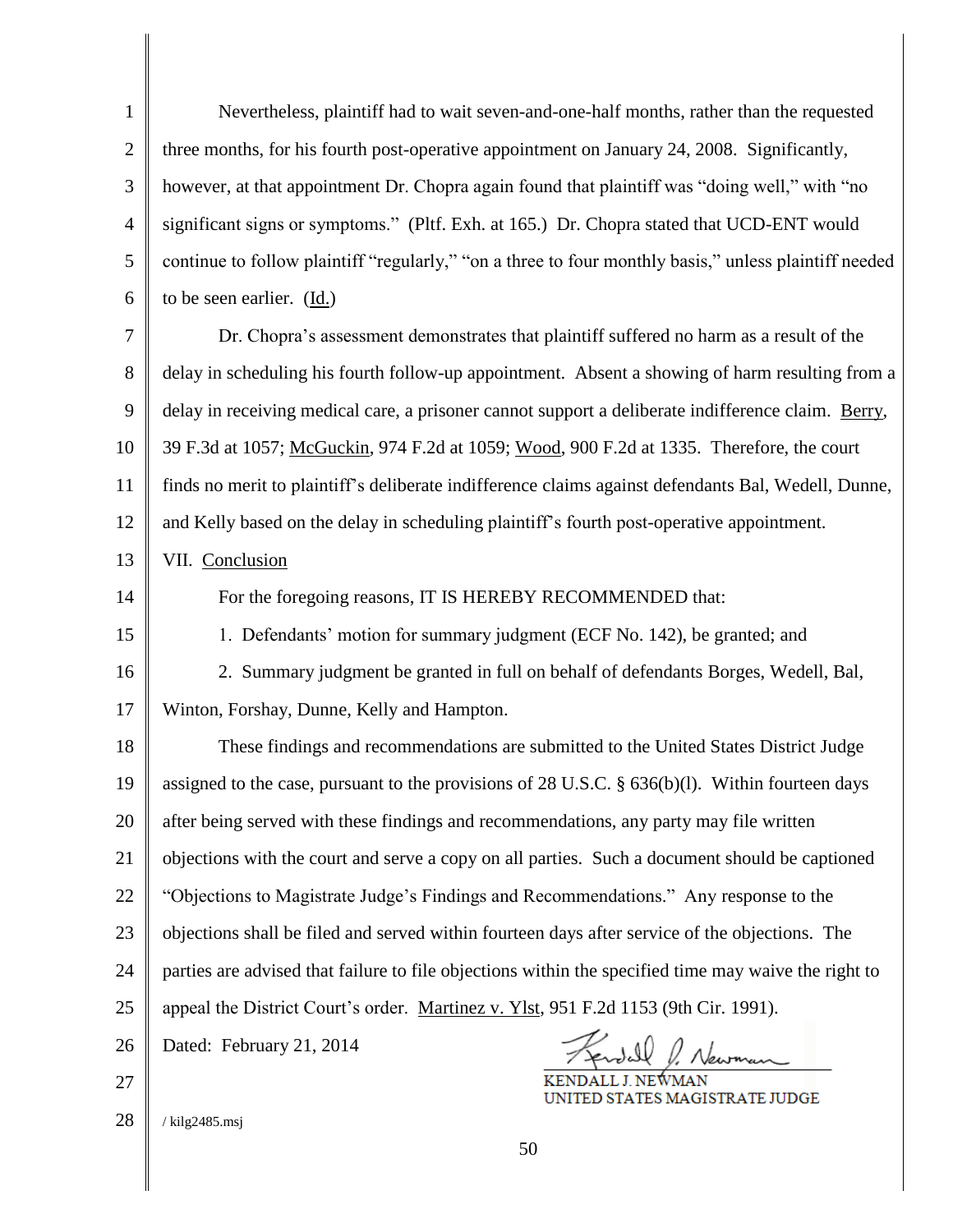Nevertheless, plaintiff had to wait seven-and-one-half months, rather than the requested three months, for his fourth post-operative appointment on January 24, 2008. Significantly, however, at that appointment Dr. Chopra again found that plaintiff was "doing well," with "no significant signs or symptoms." (Pltf. Exh. at 165.) Dr. Chopra stated that UCD-ENT would continue to follow plaintiff "regularly," "on a three to four monthly basis," unless plaintiff needed to be seen earlier. (Id.)

Dr. Chopra's assessment demonstrates that plaintiff suffered no harm as a result of the delay in scheduling his fourth follow-up appointment. Absent a showing of harm resulting from a delay in receiving medical care, a prisoner cannot support a deliberate indifference claim. Berry, 39 F.3d at 1057; McGuckin, 974 F.2d at 1059; Wood, 900 F.2d at 1335. Therefore, the court finds no merit to plaintiff's deliberate indifference claims against defendants Bal, Wedell, Dunne, and Kelly based on the delay in scheduling plaintiff's fourth post-operative appointment.

## VII. Conclusion

For the foregoing reasons, IT IS HEREBY RECOMMENDED that:

1. Defendants' motion for summary judgment (ECF No. 142), be granted; and

2. Summary judgment be granted in full on behalf of defendants Borges, Wedell, Bal, Winton, Forshay, Dunne, Kelly and Hampton.

These findings and recommendations are submitted to the United States District Judge assigned to the case, pursuant to the provisions of 28 U.S.C. § 636(b)(l). Within fourteen days after being served with these findings and recommendations, any party may file written objections with the court and serve a copy on all parties. Such a document should be captioned "Objections to Magistrate Judge's Findings and Recommendations." Any response to the objections shall be filed and served within fourteen days after service of the objections. The parties are advised that failure to file objections within the specified time may waive the right to appeal the District Court's order. Martinez v. Ylst, 951 F.2d 1153 (9th Cir. 1991).

Dated: February 21, 2014

KENDALL J. NEWMAN
UNITED STATES MAGISTRATE JUDGE

/ kilg2485.msj